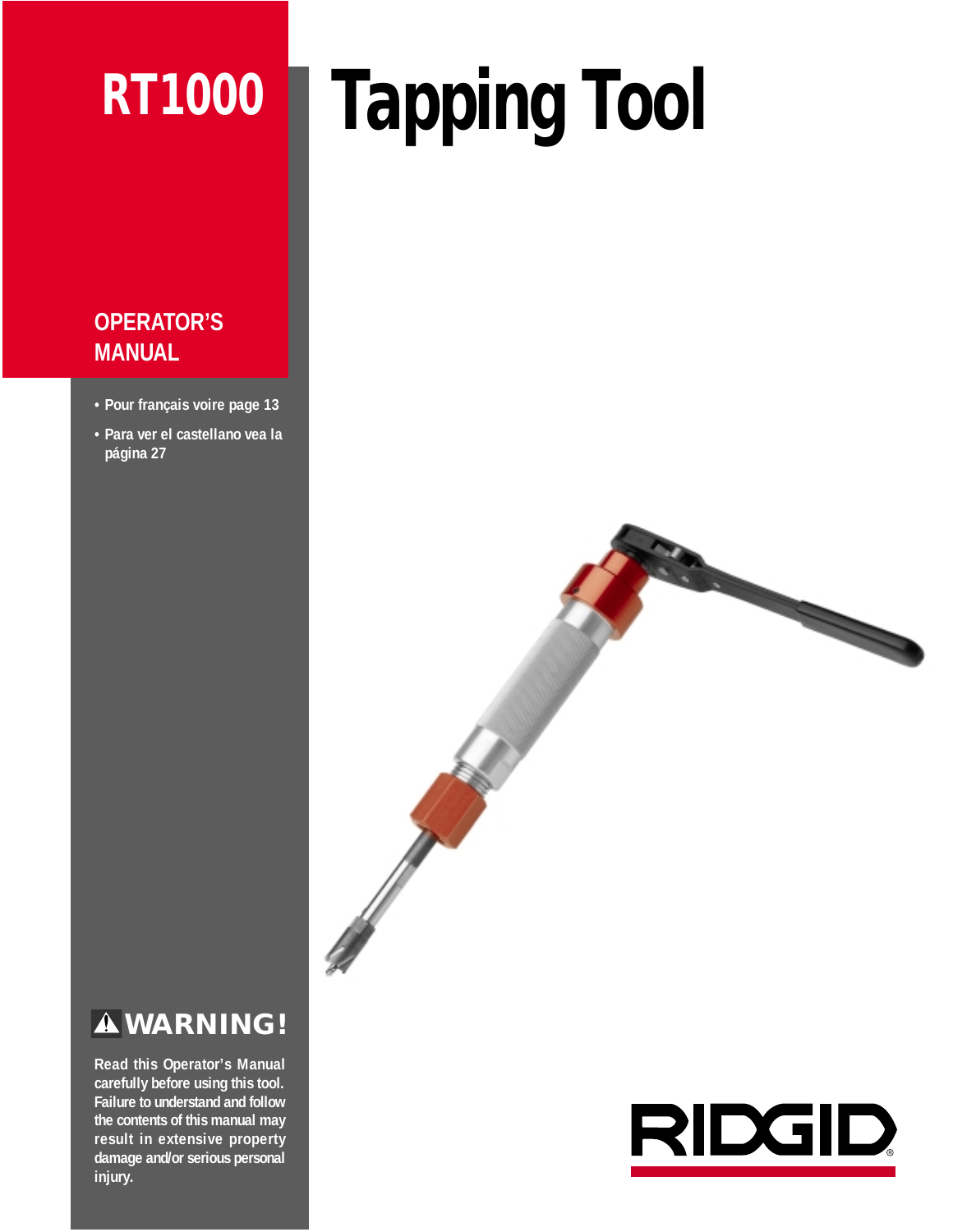# RT1000 Tapping Tool

## OPERATOR'S MANUAL

- Pour français voire page 13
- Para ver el castellano vea la página 27

### ⚠ WARNING!

**Read this Operator's Manual carefully before using this tool. Failure to understand and follow the contents of this manual may result in extensive property damage and/or serious personal injury.**

RIDGID®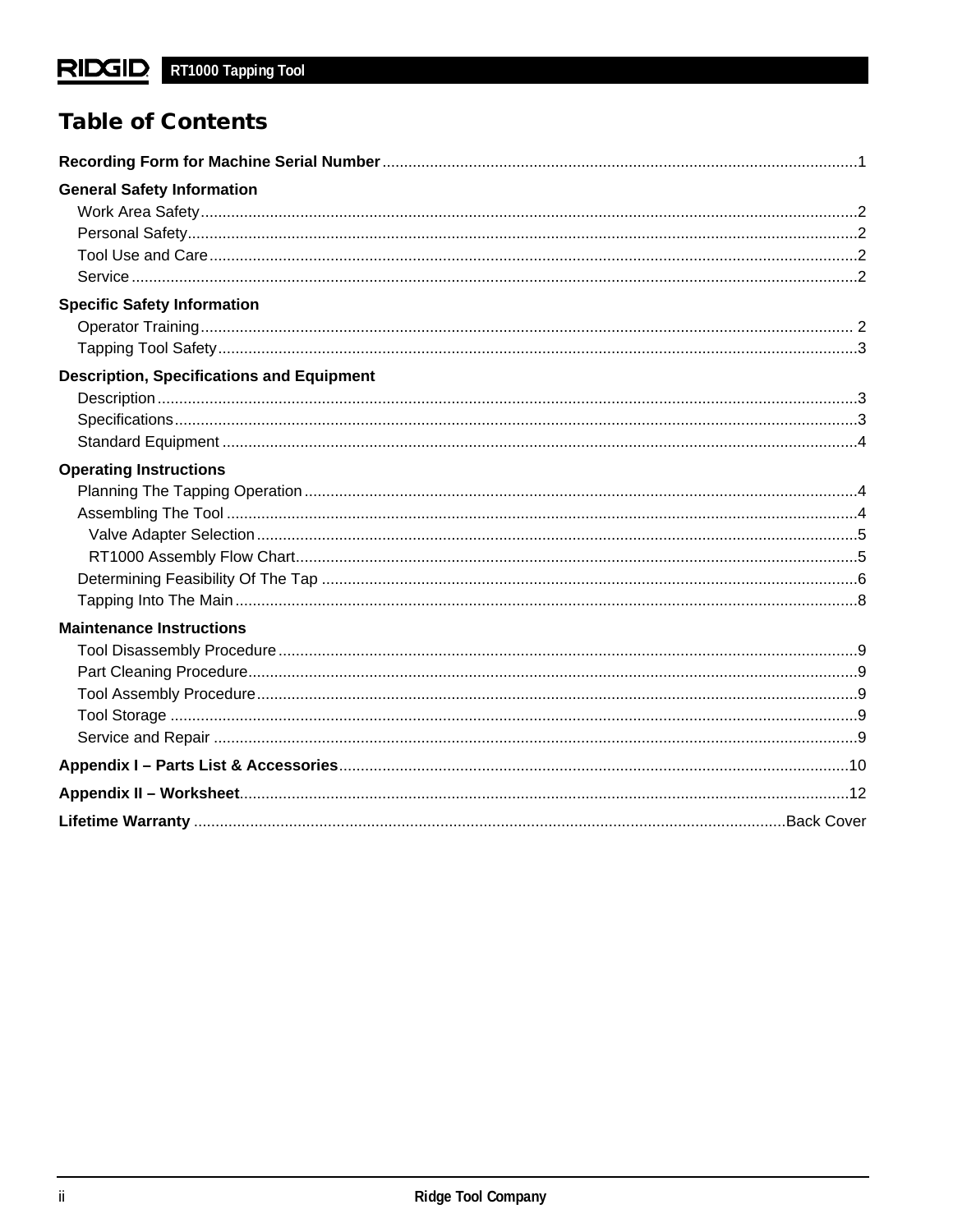# Table of Contents

**Recording Form for Machine Serial Number** ....... 1

**General Safety Information**

- Work Area Safety ....... 2
- Personal Safety ....... 2
- Tool Use and Care ....... 2
- Service ....... 2

**Specific Safety Information**

- Operator Training ....... 2
- Tapping Tool Safety ....... 3

**Description, Specifications and Equipment**

- Description ....... 3
- Specifications ....... 3
- Standard Equipment ....... 4

**Operating Instructions**

- Planning The Tapping Operation ....... 4
- Assembling The Tool ....... 4
  - Valve Adapter Selection ....... 5
  - RT1000 Assembly Flow Chart ....... 5
- Determining Feasibility Of The Tap ....... 6
- Tapping Into The Main ....... 8

**Maintenance Instructions**

- Tool Disassembly Procedure ....... 9
- Part Cleaning Procedure ....... 9
- Tool Assembly Procedure ....... 9
- Tool Storage ....... 9
- Service and Repair ....... 9

**Appendix I – Parts List & Accessories** ....... 10

**Appendix II – Worksheet** ....... 12

**Lifetime Warranty** ....... Back Cover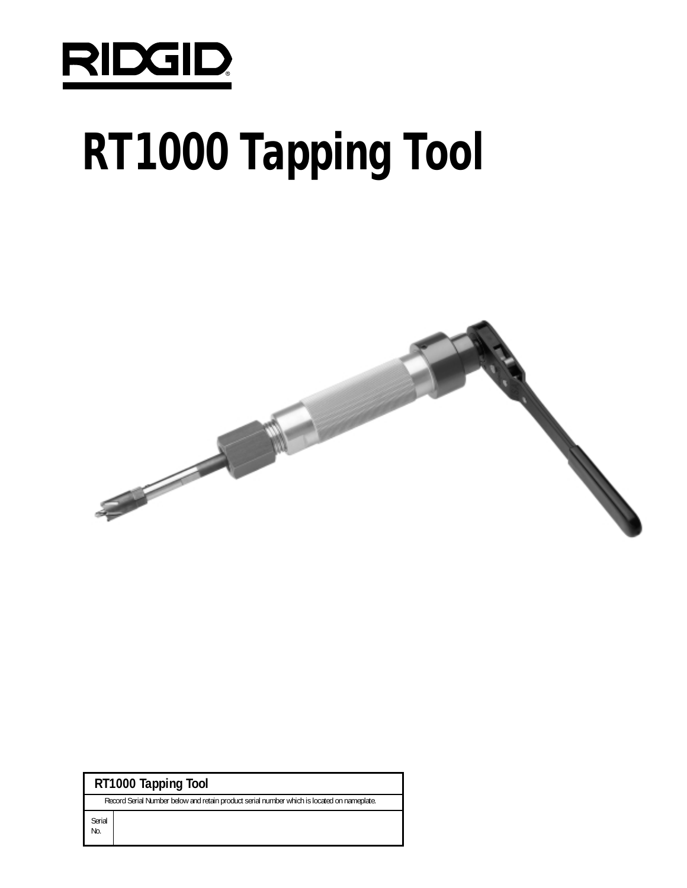RIDGID®

# RT1000 Tapping Tool

| RT1000 Tapping Tool | |
|---|---|
| Record Serial Number below and retain product serial number which is located on nameplate. | |
| Serial No. | |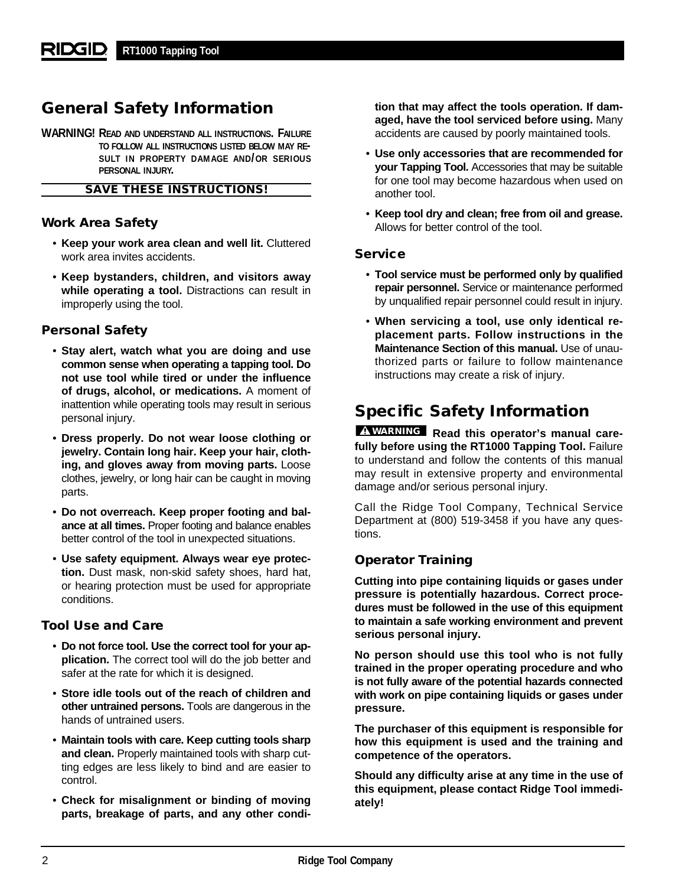# General Safety Information

**WARNING! READ AND UNDERSTAND ALL INSTRUCTIONS. FAILURE TO FOLLOW ALL INSTRUCTIONS LISTED BELOW MAY RESULT IN PROPERTY DAMAGE AND/OR SERIOUS PERSONAL INJURY.**

**SAVE THESE INSTRUCTIONS!**

## Work Area Safety

- **Keep your work area clean and well lit.** Cluttered work area invites accidents.
- **Keep bystanders, children, and visitors away while operating a tool.** Distractions can result in improperly using the tool.

## Personal Safety

- **Stay alert, watch what you are doing and use common sense when operating a tapping tool. Do not use tool while tired or under the influence of drugs, alcohol, or medications.** A moment of inattention while operating tools may result in serious personal injury.
- **Dress properly. Do not wear loose clothing or jewelry. Contain long hair. Keep your hair, clothing, and gloves away from moving parts.** Loose clothes, jewelry, or long hair can be caught in moving parts.
- **Do not overreach. Keep proper footing and balance at all times.** Proper footing and balance enables better control of the tool in unexpected situations.
- **Use safety equipment. Always wear eye protection.** Dust mask, non-skid safety shoes, hard hat, or hearing protection must be used for appropriate conditions.

## Tool Use and Care

- **Do not force tool. Use the correct tool for your application.** The correct tool will do the job better and safer at the rate for which it is designed.
- **Store idle tools out of the reach of children and other untrained persons.** Tools are dangerous in the hands of untrained users.
- **Maintain tools with care. Keep cutting tools sharp and clean.** Properly maintained tools with sharp cutting edges are less likely to bind and are easier to control.
- **Check for misalignment or binding of moving parts, breakage of parts, and any other condition that may affect the tools operation. If damaged, have the tool serviced before using.** Many accidents are caused by poorly maintained tools.
- **Use only accessories that are recommended for your Tapping Tool.** Accessories that may be suitable for one tool may become hazardous when used on another tool.
- **Keep tool dry and clean; free from oil and grease.** Allows for better control of the tool.

## Service

- **Tool service must be performed only by qualified repair personnel.** Service or maintenance performed by unqualified repair personnel could result in injury.
- **When servicing a tool, use only identical replacement parts. Follow instructions in the Maintenance Section of this manual.** Use of unauthorized parts or failure to follow maintenance instructions may create a risk of injury.

# Specific Safety Information

**WARNING** **Read this operator's manual carefully before using the RT1000 Tapping Tool.** Failure to understand and follow the contents of this manual may result in extensive property and environmental damage and/or serious personal injury.

Call the Ridge Tool Company, Technical Service Department at (800) 519-3458 if you have any questions.

## Operator Training

**Cutting into pipe containing liquids or gases under pressure is potentially hazardous. Correct procedures must be followed in the use of this equipment to maintain a safe working environment and prevent serious personal injury.**

**No person should use this tool who is not fully trained in the proper operating procedure and who is not fully aware of the potential hazards connected with work on pipe containing liquids or gases under pressure.**

**The purchaser of this equipment is responsible for how this equipment is used and the training and competence of the operators.**

**Should any difficulty arise at any time in the use of this equipment, please contact Ridge Tool immediately!**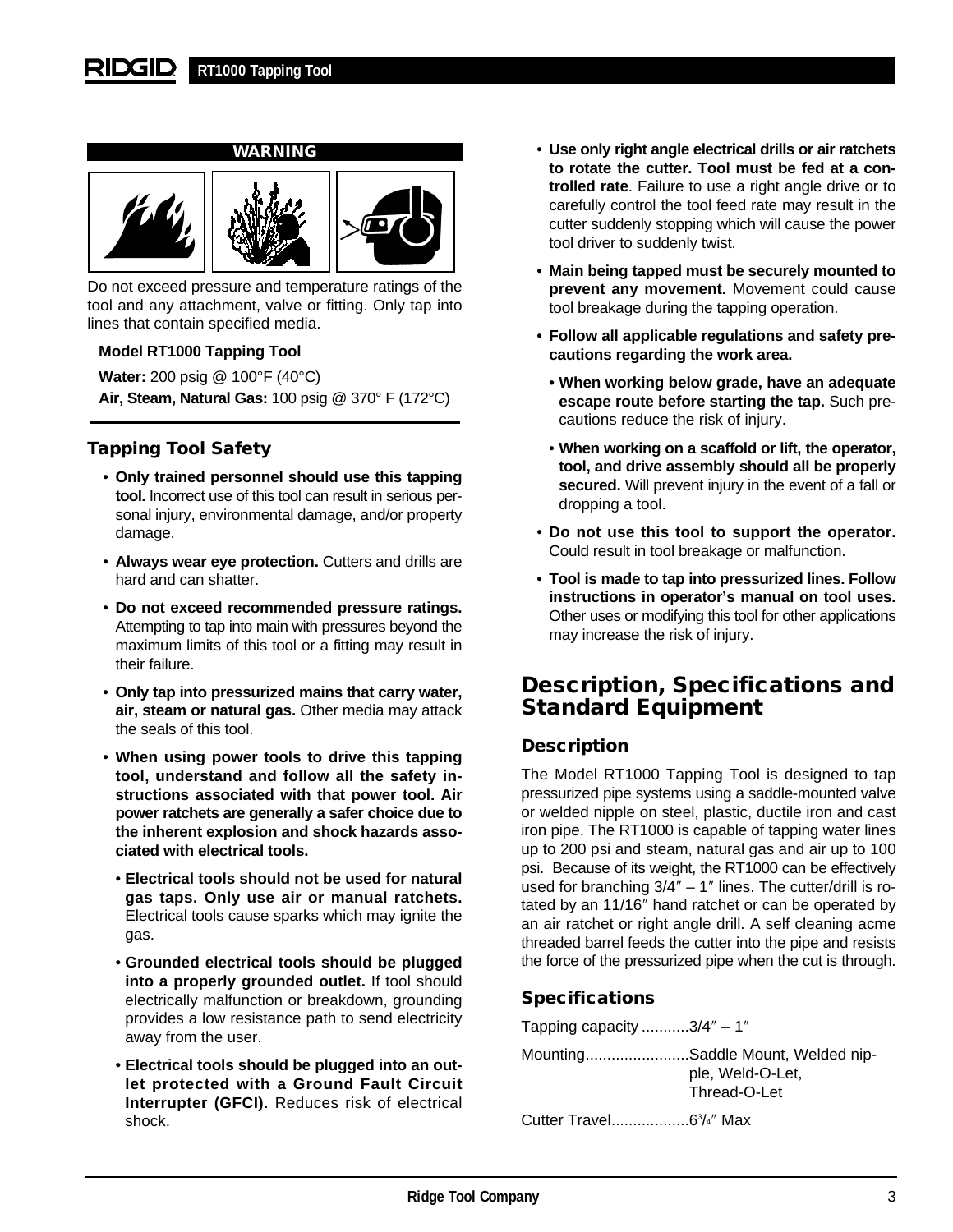**WARNING**

Do not exceed pressure and temperature ratings of the tool and any attachment, valve or fitting. Only tap into lines that contain specified media.

**Model RT1000 Tapping Tool**

**Water:** 200 psig @ 100°F (40°C)
**Air, Steam, Natural Gas:** 100 psig @ 370° F (172°C)

## Tapping Tool Safety

- **Only trained personnel should use this tapping tool.** Incorrect use of this tool can result in serious personal injury, environmental damage, and/or property damage.
- **Always wear eye protection.** Cutters and drills are hard and can shatter.
- **Do not exceed recommended pressure ratings.** Attempting to tap into main with pressures beyond the maximum limits of this tool or a fitting may result in their failure.
- **Only tap into pressurized mains that carry water, air, steam or natural gas.** Other media may attack the seals of this tool.
- **When using power tools to drive this tapping tool, understand and follow all the safety instructions associated with that power tool. Air power ratchets are generally a safer choice due to the inherent explosion and shock hazards associated with electrical tools.**
  - **Electrical tools should not be used for natural gas taps. Only use air or manual ratchets.** Electrical tools cause sparks which may ignite the gas.
  - **Grounded electrical tools should be plugged into a properly grounded outlet.** If tool should electrically malfunction or breakdown, grounding provides a low resistance path to send electricity away from the user.
  - **Electrical tools should be plugged into an outlet protected with a Ground Fault Circuit Interrupter (GFCI).** Reduces risk of electrical shock.
- **Use only right angle electrical drills or air ratchets to rotate the cutter. Tool must be fed at a controlled rate**. Failure to use a right angle drive or to carefully control the tool feed rate may result in the cutter suddenly stopping which will cause the power tool driver to suddenly twist.
- **Main being tapped must be securely mounted to prevent any movement.** Movement could cause tool breakage during the tapping operation.
- **Follow all applicable regulations and safety precautions regarding the work area.**
  - **When working below grade, have an adequate escape route before starting the tap.** Such precautions reduce the risk of injury.
  - **When working on a scaffold or lift, the operator, tool, and drive assembly should all be properly secured.** Will prevent injury in the event of a fall or dropping a tool.
- **Do not use this tool to support the operator.** Could result in tool breakage or malfunction.
- **Tool is made to tap into pressurized lines. Follow instructions in operator's manual on tool uses.** Other uses or modifying this tool for other applications may increase the risk of injury.

# Description, Specifications and Standard Equipment

## Description

The Model RT1000 Tapping Tool is designed to tap pressurized pipe systems using a saddle-mounted valve or welded nipple on steel, plastic, ductile iron and cast iron pipe. The RT1000 is capable of tapping water lines up to 200 psi and steam, natural gas and air up to 100 psi. Because of its weight, the RT1000 can be effectively used for branching 3/4″ – 1″ lines. The cutter/drill is rotated by an 11/16″ hand ratchet or can be operated by an air ratchet or right angle drill. A self cleaning acme threaded barrel feeds the cutter into the pipe and resists the force of the pressurized pipe when the cut is through.

## Specifications

Tapping capacity ...........3/4″ – 1″

Mounting........................Saddle Mount, Welded nipple, Weld-O-Let, Thread-O-Let

Cutter Travel..................6 3/4″ Max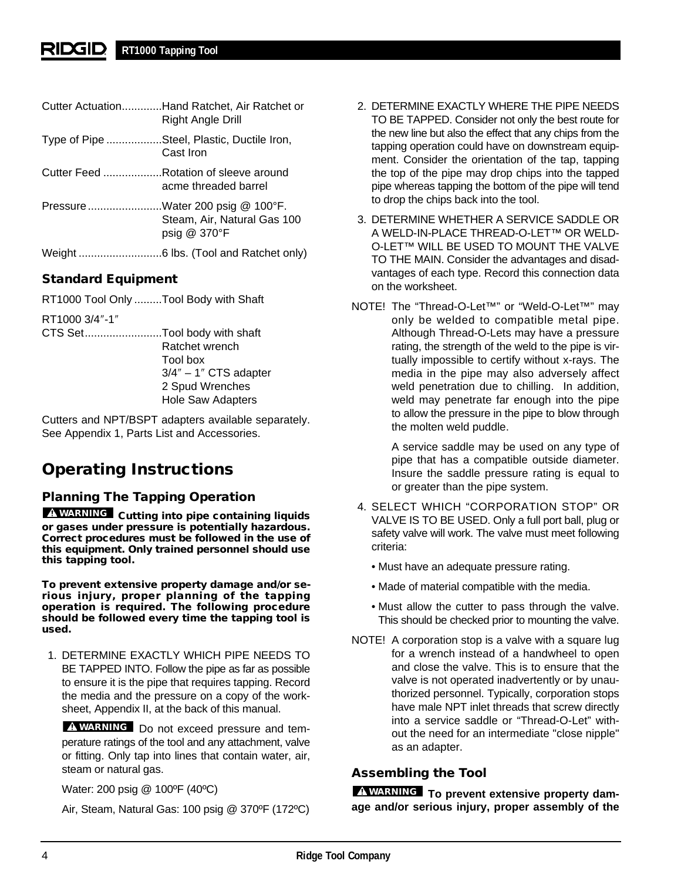Cutter Actuation.............Hand Ratchet, Air Ratchet or Right Angle Drill

Type of Pipe ..................Steel, Plastic, Ductile Iron, Cast Iron

Cutter Feed ...................Rotation of sleeve around acme threaded barrel

Pressure........................Water 200 psig @ 100°F. Steam, Air, Natural Gas 100 psig @ 370°F

Weight ...........................6 lbs. (Tool and Ratchet only)

### Standard Equipment

RT1000 Tool Only .........Tool Body with Shaft

RT1000 3/4″-1″
CTS Set.........................Tool body with shaft
Ratchet wrench
Tool box
3/4″ – 1″ CTS adapter
2 Spud Wrenches
Hole Saw Adapters

Cutters and NPT/BSPT adapters available separately. See Appendix 1, Parts List and Accessories.

## Operating Instructions

### Planning The Tapping Operation

**WARNING Cutting into pipe containing liquids or gases under pressure is potentially hazardous. Correct procedures must be followed in the use of this equipment. Only trained personnel should use this tapping tool.**

**To prevent extensive property damage and/or serious injury, proper planning of the tapping operation is required. The following procedure should be followed every time the tapping tool is used.**

1. DETERMINE EXACTLY WHICH PIPE NEEDS TO BE TAPPED INTO. Follow the pipe as far as possible to ensure it is the pipe that requires tapping. Record the media and the pressure on a copy of the worksheet, Appendix II, at the back of this manual.

   **WARNING** Do not exceed pressure and temperature ratings of the tool and any attachment, valve or fitting. Only tap into lines that contain water, air, steam or natural gas.

   Water: 200 psig @ 100ºF (40ºC)

   Air, Steam, Natural Gas: 100 psig @ 370ºF (172ºC)

2. DETERMINE EXACTLY WHERE THE PIPE NEEDS TO BE TAPPED. Consider not only the best route for the new line but also the effect that any chips from the tapping operation could have on downstream equipment. Consider the orientation of the tap, tapping the top of the pipe may drop chips into the tapped pipe whereas tapping the bottom of the pipe will tend to drop the chips back into the tool.

3. DETERMINE WHETHER A SERVICE SADDLE OR A WELD-IN-PLACE THREAD-O-LET™ OR WELD-O-LET™ WILL BE USED TO MOUNT THE VALVE TO THE MAIN. Consider the advantages and disadvantages of each type. Record this connection data on the worksheet.

NOTE! The "Thread-O-Let™" or "Weld-O-Let™" may only be welded to compatible metal pipe. Although Thread-O-Lets may have a pressure rating, the strength of the weld to the pipe is virtually impossible to certify without x-rays. The media in the pipe may also adversely affect weld penetration due to chilling. In addition, weld may penetrate far enough into the pipe to allow the pressure in the pipe to blow through the molten weld puddle.

A service saddle may be used on any type of pipe that has a compatible outside diameter. Insure the saddle pressure rating is equal to or greater than the pipe system.

4. SELECT WHICH "CORPORATION STOP" OR VALVE IS TO BE USED. Only a full port ball, plug or safety valve will work. The valve must meet following criteria:
   - Must have an adequate pressure rating.
   - Made of material compatible with the media.
   - Must allow the cutter to pass through the valve. This should be checked prior to mounting the valve.

NOTE! A corporation stop is a valve with a square lug for a wrench instead of a handwheel to open and close the valve. This is to ensure that the valve is not operated inadvertently or by unauthorized personnel. Typically, corporation stops have male NPT inlet threads that screw directly into a service saddle or "Thread-O-Let" without the need for an intermediate "close nipple" as an adapter.

### Assembling the Tool

**WARNING To prevent extensive property damage and/or serious injury, proper assembly of the**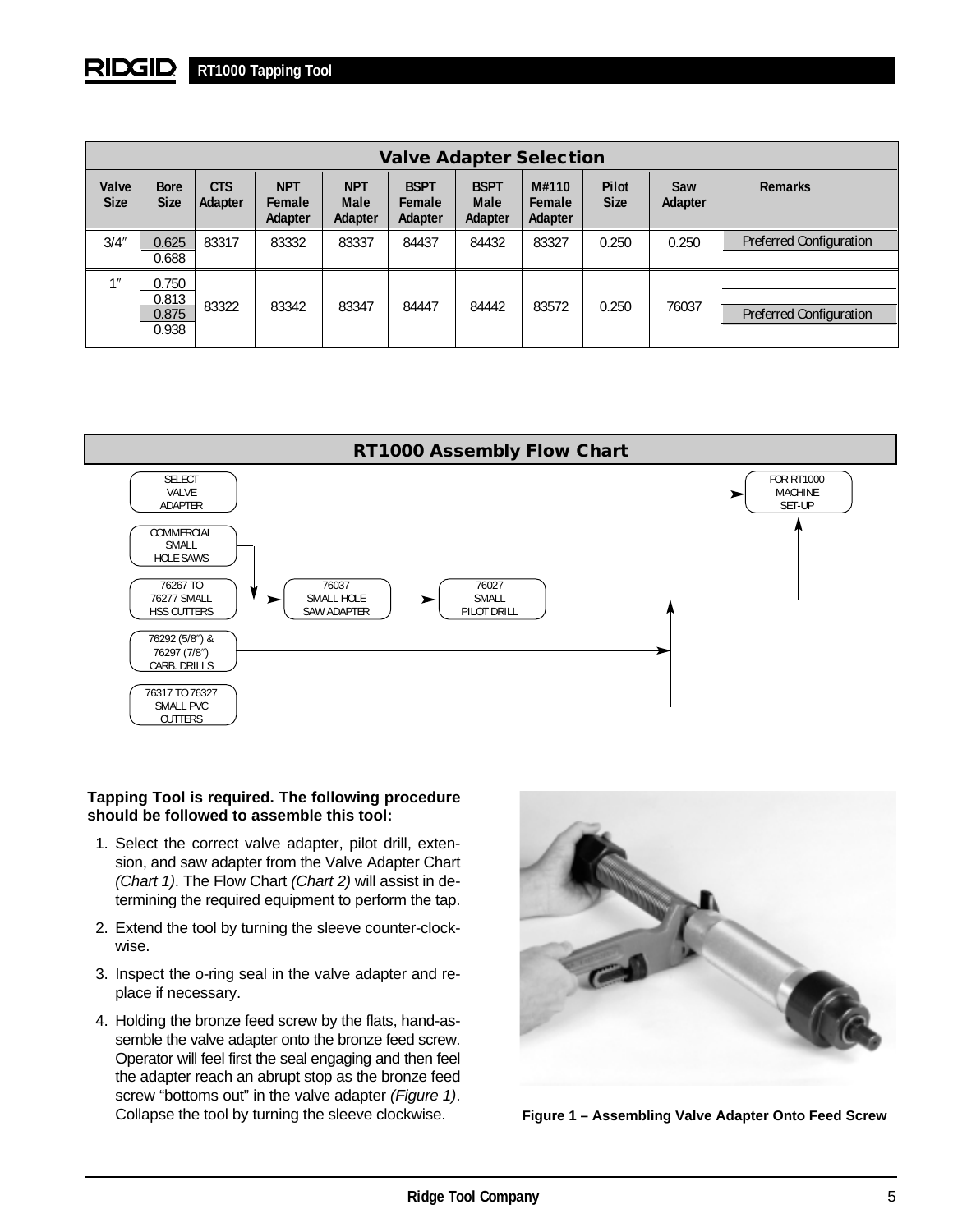## Valve Adapter Selection

| Valve Size | Bore Size | CTS Adapter | NPT Female Adapter | NPT Male Adapter | BSPT Female Adapter | BSPT Male Adapter | M#110 Female Adapter | Pilot Size | Saw Adapter | Remarks |
|---|---|---|---|---|---|---|---|---|---|---|
| 3/4″ | 0.625 | 83317 | 83332 | 83337 | 84437 | 84432 | 83327 | 0.250 | 0.250 | Preferred Configuration |
| | 0.688 | | | | | | | | | |
| 1″ | 0.750 | 83322 | 83342 | 83347 | 84447 | 84442 | 83572 | 0.250 | 76037 | |
| | 0.813 | | | | | | | | | |
| | 0.875 | | | | | | | | | Preferred Configuration |
| | 0.938 | | | | | | | | | |

## RT1000 Assembly Flow Chart

- SELECT VALVE ADAPTER → FOR RT1000 MACHINE SET-UP
- COMMERCIAL SMALL HOLE SAWS → 76037 SMALL HOLE SAW ADAPTER
- 76267 TO 76277 SMALL HSS CUTTERS → 76037 SMALL HOLE SAW ADAPTER → 76027 SMALL PILOT DRILL → FOR RT1000 MACHINE SET-UP
- 76292 (5/8″) & 76297 (7/8″) CARB. DRILLS → FOR RT1000 MACHINE SET-UP
- 76317 TO 76327 SMALL PVC CUTTERS → FOR RT1000 MACHINE SET-UP

**Tapping Tool is required. The following procedure should be followed to assemble this tool:**

1. Select the correct valve adapter, pilot drill, extension, and saw adapter from the Valve Adapter Chart *(Chart 1)*. The Flow Chart *(Chart 2)* will assist in determining the required equipment to perform the tap.
2. Extend the tool by turning the sleeve counter-clockwise.
3. Inspect the o-ring seal in the valve adapter and replace if necessary.
4. Holding the bronze feed screw by the flats, hand-assemble the valve adapter onto the bronze feed screw. Operator will feel first the seal engaging and then feel the adapter reach an abrupt stop as the bronze feed screw "bottoms out" in the valve adapter *(Figure 1)*. Collapse the tool by turning the sleeve clockwise.

**Figure 1 – Assembling Valve Adapter Onto Feed Screw**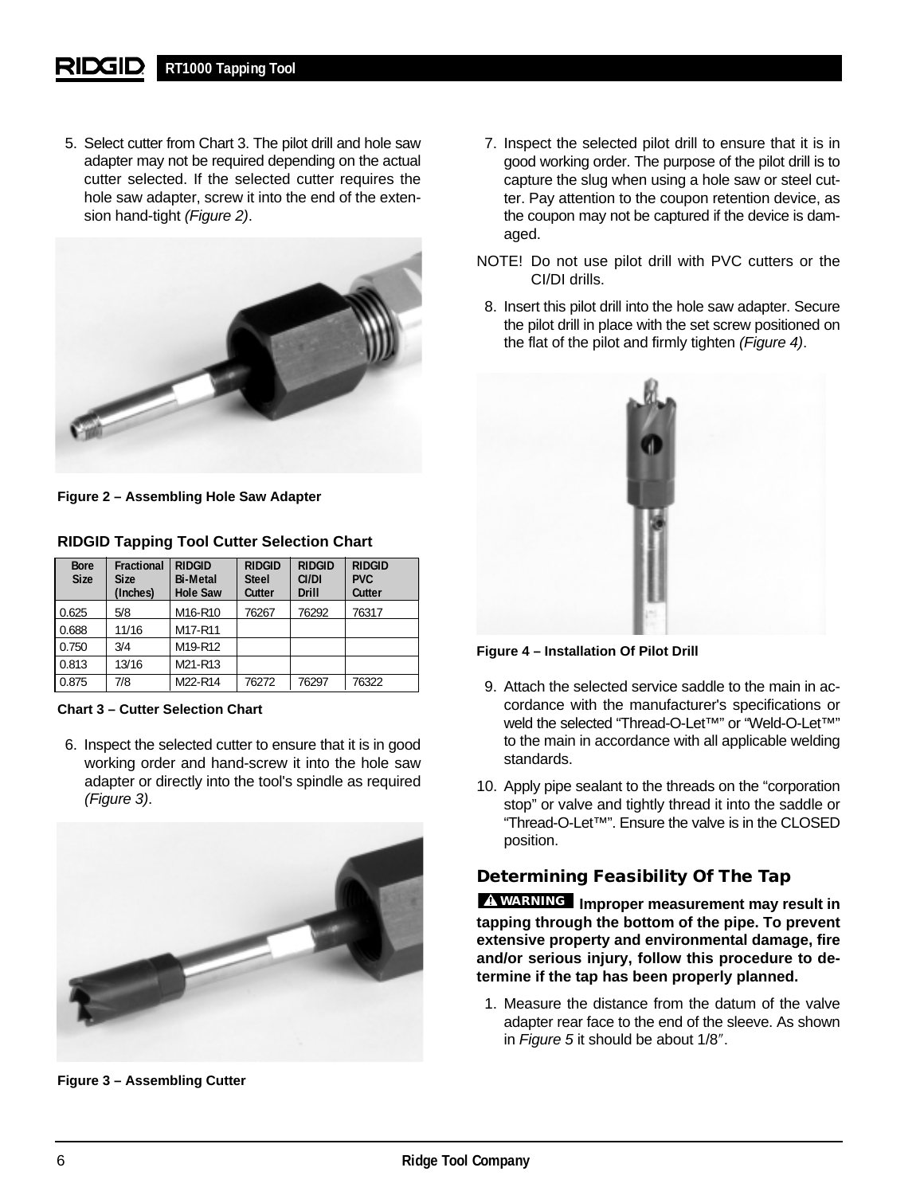5. Select cutter from Chart 3. The pilot drill and hole saw adapter may not be required depending on the actual cutter selected. If the selected cutter requires the hole saw adapter, screw it into the end of the extension hand-tight *(Figure 2)*.

**Figure 2 – Assembling Hole Saw Adapter**

**RIDGID Tapping Tool Cutter Selection Chart**

| Bore Size | Fractional Size (Inches) | RIDGID Bi-Metal Hole Saw | RIDGID Steel Cutter | RIDGID CI/DI Drill | RIDGID PVC Cutter |
|---|---|---|---|---|---|
| 0.625 | 5/8 | M16-R10 | 76267 | 76292 | 76317 |
| 0.688 | 11/16 | M17-R11 | | | |
| 0.750 | 3/4 | M19-R12 | | | |
| 0.813 | 13/16 | M21-R13 | | | |
| 0.875 | 7/8 | M22-R14 | 76272 | 76297 | 76322 |

**Chart 3 – Cutter Selection Chart**

6. Inspect the selected cutter to ensure that it is in good working order and hand-screw it into the hole saw adapter or directly into the tool's spindle as required *(Figure 3)*.

**Figure 3 – Assembling Cutter**

7. Inspect the selected pilot drill to ensure that it is in good working order. The purpose of the pilot drill is to capture the slug when using a hole saw or steel cutter. Pay attention to the coupon retention device, as the coupon may not be captured if the device is damaged.

NOTE! Do not use pilot drill with PVC cutters or the CI/DI drills.

8. Insert this pilot drill into the hole saw adapter. Secure the pilot drill in place with the set screw positioned on the flat of the pilot and firmly tighten *(Figure 4)*.

**Figure 4 – Installation Of Pilot Drill**

9. Attach the selected service saddle to the main in accordance with the manufacturer's specifications or weld the selected "Thread-O-Let™" or "Weld-O-Let™" to the main in accordance with all applicable welding standards.

10. Apply pipe sealant to the threads on the "corporation stop" or valve and tightly thread it into the saddle or "Thread-O-Let™". Ensure the valve is in the CLOSED position.

## Determining Feasibility Of The Tap

**⚠ WARNING Improper measurement may result in tapping through the bottom of the pipe. To prevent extensive property and environmental damage, fire and/or serious injury, follow this procedure to determine if the tap has been properly planned.**

1. Measure the distance from the datum of the valve adapter rear face to the end of the sleeve. As shown in *Figure 5* it should be about 1/8″.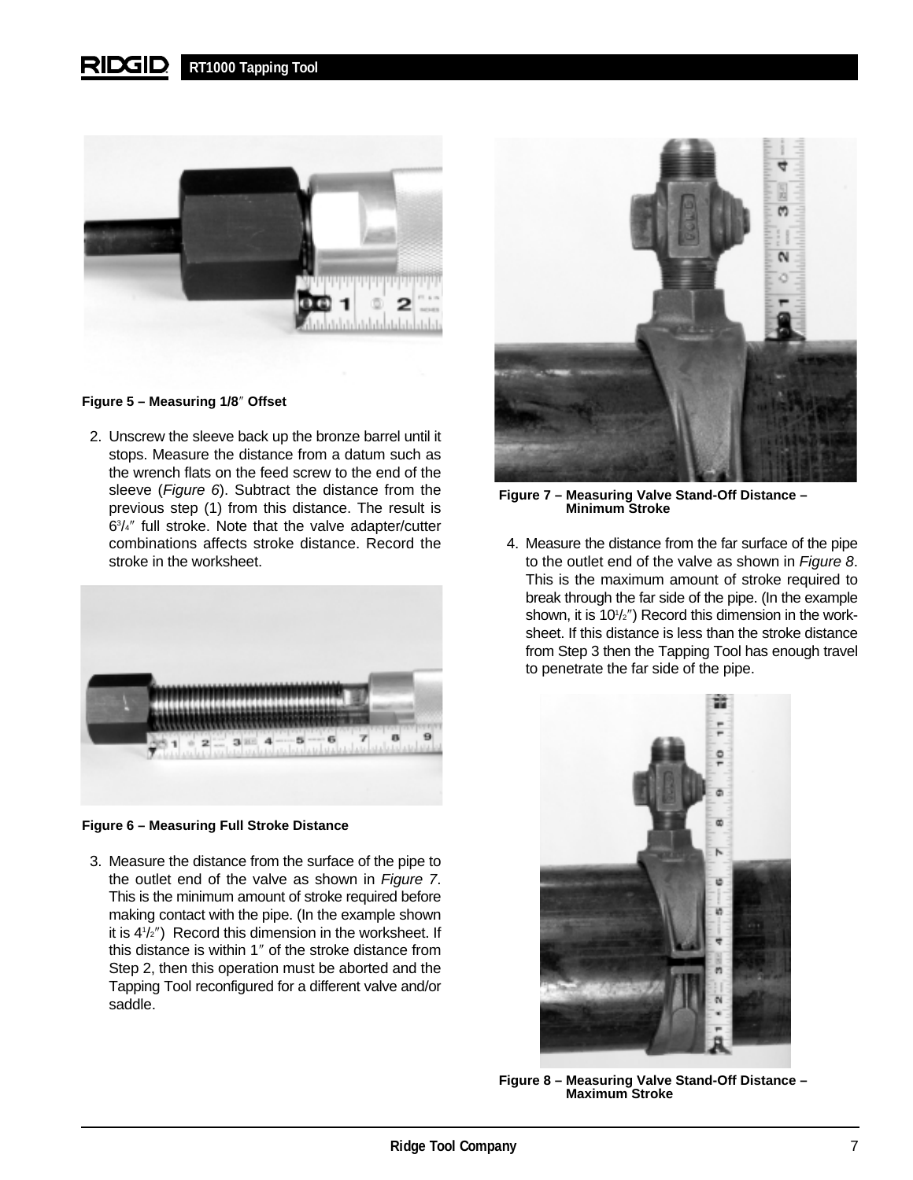Figure 5 – Measuring 1/8″ Offset

2. Unscrew the sleeve back up the bronze barrel until it stops. Measure the distance from a datum such as the wrench flats on the feed screw to the end of the sleeve (*Figure 6*). Subtract the distance from the previous step (1) from this distance. The result is 6$^{3}/_{4}$″ full stroke. Note that the valve adapter/cutter combinations affects stroke distance. Record the stroke in the worksheet.

Figure 6 – Measuring Full Stroke Distance

3. Measure the distance from the surface of the pipe to the outlet end of the valve as shown in *Figure 7*. This is the minimum amount of stroke required before making contact with the pipe. (In the example shown it is 4$^{1}/_{2}$″) Record this dimension in the worksheet. If this distance is within 1″ of the stroke distance from Step 2, then this operation must be aborted and the Tapping Tool reconfigured for a different valve and/or saddle.

Figure 7 – Measuring Valve Stand-Off Distance – Minimum Stroke

4. Measure the distance from the far surface of the pipe to the outlet end of the valve as shown in *Figure 8*. This is the maximum amount of stroke required to break through the far side of the pipe. (In the example shown, it is 10$^{1}/_{2}$″) Record this dimension in the worksheet. If this distance is less than the stroke distance from Step 3 then the Tapping Tool has enough travel to penetrate the far side of the pipe.

Figure 8 – Measuring Valve Stand-Off Distance – Maximum Stroke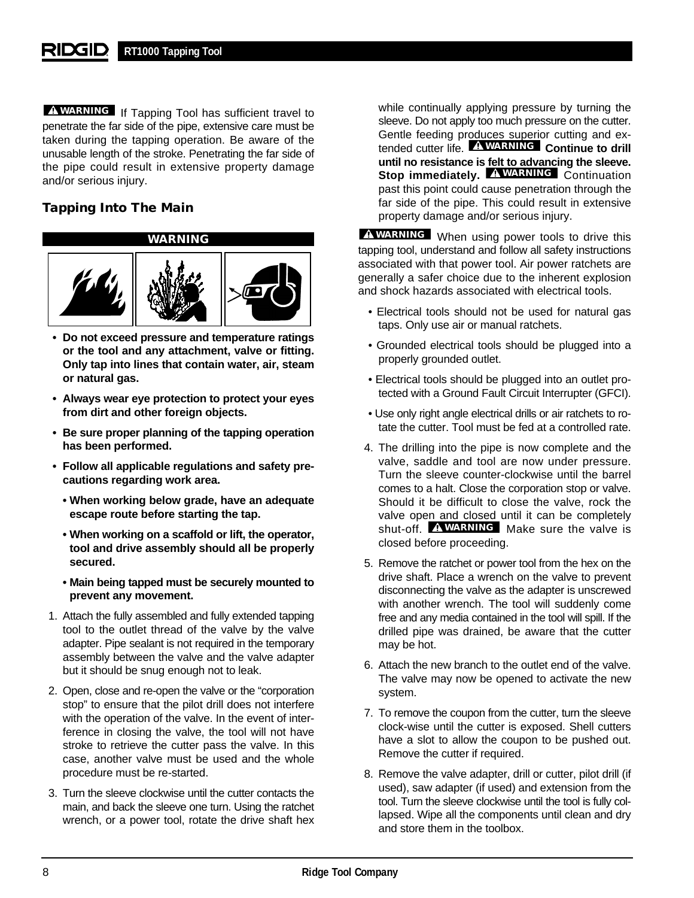**⚠ WARNING** If Tapping Tool has sufficient travel to penetrate the far side of the pipe, extensive care must be taken during the tapping operation. Be aware of the unusable length of the stroke. Penetrating the far side of the pipe could result in extensive property damage and/or serious injury.

## Tapping Into The Main

**WARNING**

- **Do not exceed pressure and temperature ratings or the tool and any attachment, valve or fitting. Only tap into lines that contain water, air, steam or natural gas.**
- **Always wear eye protection to protect your eyes from dirt and other foreign objects.**
- **Be sure proper planning of the tapping operation has been performed.**
- **Follow all applicable regulations and safety precautions regarding work area.**
  - **When working below grade, have an adequate escape route before starting the tap.**
  - **When working on a scaffold or lift, the operator, tool and drive assembly should all be properly secured.**
  - **Main being tapped must be securely mounted to prevent any movement.**

1. Attach the fully assembled and fully extended tapping tool to the outlet thread of the valve by the valve adapter. Pipe sealant is not required in the temporary assembly between the valve and the valve adapter but it should be snug enough not to leak.
2. Open, close and re-open the valve or the "corporation stop" to ensure that the pilot drill does not interfere with the operation of the valve. In the event of interference in closing the valve, the tool will not have stroke to retrieve the cutter pass the valve. In this case, another valve must be used and the whole procedure must be re-started.
3. Turn the sleeve clockwise until the cutter contacts the main, and back the sleeve one turn. Using the ratchet wrench, or a power tool, rotate the drive shaft hex while continually applying pressure by turning the sleeve. Do not apply too much pressure on the cutter. Gentle feeding produces superior cutting and extended cutter life. **⚠ WARNING** **Continue to drill until no resistance is felt to advancing the sleeve. Stop immediately.** **⚠ WARNING** Continuation past this point could cause penetration through the far side of the pipe. This could result in extensive property damage and/or serious injury.

**⚠ WARNING** When using power tools to drive this tapping tool, understand and follow all safety instructions associated with that power tool. Air power ratchets are generally a safer choice due to the inherent explosion and shock hazards associated with electrical tools.

- Electrical tools should not be used for natural gas taps. Only use air or manual ratchets.
- Grounded electrical tools should be plugged into a properly grounded outlet.
- Electrical tools should be plugged into an outlet protected with a Ground Fault Circuit Interrupter (GFCI).
- Use only right angle electrical drills or air ratchets to rotate the cutter. Tool must be fed at a controlled rate.

4. The drilling into the pipe is now complete and the valve, saddle and tool are now under pressure. Turn the sleeve counter-clockwise until the barrel comes to a halt. Close the corporation stop or valve. Should it be difficult to close the valve, rock the valve open and closed until it can be completely shut-off. **⚠ WARNING** Make sure the valve is closed before proceeding.
5. Remove the ratchet or power tool from the hex on the drive shaft. Place a wrench on the valve to prevent disconnecting the valve as the adapter is unscrewed with another wrench. The tool will suddenly come free and any media contained in the tool will spill. If the drilled pipe was drained, be aware that the cutter may be hot.
6. Attach the new branch to the outlet end of the valve. The valve may now be opened to activate the new system.
7. To remove the coupon from the cutter, turn the sleeve clock-wise until the cutter is exposed. Shell cutters have a slot to allow the coupon to be pushed out. Remove the cutter if required.
8. Remove the valve adapter, drill or cutter, pilot drill (if used), saw adapter (if used) and extension from the tool. Turn the sleeve clockwise until the tool is fully collapsed. Wipe all the components until clean and dry and store them in the toolbox.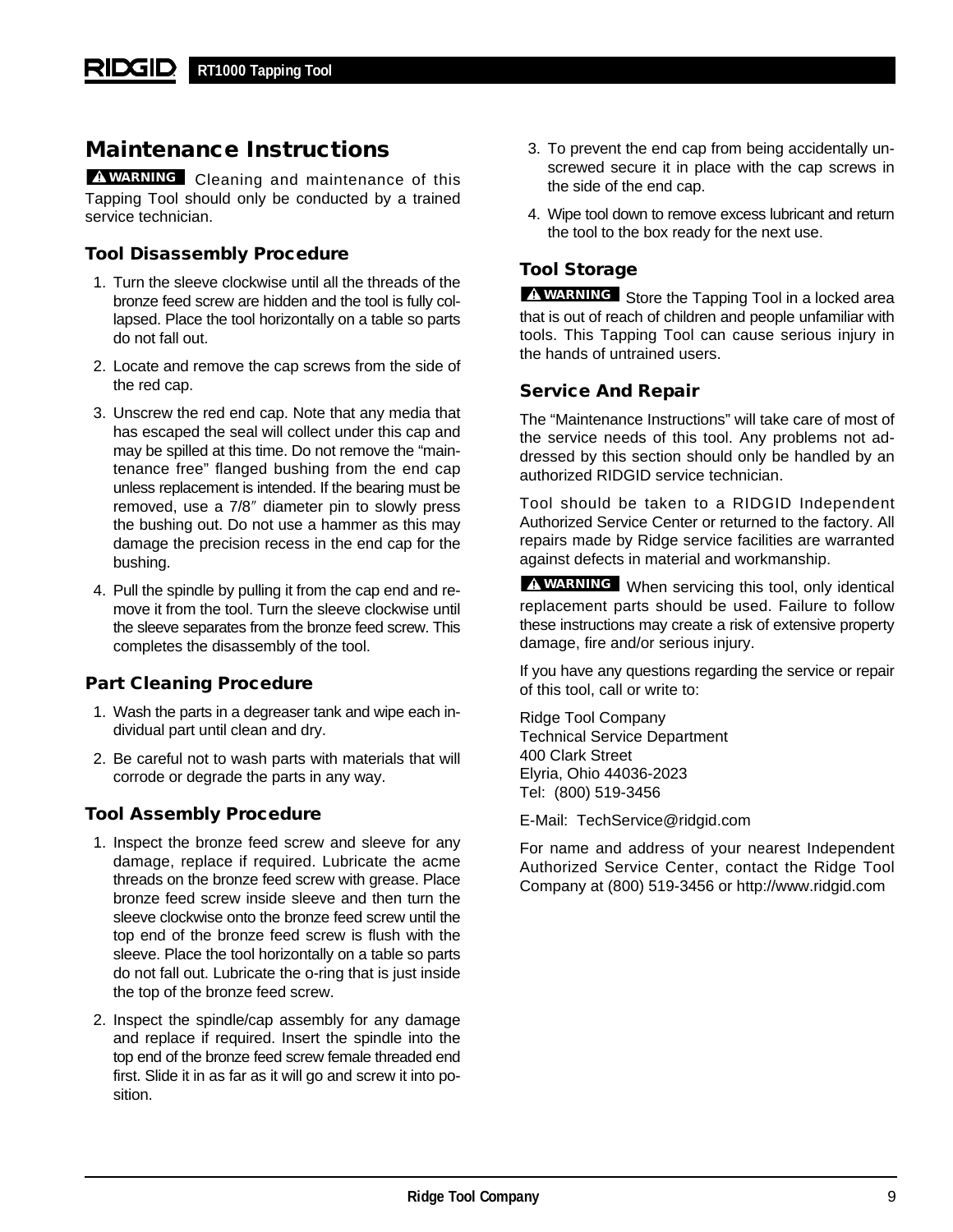## Maintenance Instructions

**⚠ WARNING** Cleaning and maintenance of this Tapping Tool should only be conducted by a trained service technician.

### Tool Disassembly Procedure

1. Turn the sleeve clockwise until all the threads of the bronze feed screw are hidden and the tool is fully collapsed. Place the tool horizontally on a table so parts do not fall out.
2. Locate and remove the cap screws from the side of the red cap.
3. Unscrew the red end cap. Note that any media that has escaped the seal will collect under this cap and may be spilled at this time. Do not remove the "maintenance free" flanged bushing from the end cap unless replacement is intended. If the bearing must be removed, use a 7/8″ diameter pin to slowly press the bushing out. Do not use a hammer as this may damage the precision recess in the end cap for the bushing.
4. Pull the spindle by pulling it from the cap end and remove it from the tool. Turn the sleeve clockwise until the sleeve separates from the bronze feed screw. This completes the disassembly of the tool.

### Part Cleaning Procedure

1. Wash the parts in a degreaser tank and wipe each individual part until clean and dry.
2. Be careful not to wash parts with materials that will corrode or degrade the parts in any way.

### Tool Assembly Procedure

1. Inspect the bronze feed screw and sleeve for any damage, replace if required. Lubricate the acme threads on the bronze feed screw with grease. Place bronze feed screw inside sleeve and then turn the sleeve clockwise onto the bronze feed screw until the top end of the bronze feed screw is flush with the sleeve. Place the tool horizontally on a table so parts do not fall out. Lubricate the o-ring that is just inside the top of the bronze feed screw.
2. Inspect the spindle/cap assembly for any damage and replace if required. Insert the spindle into the top end of the bronze feed screw female threaded end first. Slide it in as far as it will go and screw it into position.
3. To prevent the end cap from being accidentally unscrewed secure it in place with the cap screws in the side of the end cap.
4. Wipe tool down to remove excess lubricant and return the tool to the box ready for the next use.

### Tool Storage

**⚠ WARNING** Store the Tapping Tool in a locked area that is out of reach of children and people unfamiliar with tools. This Tapping Tool can cause serious injury in the hands of untrained users.

### Service And Repair

The "Maintenance Instructions" will take care of most of the service needs of this tool. Any problems not addressed by this section should only be handled by an authorized RIDGID service technician.

Tool should be taken to a RIDGID Independent Authorized Service Center or returned to the factory. All repairs made by Ridge service facilities are warranted against defects in material and workmanship.

**⚠ WARNING** When servicing this tool, only identical replacement parts should be used. Failure to follow these instructions may create a risk of extensive property damage, fire and/or serious injury.

If you have any questions regarding the service or repair of this tool, call or write to:

Ridge Tool Company
Technical Service Department
400 Clark Street
Elyria, Ohio 44036-2023
Tel: (800) 519-3456

E-Mail: TechService@ridgid.com

For name and address of your nearest Independent Authorized Service Center, contact the Ridge Tool Company at (800) 519-3456 or http://www.ridgid.com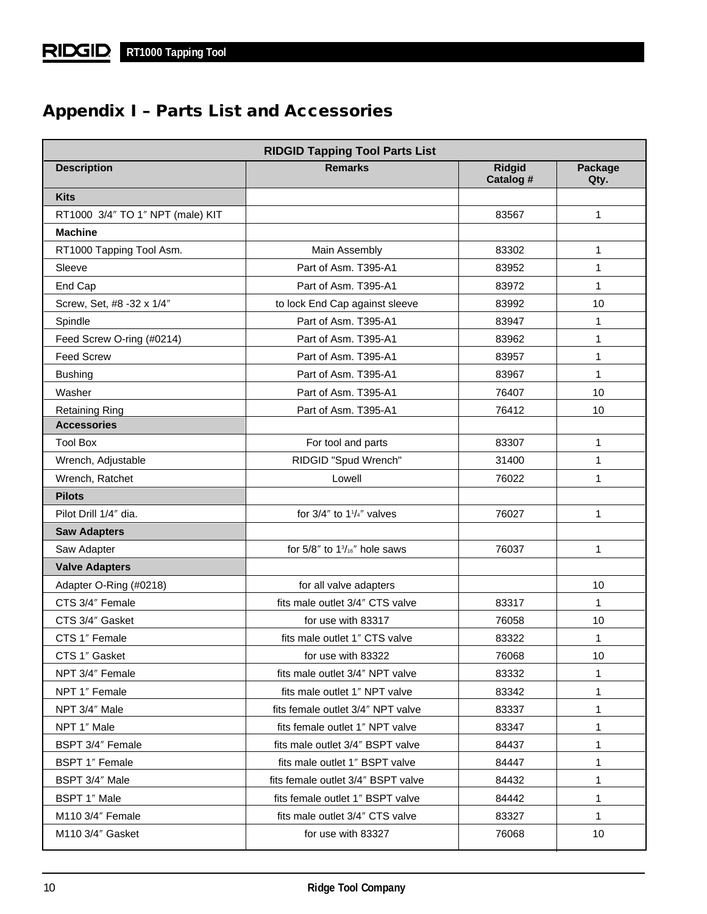# Appendix I – Parts List and Accessories

| RIDGID Tapping Tool Parts List | | | |
|---|---|---|---|
| **Description** | **Remarks** | **Ridgid Catalog #** | **Package Qty.** |
| **Kits** | | | |
| RT1000 3/4″ TO 1″ NPT (male) KIT | | 83567 | 1 |
| **Machine** | | | |
| RT1000 Tapping Tool Asm. | Main Assembly | 83302 | 1 |
| Sleeve | Part of Asm. T395-A1 | 83952 | 1 |
| End Cap | Part of Asm. T395-A1 | 83972 | 1 |
| Screw, Set, #8 -32 x 1/4″ | to lock End Cap against sleeve | 83992 | 10 |
| Spindle | Part of Asm. T395-A1 | 83947 | 1 |
| Feed Screw O-ring (#0214) | Part of Asm. T395-A1 | 83962 | 1 |
| Feed Screw | Part of Asm. T395-A1 | 83957 | 1 |
| Bushing | Part of Asm. T395-A1 | 83967 | 1 |
| Washer | Part of Asm. T395-A1 | 76407 | 10 |
| Retaining Ring | Part of Asm. T395-A1 | 76412 | 10 |
| **Accessories** | | | |
| Tool Box | For tool and parts | 83307 | 1 |
| Wrench, Adjustable | RIDGID "Spud Wrench" | 31400 | 1 |
| Wrench, Ratchet | Lowell | 76022 | 1 |
| **Pilots** | | | |
| Pilot Drill 1/4″ dia. | for 3/4″ to 1¼″ valves | 76027 | 1 |
| **Saw Adapters** | | | |
| Saw Adapter | for 5/8″ to 1³⁄₁₆″ hole saws | 76037 | 1 |
| **Valve Adapters** | | | |
| Adapter O-Ring (#0218) | for all valve adapters | | 10 |
| CTS 3/4″ Female | fits male outlet 3/4″ CTS valve | 83317 | 1 |
| CTS 3/4″ Gasket | for use with 83317 | 76058 | 10 |
| CTS 1″ Female | fits male outlet 1″ CTS valve | 83322 | 1 |
| CTS 1″ Gasket | for use with 83322 | 76068 | 10 |
| NPT 3/4″ Female | fits male outlet 3/4″ NPT valve | 83332 | 1 |
| NPT 1″ Female | fits male outlet 1″ NPT valve | 83342 | 1 |
| NPT 3/4″ Male | fits female outlet 3/4″ NPT valve | 83337 | 1 |
| NPT 1″ Male | fits female outlet 1″ NPT valve | 83347 | 1 |
| BSPT 3/4″ Female | fits male outlet 3/4″ BSPT valve | 84437 | 1 |
| BSPT 1″ Female | fits male outlet 1″ BSPT valve | 84447 | 1 |
| BSPT 3/4″ Male | fits female outlet 3/4″ BSPT valve | 84432 | 1 |
| BSPT 1″ Male | fits female outlet 1″ BSPT valve | 84442 | 1 |
| M110 3/4″ Female | fits male outlet 3/4″ CTS valve | 83327 | 1 |
| M110 3/4″ Gasket | for use with 83327 | 76068 | 10 |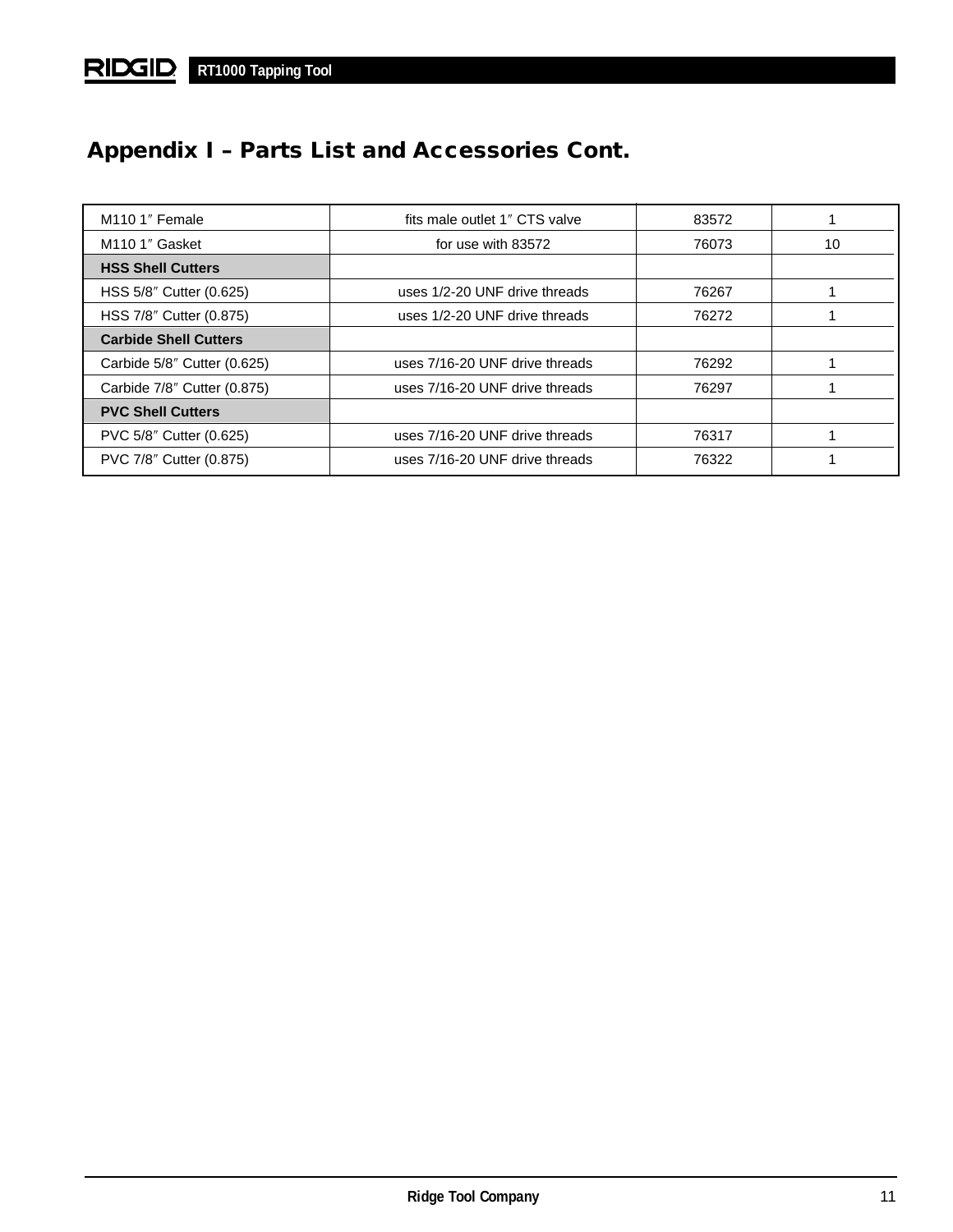## Appendix I – Parts List and Accessories Cont.

| | | | |
|---|---|---|---|
| M110 1″ Female | fits male outlet 1″ CTS valve | 83572 | 1 |
| M110 1″ Gasket | for use with 83572 | 76073 | 10 |
| **HSS Shell Cutters** | | | |
| HSS 5/8″ Cutter (0.625) | uses 1/2-20 UNF drive threads | 76267 | 1 |
| HSS 7/8″ Cutter (0.875) | uses 1/2-20 UNF drive threads | 76272 | 1 |
| **Carbide Shell Cutters** | | | |
| Carbide 5/8″ Cutter (0.625) | uses 7/16-20 UNF drive threads | 76292 | 1 |
| Carbide 7/8″ Cutter (0.875) | uses 7/16-20 UNF drive threads | 76297 | 1 |
| **PVC Shell Cutters** | | | |
| PVC 5/8″ Cutter (0.625) | uses 7/16-20 UNF drive threads | 76317 | 1 |
| PVC 7/8″ Cutter (0.875) | uses 7/16-20 UNF drive threads | 76322 | 1 |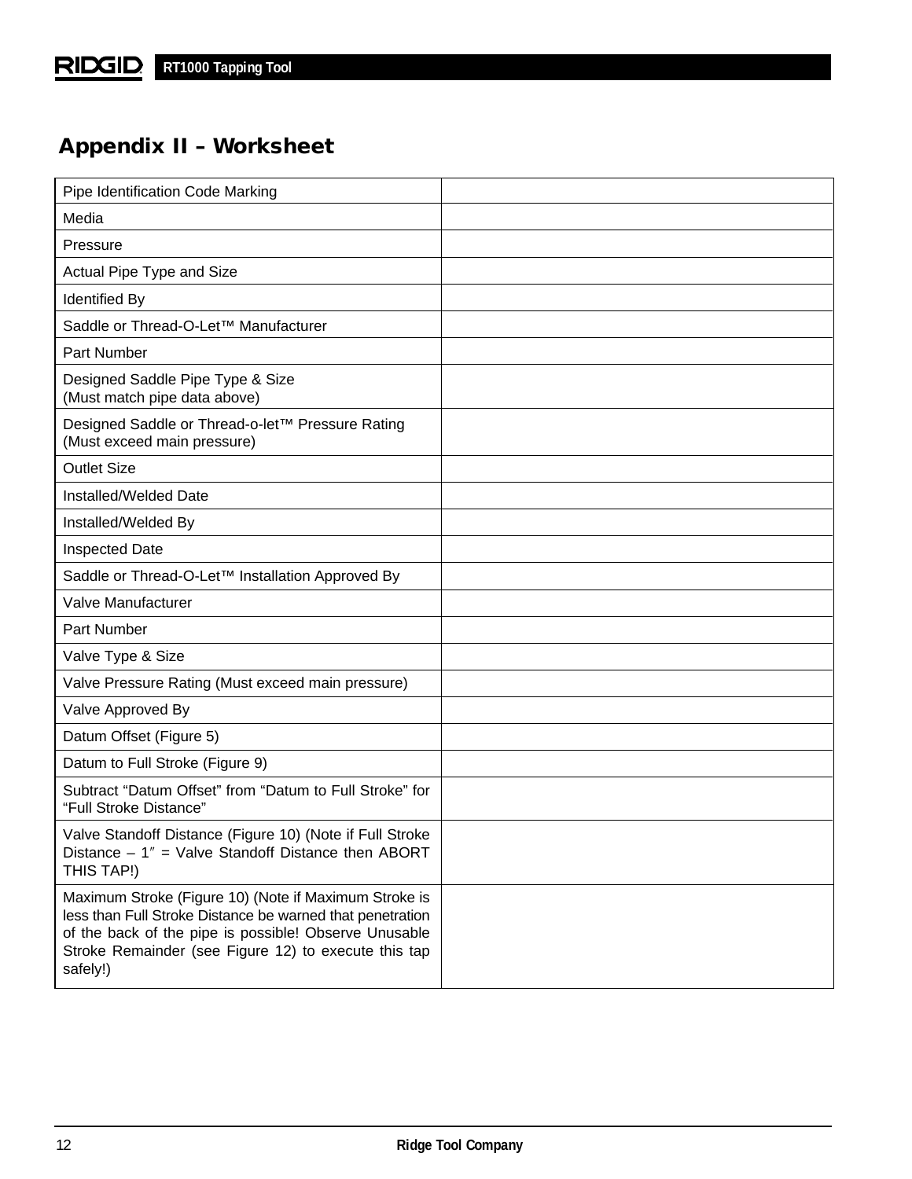## Appendix II – Worksheet

| | |
|---|---|
| Pipe Identification Code Marking | |
| Media | |
| Pressure | |
| Actual Pipe Type and Size | |
| Identified By | |
| Saddle or Thread-O-Let™ Manufacturer | |
| Part Number | |
| Designed Saddle Pipe Type & Size (Must match pipe data above) | |
| Designed Saddle or Thread-o-let™ Pressure Rating (Must exceed main pressure) | |
| Outlet Size | |
| Installed/Welded Date | |
| Installed/Welded By | |
| Inspected Date | |
| Saddle or Thread-O-Let™ Installation Approved By | |
| Valve Manufacturer | |
| Part Number | |
| Valve Type & Size | |
| Valve Pressure Rating (Must exceed main pressure) | |
| Valve Approved By | |
| Datum Offset (Figure 5) | |
| Datum to Full Stroke (Figure 9) | |
| Subtract "Datum Offset" from "Datum to Full Stroke" for "Full Stroke Distance" | |
| Valve Standoff Distance (Figure 10) (Note if Full Stroke Distance – 1″ = Valve Standoff Distance then ABORT THIS TAP!) | |
| Maximum Stroke (Figure 10) (Note if Maximum Stroke is less than Full Stroke Distance be warned that penetration of the back of the pipe is possible! Observe Unusable Stroke Remainder (see Figure 12) to execute this tap safely!) | |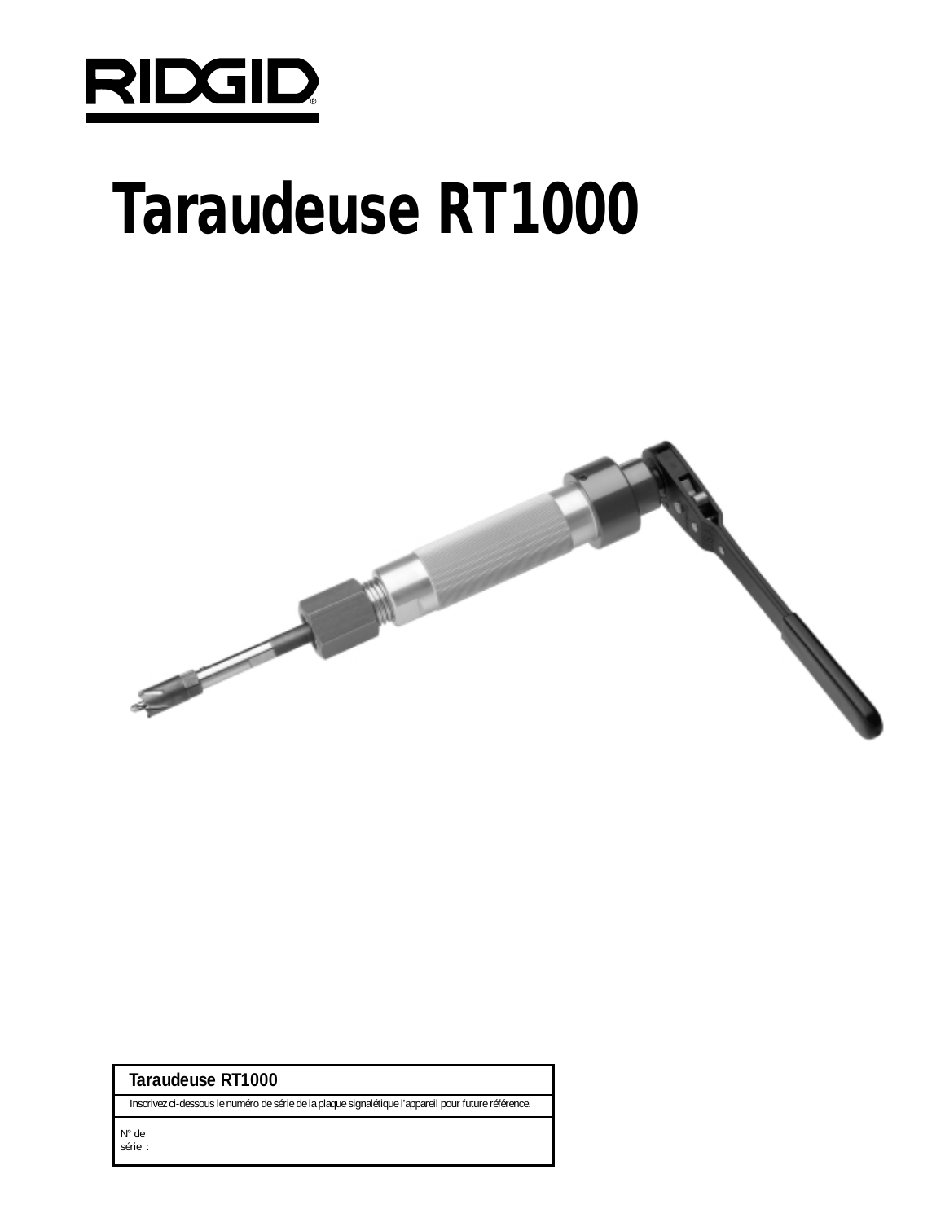RIDGID

# Taraudeuse RT1000

| Taraudeuse RT1000 | |
|---|---|
| Inscrivez ci-dessous le numéro de série de la plaque signalétique l'appareil pour future référence. | |
| N° de série : | |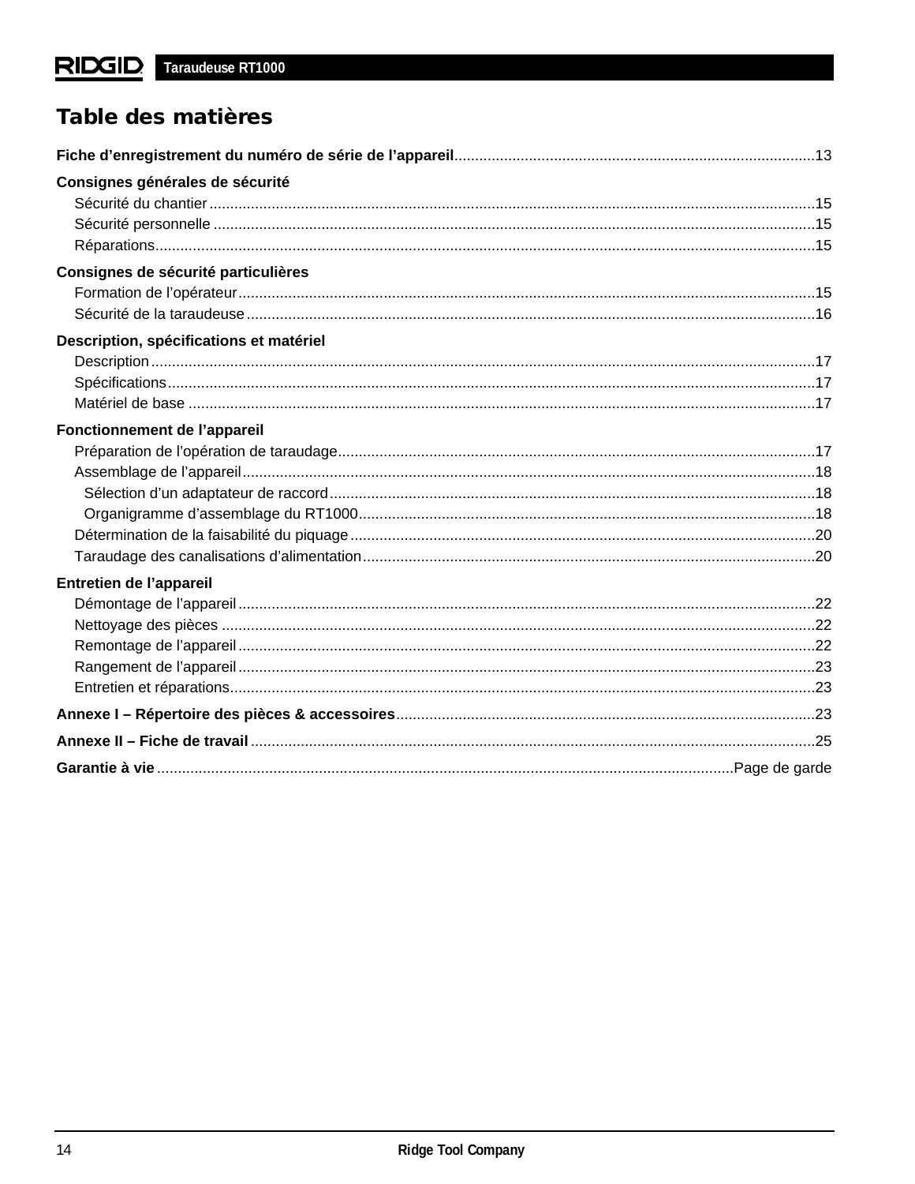# Table des matières

**Fiche d'enregistrement du numéro de série de l'appareil**......13

**Consignes générales de sécurité**
- Sécurité du chantier......15
- Sécurité personnelle......15
- Réparations......15

**Consignes de sécurité particulières**
- Formation de l'opérateur......15
- Sécurité de la taraudeuse......16

**Description, spécifications et matériel**
- Description......17
- Spécifications......17
- Matériel de base......17

**Fonctionnement de l'appareil**
- Préparation de l'opération de taraudage......17
- Assemblage de l'appareil......18
  - Sélection d'un adaptateur de raccord......18
  - Organigramme d'assemblage du RT1000......18
- Détermination de la faisabilité du piquage......20
- Taraudage des canalisations d'alimentation......20

**Entretien de l'appareil**
- Démontage de l'appareil......22
- Nettoyage des pièces......22
- Remontage de l'appareil......22
- Rangement de l'appareil......23
- Entretien et réparations......23

**Annexe I – Répertoire des pièces & accessoires**......23

**Annexe II – Fiche de travail**......25

**Garantie à vie**......Page de garde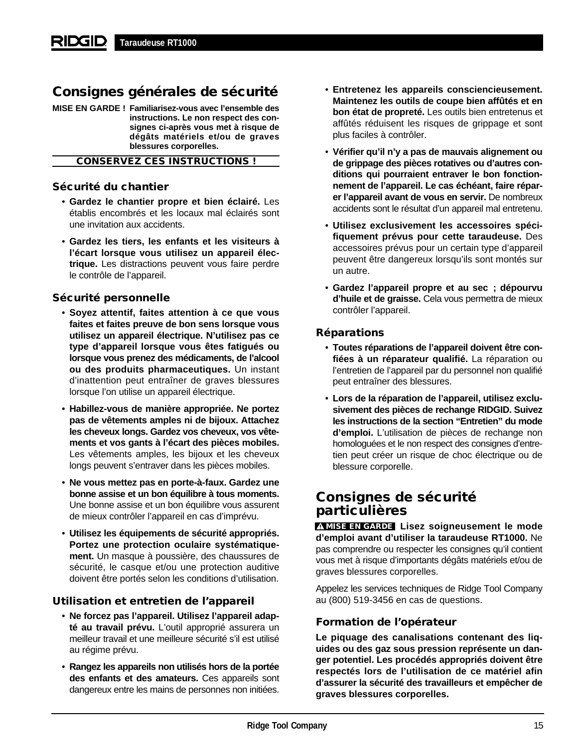# Consignes générales de sécurité

**MISE EN GARDE ! Familiarisez-vous avec l'ensemble des instructions. Le non respect des consignes ci-après vous met à risque de dégâts matériels et/ou de graves blessures corporelles.**

**CONSERVEZ CES INSTRUCTIONS !**

## Sécurité du chantier

- **Gardez le chantier propre et bien éclairé.** Les établis encombrés et les locaux mal éclairés sont une invitation aux accidents.
- **Gardez les tiers, les enfants et les visiteurs à l'écart lorsque vous utilisez un appareil électrique.** Les distractions peuvent vous faire perdre le contrôle de l'appareil.

## Sécurité personnelle

- **Soyez attentif, faites attention à ce que vous faites et faites preuve de bon sens lorsque vous utilisez un appareil électrique. N'utilisez pas ce type d'appareil lorsque vous êtes fatigués ou lorsque vous prenez des médicaments, de l'alcool ou des produits pharmaceutiques.** Un instant d'inattention peut entraîner de graves blessures lorsque l'on utilise un appareil électrique.
- **Habillez-vous de manière appropriée. Ne portez pas de vêtements amples ni de bijoux. Attachez les cheveux longs. Gardez vos cheveux, vos vêtements et vos gants à l'écart des pièces mobiles.** Les vêtements amples, les bijoux et les cheveux longs peuvent s'entraver dans les pièces mobiles.
- **Ne vous mettez pas en porte-à-faux. Gardez une bonne assise et un bon équilibre à tous moments.** Une bonne assise et un bon équilibre vous assurent de mieux contrôler l'appareil en cas d'imprévu.
- **Utilisez les équipements de sécurité appropriés. Portez une protection oculaire systématiquement.** Un masque à poussière, des chaussures de sécurité, le casque et/ou une protection auditive doivent être portés selon les conditions d'utilisation.

## Utilisation et entretien de l'appareil

- **Ne forcez pas l'appareil. Utilisez l'appareil adapté au travail prévu.** L'outil approprié assurera un meilleur travail et une meilleure sécurité s'il est utilisé au régime prévu.
- **Rangez les appareils non utilisés hors de la portée des enfants et des amateurs.** Ces appareils sont dangereux entre les mains de personnes non initiées.
- **Entretenez les appareils consciencieusement. Maintenez les outils de coupe bien affûtés et en bon état de propreté.** Les outils bien entretenus et affûtés réduisent les risques de grippage et sont plus faciles à contrôler.
- **Vérifier qu'il n'y a pas de mauvais alignement ou de grippage des pièces rotatives ou d'autres conditions qui pourraient entraver le bon fonctionnement de l'appareil. Le cas échéant, faire réparer l'appareil avant de vous en servir.** De nombreux accidents sont le résultat d'un appareil mal entretenu.
- **Utilisez exclusivement les accessoires spécifiquement prévus pour cette taraudeuse.** Des accessoires prévus pour un certain type d'appareil peuvent être dangereux lorsqu'ils sont montés sur un autre.
- **Gardez l'appareil propre et au sec ; dépourvu d'huile et de graisse.** Cela vous permettra de mieux contrôler l'appareil.

## Réparations

- **Toutes réparations de l'appareil doivent être confiées à un réparateur qualifié.** La réparation ou l'entretien de l'appareil par du personnel non qualifié peut entraîner des blessures.
- **Lors de la réparation de l'appareil, utilisez exclusivement des pièces de rechange RIDGID. Suivez les instructions de la section "Entretien" du mode d'emploi.** L'utilisation de pièces de rechange non homologuées et le non respect des consignes d'entretien peut créer un risque de choc électrique ou de blessure corporelle.

# Consignes de sécurité particulières

**⚠ MISE EN GARDE Lisez soigneusement le mode d'emploi avant d'utiliser la taraudeuse RT1000.** Ne pas comprendre ou respecter les consignes qu'il contient vous met à risque d'importants dégâts matériels et/ou de graves blessures corporelles.

Appelez les services techniques de Ridge Tool Company au (800) 519-3456 en cas de questions.

## Formation de l'opérateur

**Le piquage des canalisations contenant des liquides ou des gaz sous pression représente un danger potentiel. Les procédés appropriés doivent être respectés lors de l'utilisation de ce matériel afin d'assurer la sécurité des travailleurs et empêcher de graves blessures corporelles.**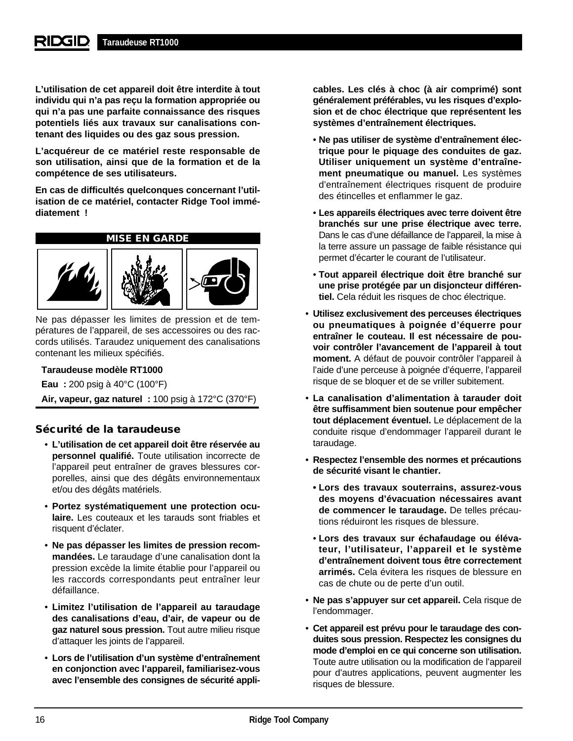**L'utilisation de cet appareil doit être interdite à tout individu qui n'a pas reçu la formation appropriée ou qui n'a pas une parfaite connaissance des risques potentiels liés aux travaux sur canalisations contenant des liquides ou des gaz sous pression.**

**L'acquéreur de ce matériel reste responsable de son utilisation, ainsi que de la formation et de la compétence de ses utilisateurs.**

**En cas de difficultés quelconques concernant l'utilisation de ce matériel, contacter Ridge Tool immédiatement !**

**MISE EN GARDE**

Ne pas dépasser les limites de pression et de températures de l'appareil, de ses accessoires ou des raccords utilisés. Taraudez uniquement des canalisations contenant les milieux spécifiés.

**Taraudeuse modèle RT1000**

**Eau :** 200 psig à 40°C (100°F)

**Air, vapeur, gaz naturel :** 100 psig à 172°C (370°F)

## Sécurité de la taraudeuse

- **L'utilisation de cet appareil doit être réservée au personnel qualifié.** Toute utilisation incorrecte de l'appareil peut entraîner de graves blessures corporelles, ainsi que des dégâts environnementaux et/ou des dégâts matériels.
- **Portez systématiquement une protection oculaire.** Les couteaux et les tarauds sont friables et risquent d'éclater.
- **Ne pas dépasser les limites de pression recommandées.** Le taraudage d'une canalisation dont la pression excède la limite établie pour l'appareil ou les raccords correspondants peut entraîner leur défaillance.
- **Limitez l'utilisation de l'appareil au taraudage des canalisations d'eau, d'air, de vapeur ou de gaz naturel sous pression.** Tout autre milieu risque d'attaquer les joints de l'appareil.
- **Lors de l'utilisation d'un système d'entraînement en conjonction avec l'appareil, familiarisez-vous avec l'ensemble des consignes de sécurité applicables. Les clés à choc (à air comprimé) sont généralement préférables, vu les risques d'explosion et de choc électrique que représentent les systèmes d'entraînement électriques.**
  - **Ne pas utiliser de système d'entraînement électrique pour le piquage des conduites de gaz. Utiliser uniquement un système d'entraînement pneumatique ou manuel.** Les systèmes d'entraînement électriques risquent de produire des étincelles et enflammer le gaz.
  - **Les appareils électriques avec terre doivent être branchés sur une prise électrique avec terre.** Dans le cas d'une défaillance de l'appareil, la mise à la terre assure un passage de faible résistance qui permet d'écarter le courant de l'utilisateur.
  - **Tout appareil électrique doit être branché sur une prise protégée par un disjoncteur différentiel.** Cela réduit les risques de choc électrique.
- **Utilisez exclusivement des perceuses électriques ou pneumatiques à poignée d'équerre pour entraîner le couteau. Il est nécessaire de pouvoir contrôler l'avancement de l'appareil à tout moment.** A défaut de pouvoir contrôler l'appareil à l'aide d'une perceuse à poignée d'équerre, l'appareil risque de se bloquer et de se vriller subitement.
- **La canalisation d'alimentation à tarauder doit être suffisamment bien soutenue pour empêcher tout déplacement éventuel.** Le déplacement de la conduite risque d'endommager l'appareil durant le taraudage.
- **Respectez l'ensemble des normes et précautions de sécurité visant le chantier.**
  - **Lors des travaux souterrains, assurez-vous des moyens d'évacuation nécessaires avant de commencer le taraudage.** De telles précautions réduiront les risques de blessure.
  - **Lors des travaux sur échafaudage ou élévateur, l'utilisateur, l'appareil et le système d'entraînement doivent tous être correctement arrimés.** Cela évitera les risques de blessure en cas de chute ou de perte d'un outil.
- **Ne pas s'appuyer sur cet appareil.** Cela risque de l'endommager.
- **Cet appareil est prévu pour le taraudage des conduites sous pression. Respectez les consignes du mode d'emploi en ce qui concerne son utilisation.** Toute autre utilisation ou la modification de l'appareil pour d'autres applications, peuvent augmenter les risques de blessure.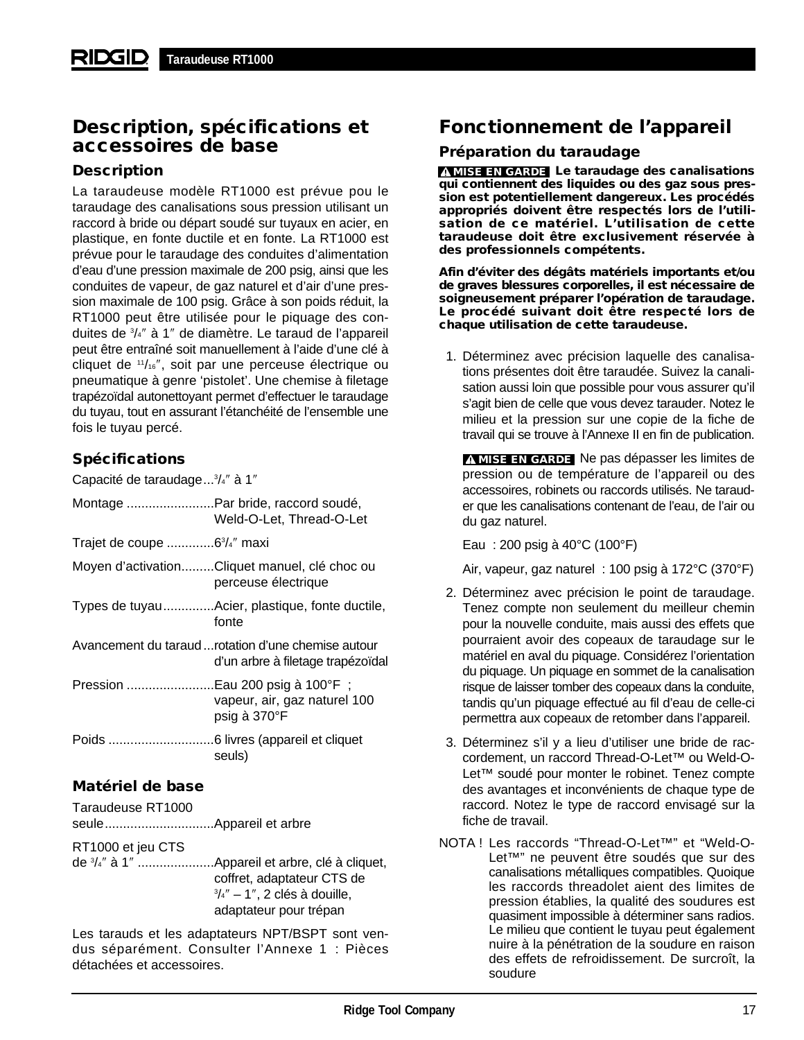## Description, spécifications et accessoires de base

### Description

La taraudeuse modèle RT1000 est prévue pou le taraudage des canalisations sous pression utilisant un raccord à bride ou départ soudé sur tuyaux en acier, en plastique, en fonte ductile et en fonte. La RT1000 est prévue pour le taraudage des conduites d'alimentation d'eau d'une pression maximale de 200 psig, ainsi que les conduites de vapeur, de gaz naturel et d'air d'une pression maximale de 100 psig. Grâce à son poids réduit, la RT1000 peut être utilisée pour le piquage des conduites de 3/4″ à 1″ de diamètre. Le taraud de l'appareil peut être entraîné soit manuellement à l'aide d'une clé à cliquet de 11/16″, soit par une perceuse électrique ou pneumatique à genre 'pistolet'. Une chemise à filetage trapézoïdal autonettoyant permet d'effectuer le taraudage du tuyau, tout en assurant l'étanchéité de l'ensemble une fois le tuyau percé.

### Spécifications

| | |
|---|---|
| Capacité de taraudage | 3/4″ à 1″ |
| Montage | Par bride, raccord soudé, Weld-O-Let, Thread-O-Let |
| Trajet de coupe | 63/4″ maxi |
| Moyen d'activation | Cliquet manuel, clé choc ou perceuse électrique |
| Types de tuyau | Acier, plastique, fonte ductile, fonte |
| Avancement du taraud | rotation d'une chemise autour d'un arbre à filetage trapézoïdal |
| Pression | Eau 200 psig à 100°F ; vapeur, air, gaz naturel 100 psig à 370°F |
| Poids | 6 livres (appareil et cliquet seuls) |

### Matériel de base

| | |
|---|---|
| Taraudeuse RT1000 seule | Appareil et arbre |
| RT1000 et jeu CTS de 3/4″ à 1″ | Appareil et arbre, clé à cliquet, coffret, adaptateur CTS de 3/4″ – 1″, 2 clés à douille, adaptateur pour trépan |

Les tarauds et les adaptateurs NPT/BSPT sont vendus séparément. Consulter l'Annexe 1 : Pièces détachées et accessoires.

## Fonctionnement de l'appareil

### Préparation du taraudage

**⚠ MISE EN GARDE Le taraudage des canalisations qui contiennent des liquides ou des gaz sous pression est potentiellement dangereux. Les procédés appropriés doivent être respectés lors de l'utilisation de ce matériel. L'utilisation de cette taraudeuse doit être exclusivement réservée à des professionnels compétents.**

**Afin d'éviter des dégâts matériels importants et/ou de graves blessures corporelles, il est nécessaire de soigneusement préparer l'opération de taraudage. Le procédé suivant doit être respecté lors de chaque utilisation de cette taraudeuse.**

1. Déterminez avec précision laquelle des canalisations présentes doit être taraudée. Suivez la canalisation aussi loin que possible pour vous assurer qu'il s'agit bien de celle que vous devez tarauder. Notez le milieu et la pression sur une copie de la fiche de travail qui se trouve à l'Annexe II en fin de publication.

   **⚠ MISE EN GARDE** Ne pas dépasser les limites de pression ou de température de l'appareil ou des accessoires, robinets ou raccords utilisés. Ne tarauder que les canalisations contenant de l'eau, de l'air ou du gaz naturel.

   Eau : 200 psig à 40°C (100°F)

   Air, vapeur, gaz naturel : 100 psig à 172°C (370°F)

2. Déterminez avec précision le point de taraudage. Tenez compte non seulement du meilleur chemin pour la nouvelle conduite, mais aussi des effets que pourraient avoir des copeaux de taraudage sur le matériel en aval du piquage. Considérez l'orientation du piquage. Un piquage en sommet de la canalisation risque de laisser tomber des copeaux dans la conduite, tandis qu'un piquage effectué au fil d'eau de celle-ci permettra aux copeaux de retomber dans l'appareil.

3. Déterminez s'il y a lieu d'utiliser une bride de raccordement, un raccord Thread-O-Let™ ou Weld-O-Let™ soudé pour monter le robinet. Tenez compte des avantages et inconvénients de chaque type de raccord. Notez le type de raccord envisagé sur la fiche de travail.

NOTA ! Les raccords "Thread-O-Let™" et "Weld-O-Let™" ne peuvent être soudés que sur des canalisations métalliques compatibles. Quoique les raccords threadolet aient des limites de pression établies, la qualité des soudures est quasiment impossible à déterminer sans radios. Le milieu que contient le tuyau peut également nuire à la pénétration de la soudure en raison des effets de refroidissement. De surcroît, la soudure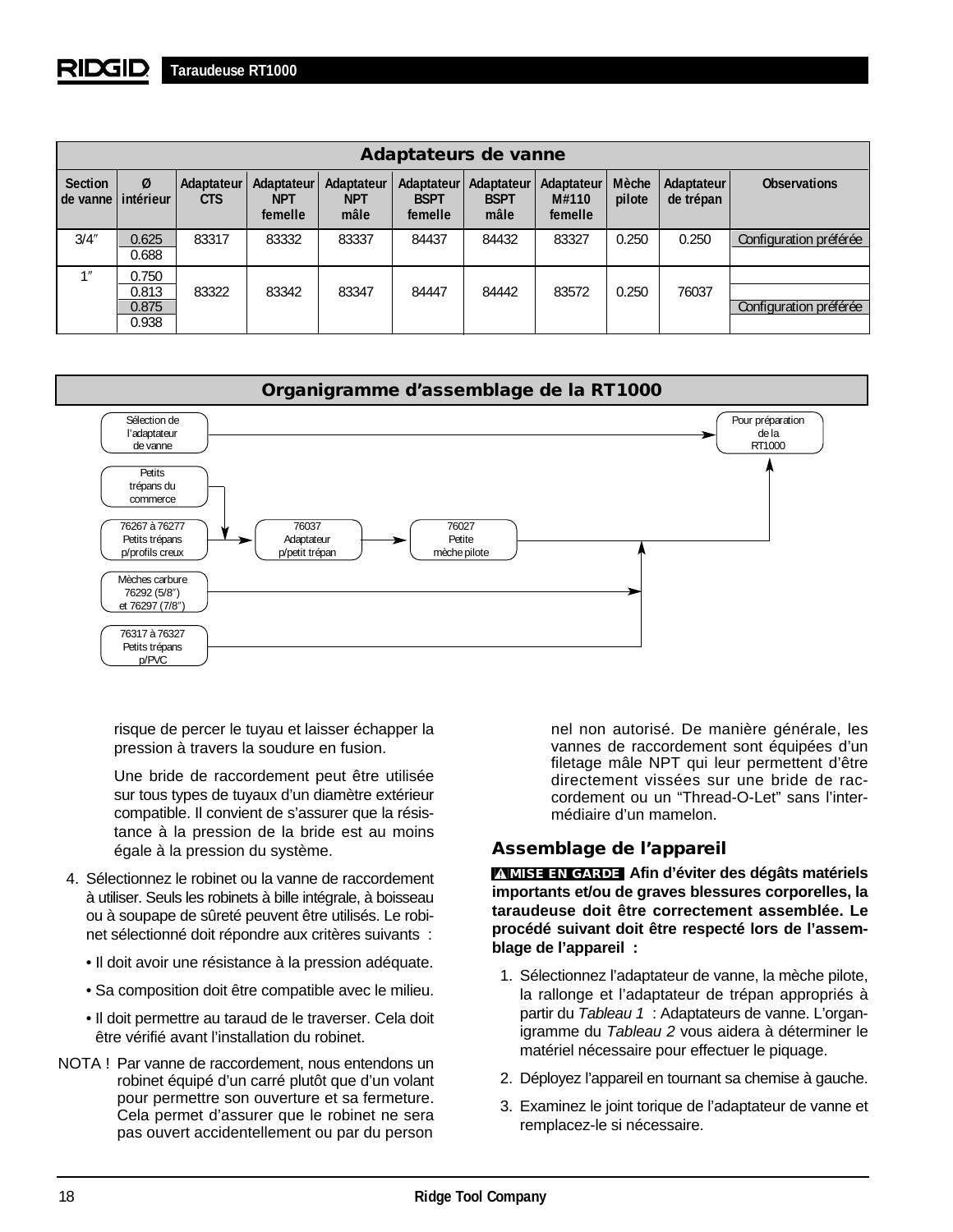| Adaptateurs de vanne | | | | | | | | | | |
|---|---|---|---|---|---|---|---|---|---|---|
| **Section de vanne** | **Ø intérieur** | **Adaptateur CTS** | **Adaptateur NPT femelle** | **Adaptateur NPT mâle** | **Adaptateur BSPT femelle** | **Adaptateur BSPT mâle** | **Adaptateur M#110 femelle** | **Mèche pilote** | **Adaptateur de trépan** | **Observations** |
| 3/4″ | 0.625 | 83317 | 83332 | 83337 | 84437 | 84432 | 83327 | 0.250 | 0.250 | Configuration préférée |
| | 0.688 | | | | | | | | | |
| 1″ | 0.750 | 83322 | 83342 | 83347 | 84447 | 84442 | 83572 | 0.250 | 76037 | |
| | 0.813 | | | | | | | | | |
| | 0.875 | | | | | | | | | Configuration préférée |
| | 0.938 | | | | | | | | | |

## Organigramme d'assemblage de la RT1000

- Sélection de l'adaptateur de vanne → Pour préparation de la RT1000
- Petits trépans du commerce → 76037 Adaptateur p/petit trépan → 76027 Petite mèche pilote → Pour préparation de la RT1000
- 76267 à 76277 Petits trépans p/profils creux → 76037 Adaptateur p/petit trépan → 76027 Petite mèche pilote → Pour préparation de la RT1000
- Mèches carbure 76292 (5/8″) et 76297 (7/8″) → Pour préparation de la RT1000
- 76317 à 76327 Petits trépans p/PVC → Pour préparation de la RT1000

risque de percer le tuyau et laisser échapper la pression à travers la soudure en fusion.

Une bride de raccordement peut être utilisée sur tous types de tuyaux d'un diamètre extérieur compatible. Il convient de s'assurer que la résistance à la pression de la bride est au moins égale à la pression du système.

4. Sélectionnez le robinet ou la vanne de raccordement à utiliser. Seuls les robinets à bille intégrale, à boisseau ou à soupape de sûreté peuvent être utilisés. Le robinet sélectionné doit répondre aux critères suivants :
   - Il doit avoir une résistance à la pression adéquate.
   - Sa composition doit être compatible avec le milieu.
   - Il doit permettre au taraud de le traverser. Cela doit être vérifié avant l'installation du robinet.

NOTA ! Par vanne de raccordement, nous entendons un robinet équipé d'un carré plutôt que d'un volant pour permettre son ouverture et sa fermeture. Cela permet d'assurer que le robinet ne sera pas ouvert accidentellement ou par du personnel non autorisé. De manière générale, les vannes de raccordement sont équipées d'un filetage mâle NPT qui leur permettent d'être directement vissées sur une bride de raccordement ou un "Thread-O-Let" sans l'intermédiaire d'un mamelon.

### Assemblage de l'appareil

**⚠ MISE EN GARDE Afin d'éviter des dégâts matériels importants et/ou de graves blessures corporelles, la taraudeuse doit être correctement assemblée. Le procédé suivant doit être respecté lors de l'assemblage de l'appareil :**

1. Sélectionnez l'adaptateur de vanne, la mèche pilote, la rallonge et l'adaptateur de trépan appropriés à partir du *Tableau 1* : Adaptateurs de vanne. L'organigramme du *Tableau 2* vous aidera à déterminer le matériel nécessaire pour effectuer le piquage.
2. Déployez l'appareil en tournant sa chemise à gauche.
3. Examinez le joint torique de l'adaptateur de vanne et remplacez-le si nécessaire.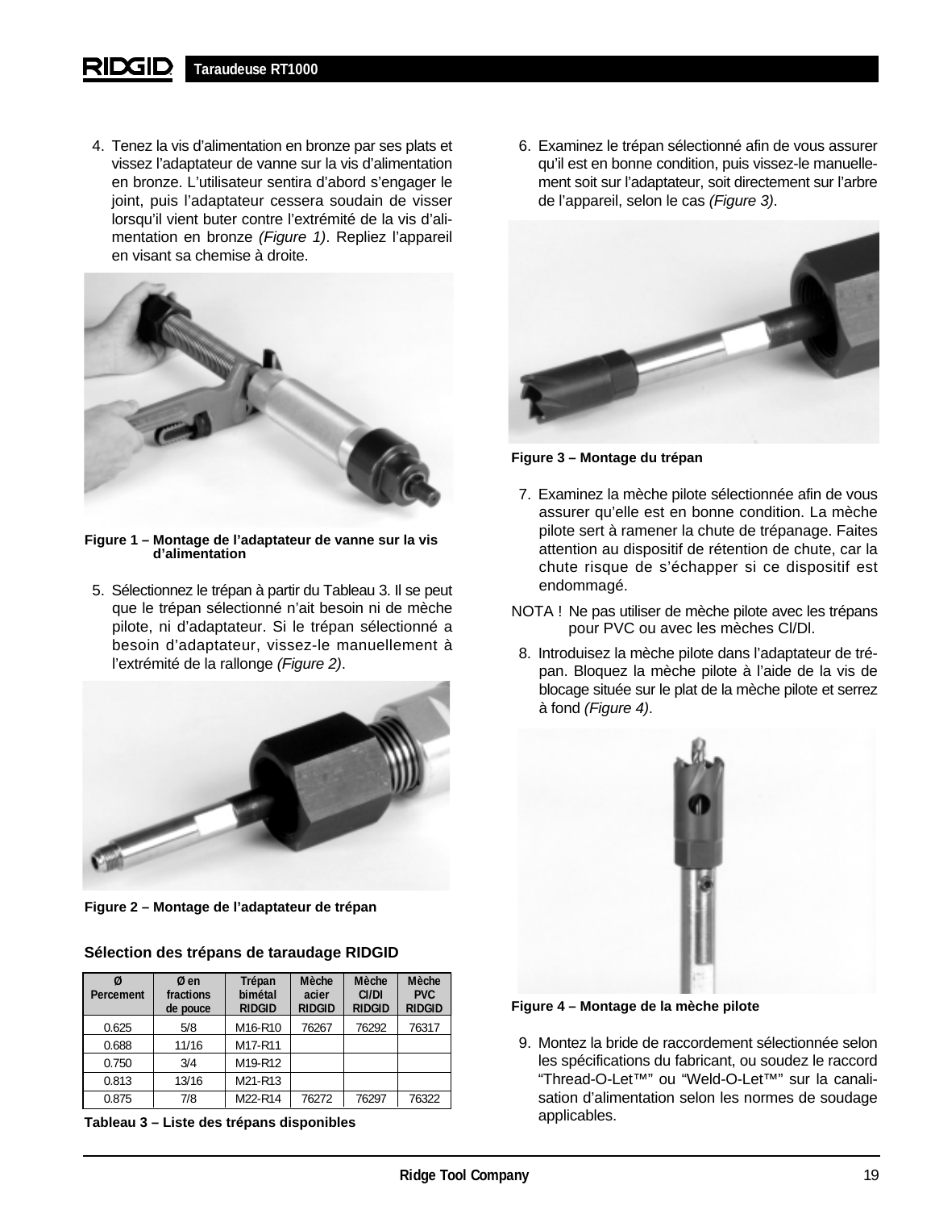4. Tenez la vis d'alimentation en bronze par ses plats et vissez l'adaptateur de vanne sur la vis d'alimentation en bronze. L'utilisateur sentira d'abord s'engager le joint, puis l'adaptateur cessera soudain de visser lorsqu'il vient buter contre l'extrémité de la vis d'alimentation en bronze *(Figure 1)*. Repliez l'appareil en visant sa chemise à droite.

**Figure 1 – Montage de l'adaptateur de vanne sur la vis d'alimentation**

5. Sélectionnez le trépan à partir du Tableau 3. Il se peut que le trépan sélectionné n'ait besoin ni de mèche pilote, ni d'adaptateur. Si le trépan sélectionné a besoin d'adaptateur, vissez-le manuellement à l'extrémité de la rallonge *(Figure 2)*.

**Figure 2 – Montage de l'adaptateur de trépan**

**Sélection des trépans de taraudage RIDGID**

| Ø Percement | Ø en fractions de pouce | Trépan bimétal RIDGID | Mèche acier RIDGID | Mèche CI/DI RIDGID | Mèche PVC RIDGID |
|---|---|---|---|---|---|
| 0.625 | 5/8 | M16-R10 | 76267 | 76292 | 76317 |
| 0.688 | 11/16 | M17-R11 | | | |
| 0.750 | 3/4 | M19-R12 | | | |
| 0.813 | 13/16 | M21-R13 | | | |
| 0.875 | 7/8 | M22-R14 | 76272 | 76297 | 76322 |

**Tableau 3 – Liste des trépans disponibles**

6. Examinez le trépan sélectionné afin de vous assurer qu'il est en bonne condition, puis vissez-le manuellement soit sur l'adaptateur, soit directement sur l'arbre de l'appareil, selon le cas *(Figure 3)*.

**Figure 3 – Montage du trépan**

7. Examinez la mèche pilote sélectionnée afin de vous assurer qu'elle est en bonne condition. La mèche pilote sert à ramener la chute de trépanage. Faites attention au dispositif de rétention de chute, car la chute risque de s'échapper si ce dispositif est endommagé.

NOTA ! Ne pas utiliser de mèche pilote avec les trépans pour PVC ou avec les mèches CI/DI.

8. Introduisez la mèche pilote dans l'adaptateur de trépan. Bloquez la mèche pilote à l'aide de la vis de blocage située sur le plat de la mèche pilote et serrez à fond *(Figure 4)*.

**Figure 4 – Montage de la mèche pilote**

9. Montez la bride de raccordement sélectionnée selon les spécifications du fabricant, ou soudez le raccord "Thread-O-Let™" ou "Weld-O-Let™" sur la canalisation d'alimentation selon les normes de soudage applicables.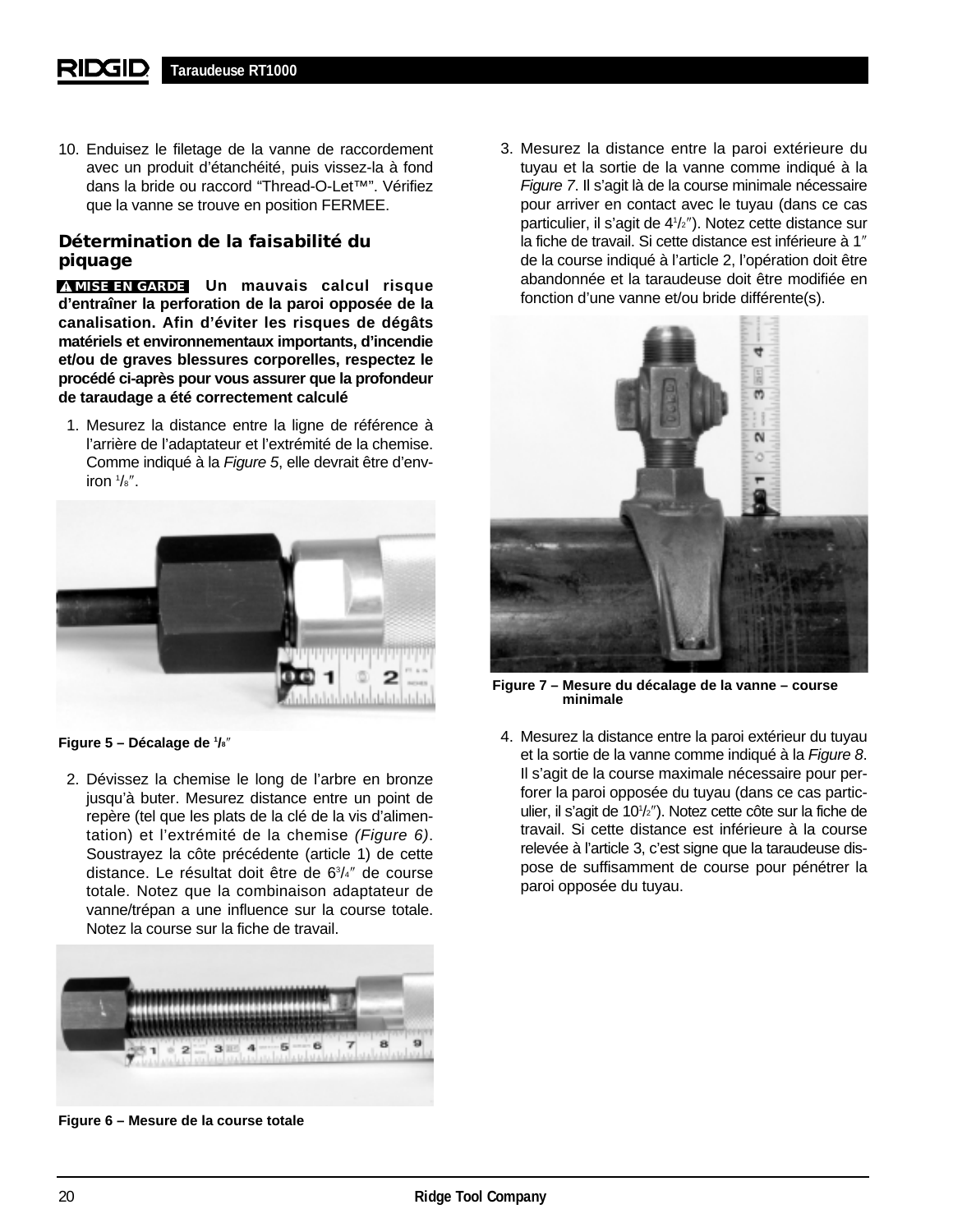10. Enduisez le filetage de la vanne de raccordement avec un produit d'étanchéité, puis vissez-la à fond dans la bride ou raccord "Thread-O-Let™". Vérifiez que la vanne se trouve en position FERMEE.

## Détermination de la faisabilité du piquage

**⚠ MISE EN GARDE Un mauvais calcul risque d'entraîner la perforation de la paroi opposée de la canalisation. Afin d'éviter les risques de dégâts matériels et environnementaux importants, d'incendie et/ou de graves blessures corporelles, respectez le procédé ci-après pour vous assurer que la profondeur de taraudage a été correctement calculé**

1. Mesurez la distance entre la ligne de référence à l'arrière de l'adaptateur et l'extrémité de la chemise. Comme indiqué à la *Figure 5*, elle devrait être d'environ 1/8″.

**Figure 5 – Décalage de 1/8″**

2. Dévissez la chemise le long de l'arbre en bronze jusqu'à buter. Mesurez distance entre un point de repère (tel que les plats de la clé de la vis d'alimentation) et l'extrémité de la chemise *(Figure 6)*. Soustrayez la côte précédente (article 1) de cette distance. Le résultat doit être de 6 3/4″ de course totale. Notez que la combinaison adaptateur de vanne/trépan a une influence sur la course totale. Notez la course sur la fiche de travail.

**Figure 6 – Mesure de la course totale**

3. Mesurez la distance entre la paroi extérieure du tuyau et la sortie de la vanne comme indiqué à la *Figure 7*. Il s'agit là de la course minimale nécessaire pour arriver en contact avec le tuyau (dans ce cas particulier, il s'agit de 4 1/2″). Notez cette distance sur la fiche de travail. Si cette distance est inférieure à 1″ de la course indiqué à l'article 2, l'opération doit être abandonnée et la taraudeuse doit être modifiée en fonction d'une vanne et/ou bride différente(s).

**Figure 7 – Mesure du décalage de la vanne – course minimale**

4. Mesurez la distance entre la paroi extérieur du tuyau et la sortie de la vanne comme indiqué à la *Figure 8*. Il s'agit de la course maximale nécessaire pour perforer la paroi opposée du tuyau (dans ce cas particulier, il s'agit de 10 1/2″). Notez cette côte sur la fiche de travail. Si cette distance est inférieure à la course relevée à l'article 3, c'est signe que la taraudeuse dispose de suffisamment de course pour pénétrer la paroi opposée du tuyau.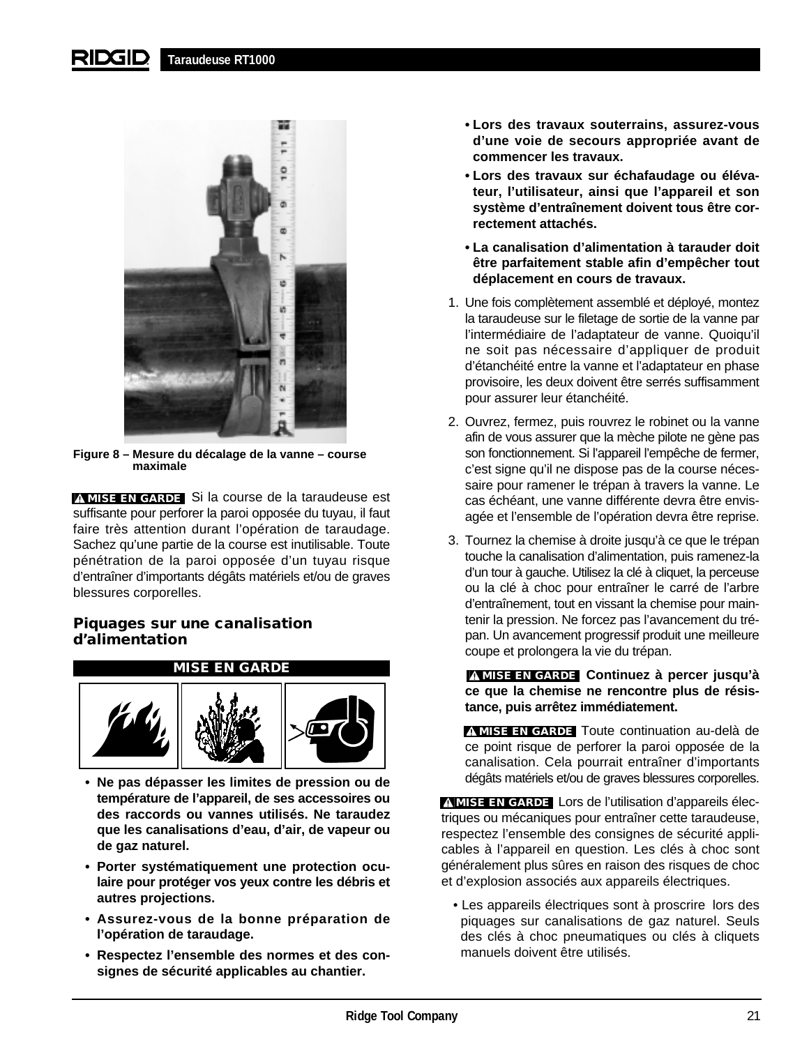Figure 8 – Mesure du décalage de la vanne – course maximale

**⚠ MISE EN GARDE** Si la course de la taraudeuse est suffisante pour perforer la paroi opposée du tuyau, il faut faire très attention durant l'opération de taraudage. Sachez qu'une partie de la course est inutilisable. Toute pénétration de la paroi opposée d'un tuyau risque d'entraîner d'importants dégâts matériels et/ou de graves blessures corporelles.

## Piquages sur une canalisation d'alimentation

**MISE EN GARDE**

- **Ne pas dépasser les limites de pression ou de température de l'appareil, de ses accessoires ou des raccords ou vannes utilisés. Ne taraudez que les canalisations d'eau, d'air, de vapeur ou de gaz naturel.**
- **Porter systématiquement une protection oculaire pour protéger vos yeux contre les débris et autres projections.**
- **Assurez-vous de la bonne préparation de l'opération de taraudage.**
- **Respectez l'ensemble des normes et des consignes de sécurité applicables au chantier.**
- **Lors des travaux souterrains, assurez-vous d'une voie de secours appropriée avant de commencer les travaux.**
- **Lors des travaux sur échafaudage ou élévateur, l'utilisateur, ainsi que l'appareil et son système d'entraînement doivent tous être correctement attachés.**
- **La canalisation d'alimentation à tarauder doit être parfaitement stable afin d'empêcher tout déplacement en cours de travaux.**

1. Une fois complètement assemblé et déployé, montez la taraudeuse sur le filetage de sortie de la vanne par l'intermédiaire de l'adaptateur de vanne. Quoiqu'il ne soit pas nécessaire d'appliquer de produit d'étanchéité entre la vanne et l'adaptateur en phase provisoire, les deux doivent être serrés suffisamment pour assurer leur étanchéité.
2. Ouvrez, fermez, puis rouvrez le robinet ou la vanne afin de vous assurer que la mèche pilote ne gène pas son fonctionnement. Si l'appareil l'empêche de fermer, c'est signe qu'il ne dispose pas de la course nécessaire pour ramener le trépan à travers la vanne. Le cas échéant, une vanne différente devra être envisagée et l'ensemble de l'opération devra être reprise.
3. Tournez la chemise à droite jusqu'à ce que le trépan touche la canalisation d'alimentation, puis ramenez-la d'un tour à gauche. Utilisez la clé à cliquet, la perceuse ou la clé à choc pour entraîner le carré de l'arbre d'entraînement, tout en vissant la chemise pour maintenir la pression. Ne forcez pas l'avancement du trépan. Un avancement progressif produit une meilleure coupe et prolongera la vie du trépan.

   **⚠ MISE EN GARDE Continuez à percer jusqu'à ce que la chemise ne rencontre plus de résistance, puis arrêtez immédiatement.**

   **⚠ MISE EN GARDE** Toute continuation au-delà de ce point risque de perforer la paroi opposée de la canalisation. Cela pourrait entraîner d'importants dégâts matériels et/ou de graves blessures corporelles.

**⚠ MISE EN GARDE** Lors de l'utilisation d'appareils électriques ou mécaniques pour entraîner cette taraudeuse, respectez l'ensemble des consignes de sécurité applicables à l'appareil en question. Les clés à choc sont généralement plus sûres en raison des risques de choc et d'explosion associés aux appareils électriques.

- Les appareils électriques sont à proscrire lors des piquages sur canalisations de gaz naturel. Seuls des clés à choc pneumatiques ou clés à cliquets manuels doivent être utilisés.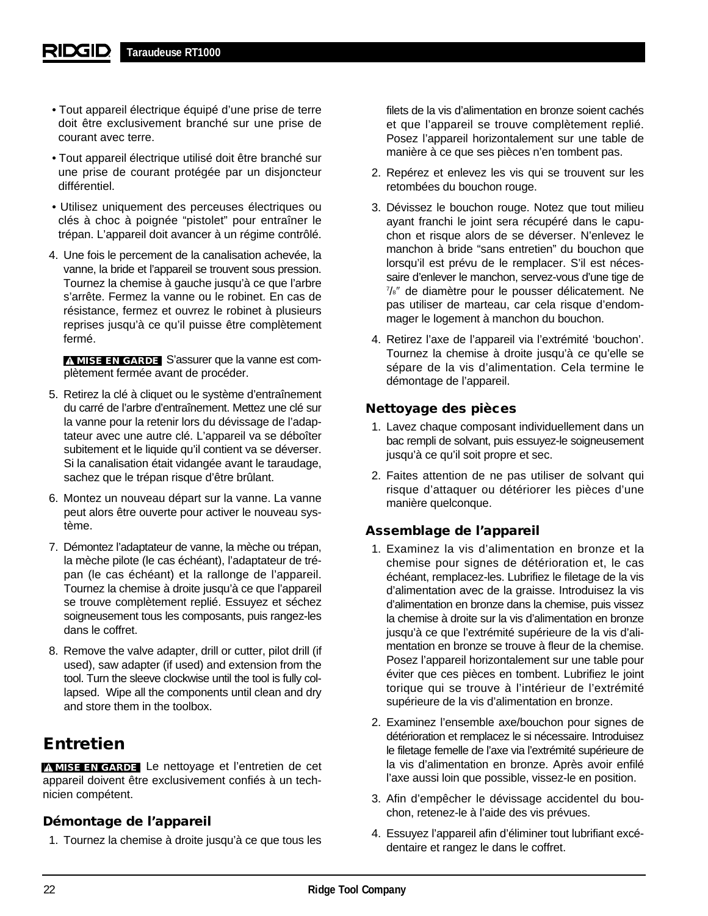- Tout appareil électrique équipé d'une prise de terre doit être exclusivement branché sur une prise de courant avec terre.
- Tout appareil électrique utilisé doit être branché sur une prise de courant protégée par un disjoncteur différentiel.
- Utilisez uniquement des perceuses électriques ou clés à choc à poignée "pistolet" pour entraîner le trépan. L'appareil doit avancer à un régime contrôlé.

4. Une fois le percement de la canalisation achevée, la vanne, la bride et l'appareil se trouvent sous pression. Tournez la chemise à gauche jusqu'à ce que l'arbre s'arrête. Fermez la vanne ou le robinet. En cas de résistance, fermez et ouvrez le robinet à plusieurs reprises jusqu'à ce qu'il puisse être complètement fermé.

   **⚠ MISE EN GARDE** S'assurer que la vanne est complètement fermée avant de procéder.

5. Retirez la clé à cliquet ou le système d'entraînement du carré de l'arbre d'entraînement. Mettez une clé sur la vanne pour la retenir lors du dévissage de l'adaptateur avec une autre clé. L'appareil va se déboîter subitement et le liquide qu'il contient va se déverser. Si la canalisation était vidangée avant le taraudage, sachez que le trépan risque d'être brûlant.
6. Montez un nouveau départ sur la vanne. La vanne peut alors être ouverte pour activer le nouveau système.
7. Démontez l'adaptateur de vanne, la mèche ou trépan, la mèche pilote (le cas échéant), l'adaptateur de trépan (le cas échéant) et la rallonge de l'appareil. Tournez la chemise à droite jusqu'à ce que l'appareil se trouve complètement replié. Essuyez et séchez soigneusement tous les composants, puis rangez-les dans le coffret.
8. Remove the valve adapter, drill or cutter, pilot drill (if used), saw adapter (if used) and extension from the tool. Turn the sleeve clockwise until the tool is fully collapsed. Wipe all the components until clean and dry and store them in the toolbox.

# Entretien

**⚠ MISE EN GARDE** Le nettoyage et l'entretien de cet appareil doivent être exclusivement confiés à un technicien compétent.

## Démontage de l'appareil

1. Tournez la chemise à droite jusqu'à ce que tous les filets de la vis d'alimentation en bronze soient cachés et que l'appareil se trouve complètement replié. Posez l'appareil horizontalement sur une table de manière à ce que ses pièces n'en tombent pas.
2. Repérez et enlevez les vis qui se trouvent sur les retombées du bouchon rouge.
3. Dévissez le bouchon rouge. Notez que tout milieu ayant franchi le joint sera récupéré dans le capuchon et risque alors de se déverser. N'enlevez le manchon à bride "sans entretien" du bouchon que lorsqu'il est prévu de le remplacer. S'il est nécessaire d'enlever le manchon, servez-vous d'une tige de 7/8″ de diamètre pour le pousser délicatement. Ne pas utiliser de marteau, car cela risque d'endommager le logement à manchon du bouchon.
4. Retirez l'axe de l'appareil via l'extrémité 'bouchon'. Tournez la chemise à droite jusqu'à ce qu'elle se sépare de la vis d'alimentation. Cela termine le démontage de l'appareil.

## Nettoyage des pièces

1. Lavez chaque composant individuellement dans un bac rempli de solvant, puis essuyez-le soigneusement jusqu'à ce qu'il soit propre et sec.
2. Faites attention de ne pas utiliser de solvant qui risque d'attaquer ou détériorer les pièces d'une manière quelconque.

## Assemblage de l'appareil

1. Examinez la vis d'alimentation en bronze et la chemise pour signes de détérioration et, le cas échéant, remplacez-les. Lubrifiez le filetage de la vis d'alimentation avec de la graisse. Introduisez la vis d'alimentation en bronze dans la chemise, puis vissez la chemise à droite sur la vis d'alimentation en bronze jusqu'à ce que l'extrémité supérieure de la vis d'alimentation en bronze se trouve à fleur de la chemise. Posez l'appareil horizontalement sur une table pour éviter que ces pièces en tombent. Lubrifiez le joint torique qui se trouve à l'intérieur de l'extrémité supérieure de la vis d'alimentation en bronze.
2. Examinez l'ensemble axe/bouchon pour signes de détérioration et remplacez le si nécessaire. Introduisez le filetage femelle de l'axe via l'extrémité supérieure de la vis d'alimentation en bronze. Après avoir enfilé l'axe aussi loin que possible, vissez-le en position.
3. Afin d'empêcher le dévissage accidentel du bouchon, retenez-le à l'aide des vis prévues.
4. Essuyez l'appareil afin d'éliminer tout lubrifiant excédentaire et rangez le dans le coffret.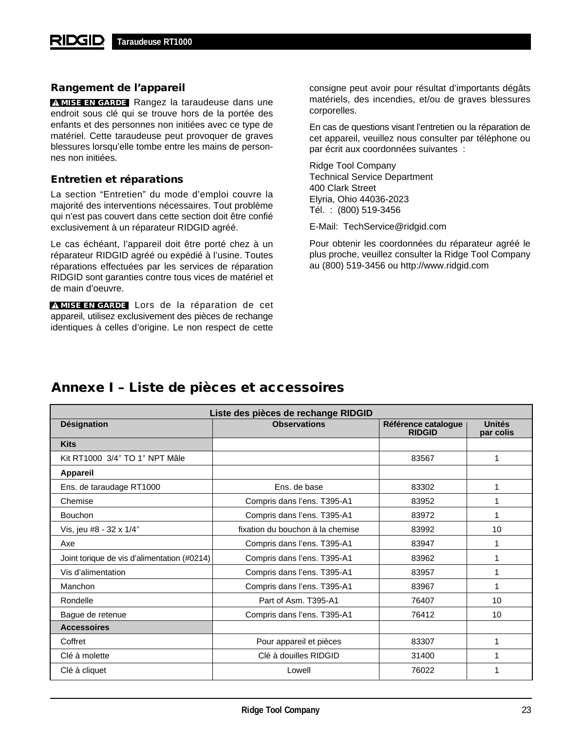## Rangement de l'appareil

**⚠ MISE EN GARDE** Rangez la taraudeuse dans une endroit sous clé qui se trouve hors de la portée des enfants et des personnes non initiées avec ce type de matériel. Cette taraudeuse peut provoquer de graves blessures lorsqu'elle tombe entre les mains de personnes non initiées.

## Entretien et réparations

La section "Entretien" du mode d'emploi couvre la majorité des interventions nécessaires. Tout problème qui n'est pas couvert dans cette section doit être confié exclusivement à un réparateur RIDGID agréé.

Le cas échéant, l'appareil doit être porté chez à un réparateur RIDGID agréé ou expédié à l'usine. Toutes réparations effectuées par les services de réparation RIDGID sont garanties contre tous vices de matériel et de main d'oeuvre.

**⚠ MISE EN GARDE** Lors de la réparation de cet appareil, utilisez exclusivement des pièces de rechange identiques à celles d'origine. Le non respect de cette consigne peut avoir pour résultat d'importants dégâts matériels, des incendies, et/ou de graves blessures corporelles.

En cas de questions visant l'entretien ou la réparation de cet appareil, veuillez nous consulter par téléphone ou par écrit aux coordonnées suivantes :

Ridge Tool Company
Technical Service Department
400 Clark Street
Elyria, Ohio 44036-2023
Tél. : (800) 519-3456

E-Mail: TechService@ridgid.com

Pour obtenir les coordonnées du réparateur agréé le plus proche, veuillez consulter la Ridge Tool Company au (800) 519-3456 ou http://www.ridgid.com

# Annexe I – Liste de pièces et accessoires

| Liste des pièces de rechange RIDGID | | | |
|---|---|---|---|
| **Désignation** | **Observations** | **Référence catalogue RIDGID** | **Unités par colis** |
| **Kits** | | | |
| Kit RT1000 3/4″ TO 1″ NPT Mâle | | 83567 | 1 |
| **Appareil** | | | |
| Ens. de taraudage RT1000 | Ens. de base | 83302 | 1 |
| Chemise | Compris dans l'ens. T395-A1 | 83952 | 1 |
| Bouchon | Compris dans l'ens. T395-A1 | 83972 | 1 |
| Vis, jeu #8 - 32 x 1/4″ | fixation du bouchon à la chemise | 83992 | 10 |
| Axe | Compris dans l'ens. T395-A1 | 83947 | 1 |
| Joint torique de vis d'alimentation (#0214) | Compris dans l'ens. T395-A1 | 83962 | 1 |
| Vis d'alimentation | Compris dans l'ens. T395-A1 | 83957 | 1 |
| Manchon | Compris dans l'ens. T395-A1 | 83967 | 1 |
| Rondelle | Part of Asm. T395-A1 | 76407 | 10 |
| Bague de retenue | Compris dans l'ens. T395-A1 | 76412 | 10 |
| **Accessoires** | | | |
| Coffret | Pour appareil et pièces | 83307 | 1 |
| Clé à molette | Clé à douilles RIDGID | 31400 | 1 |
| Clé à cliquet | Lowell | 76022 | 1 |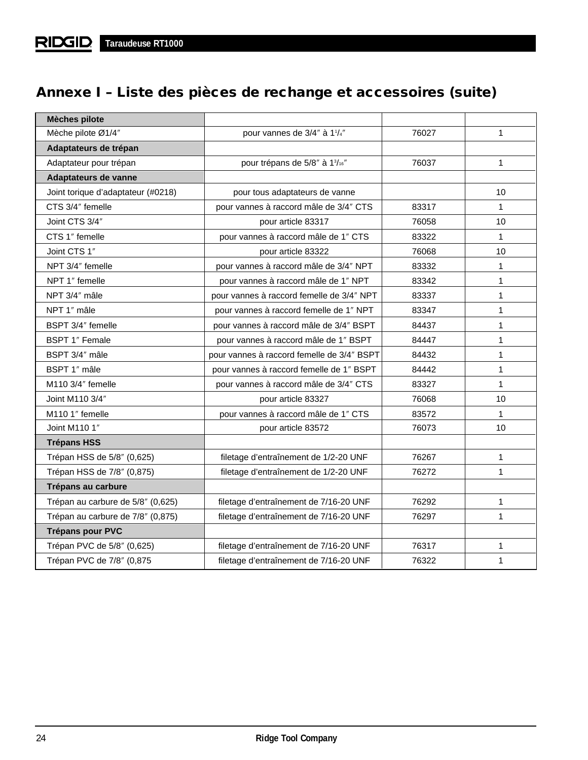## Annexe I – Liste des pièces de rechange et accessoires (suite)

| | | | |
|---|---|---|---|
| **Mèches pilote** | | | |
| Mèche pilote Ø1/4″ | pour vannes de 3/4″ à 1¹/₄″ | 76027 | 1 |
| **Adaptateurs de trépan** | | | |
| Adaptateur pour trépan | pour trépans de 5/8″ à 1³/₁₆″ | 76037 | 1 |
| **Adaptateurs de vanne** | | | |
| Joint torique d'adaptateur (#0218) | pour tous adaptateurs de vanne | | 10 |
| CTS 3/4″ femelle | pour vannes à raccord mâle de 3/4″ CTS | 83317 | 1 |
| Joint CTS 3/4″ | pour article 83317 | 76058 | 10 |
| CTS 1″ femelle | pour vannes à raccord mâle de 1″ CTS | 83322 | 1 |
| Joint CTS 1″ | pour article 83322 | 76068 | 10 |
| NPT 3/4″ femelle | pour vannes à raccord mâle de 3/4″ NPT | 83332 | 1 |
| NPT 1″ femelle | pour vannes à raccord mâle de 1″ NPT | 83342 | 1 |
| NPT 3/4″ mâle | pour vannes à raccord femelle de 3/4″ NPT | 83337 | 1 |
| NPT 1″ mâle | pour vannes à raccord femelle de 1″ NPT | 83347 | 1 |
| BSPT 3/4″ femelle | pour vannes à raccord mâle de 3/4″ BSPT | 84437 | 1 |
| BSPT 1″ Female | pour vannes à raccord mâle de 1″ BSPT | 84447 | 1 |
| BSPT 3/4″ mâle | pour vannes à raccord femelle de 3/4″ BSPT | 84432 | 1 |
| BSPT 1″ mâle | pour vannes à raccord femelle de 1″ BSPT | 84442 | 1 |
| M110 3/4″ femelle | pour vannes à raccord mâle de 3/4″ CTS | 83327 | 1 |
| Joint M110 3/4″ | pour article 83327 | 76068 | 10 |
| M110 1″ femelle | pour vannes à raccord mâle de 1″ CTS | 83572 | 1 |
| Joint M110 1″ | pour article 83572 | 76073 | 10 |
| **Trépans HSS** | | | |
| Trépan HSS de 5/8″ (0,625) | filetage d'entraînement de 1/2-20 UNF | 76267 | 1 |
| Trépan HSS de 7/8″ (0,875) | filetage d'entraînement de 1/2-20 UNF | 76272 | 1 |
| **Trépans au carbure** | | | |
| Trépan au carbure de 5/8″ (0,625) | filetage d'entraînement de 7/16-20 UNF | 76292 | 1 |
| Trépan au carbure de 7/8″ (0,875) | filetage d'entraînement de 7/16-20 UNF | 76297 | 1 |
| **Trépans pour PVC** | | | |
| Trépan PVC de 5/8″ (0,625) | filetage d'entraînement de 7/16-20 UNF | 76317 | 1 |
| Trépan PVC de 7/8″ (0,875 | filetage d'entraînement de 7/16-20 UNF | 76322 | 1 |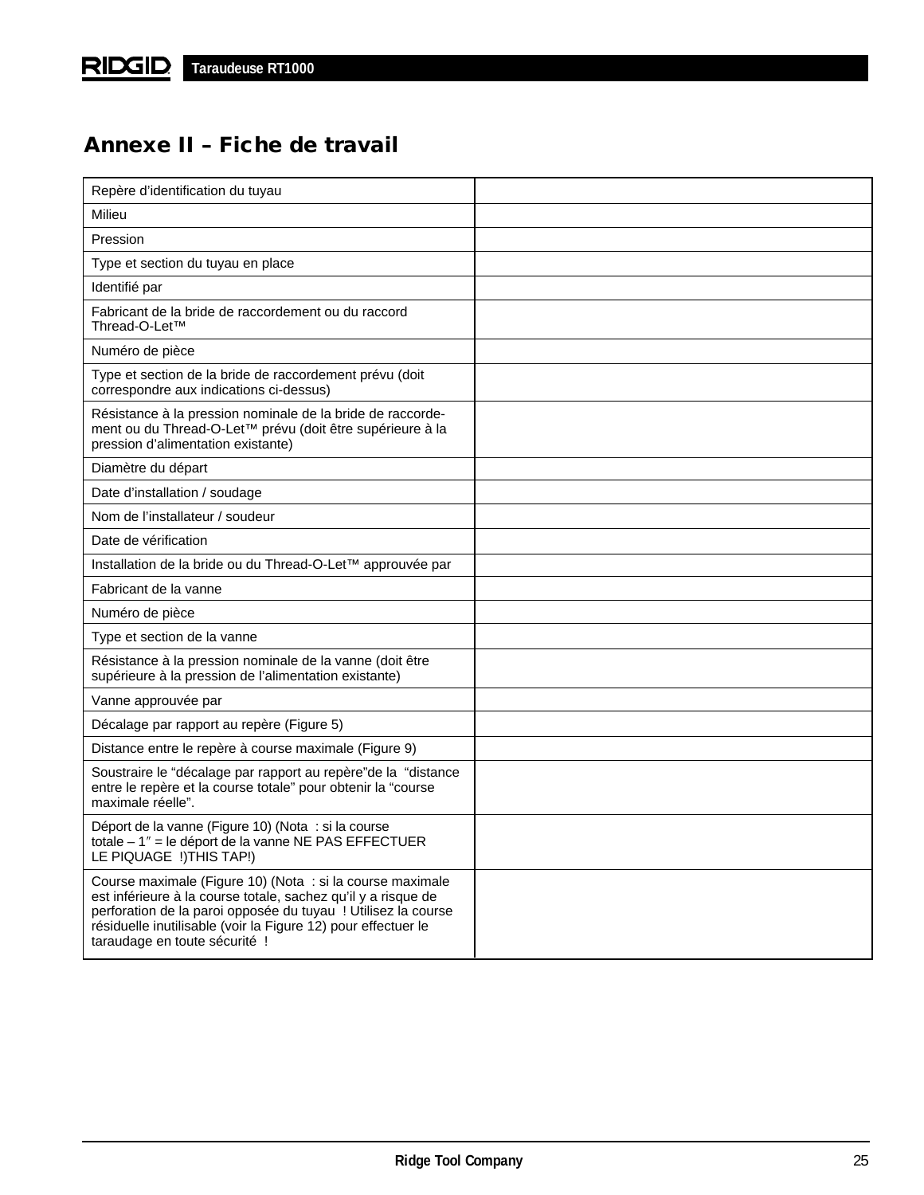## Annexe II – Fiche de travail

| | |
|---|---|
| Repère d'identification du tuyau | |
| Milieu | |
| Pression | |
| Type et section du tuyau en place | |
| Identifié par | |
| Fabricant de la bride de raccordement ou du raccord Thread-O-Let™ | |
| Numéro de pièce | |
| Type et section de la bride de raccordement prévu (doit correspondre aux indications ci-dessus) | |
| Résistance à la pression nominale de la bride de raccordement ou du Thread-O-Let™ prévu (doit être supérieure à la pression d'alimentation existante) | |
| Diamètre du départ | |
| Date d'installation / soudage | |
| Nom de l'installateur / soudeur | |
| Date de vérification | |
| Installation de la bride ou du Thread-O-Let™ approuvée par | |
| Fabricant de la vanne | |
| Numéro de pièce | |
| Type et section de la vanne | |
| Résistance à la pression nominale de la vanne (doit être supérieure à la pression de l'alimentation existante) | |
| Vanne approuvée par | |
| Décalage par rapport au repère (Figure 5) | |
| Distance entre le repère à course maximale (Figure 9) | |
| Soustraire le "décalage par rapport au repère"de la "distance entre le repère et la course totale" pour obtenir la "course maximale réelle". | |
| Déport de la vanne (Figure 10) (Nota : si la course totale – 1″ = le déport de la vanne NE PAS EFFECTUER LE PIQUAGE !)THIS TAP!) | |
| Course maximale (Figure 10) (Nota : si la course maximale est inférieure à la course totale, sachez qu'il y a risque de perforation de la paroi opposée du tuyau ! Utilisez la course résiduelle inutilisable (voir la Figure 12) pour effectuer le taraudage en toute sécurité ! | |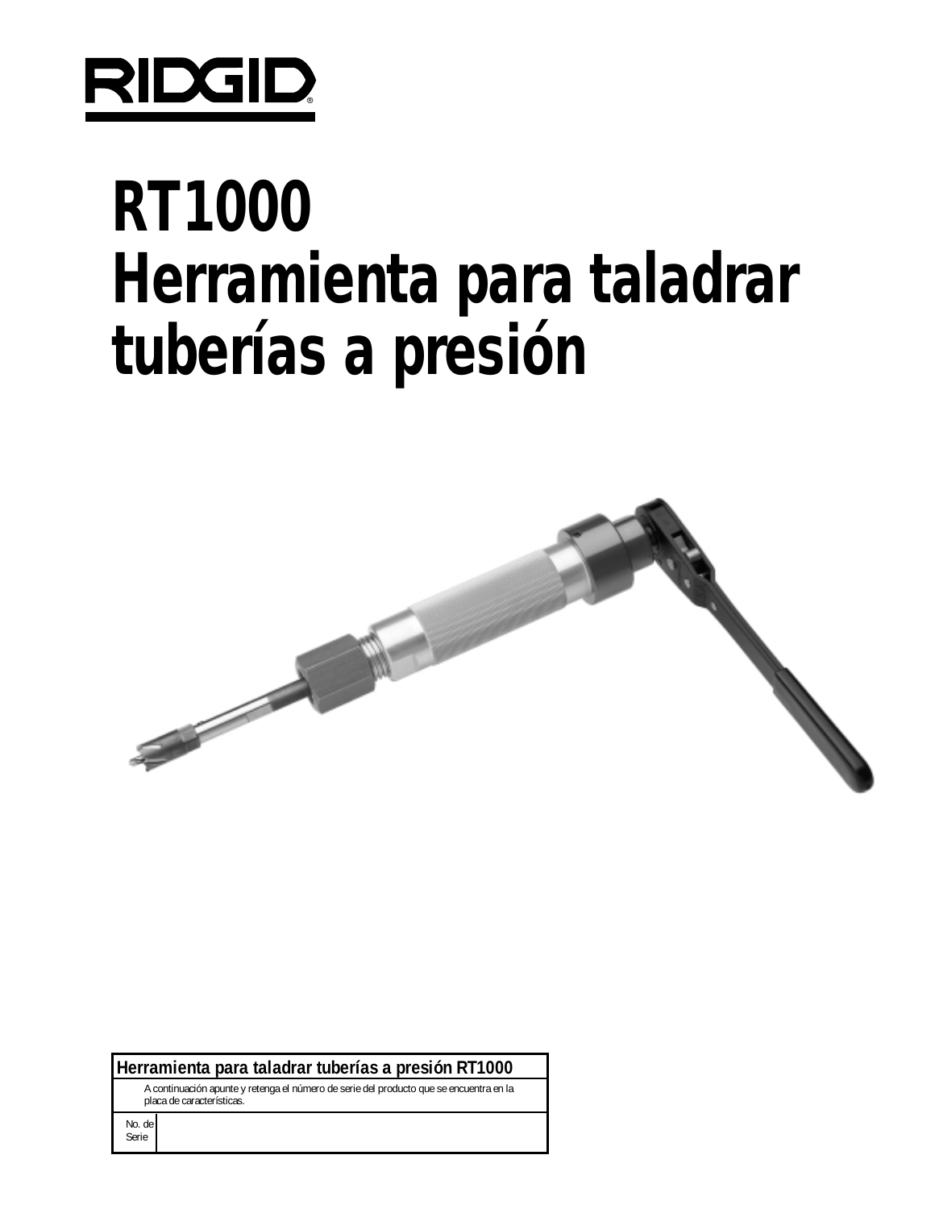RIDGID

# RT1000 Herramienta para taladrar tuberías a presión

| Herramienta para taladrar tuberías a presión RT1000 | |
|---|---|
| A continuación apunte y retenga el número de serie del producto que se encuentra en la placa de características. | |
| No. de Serie | |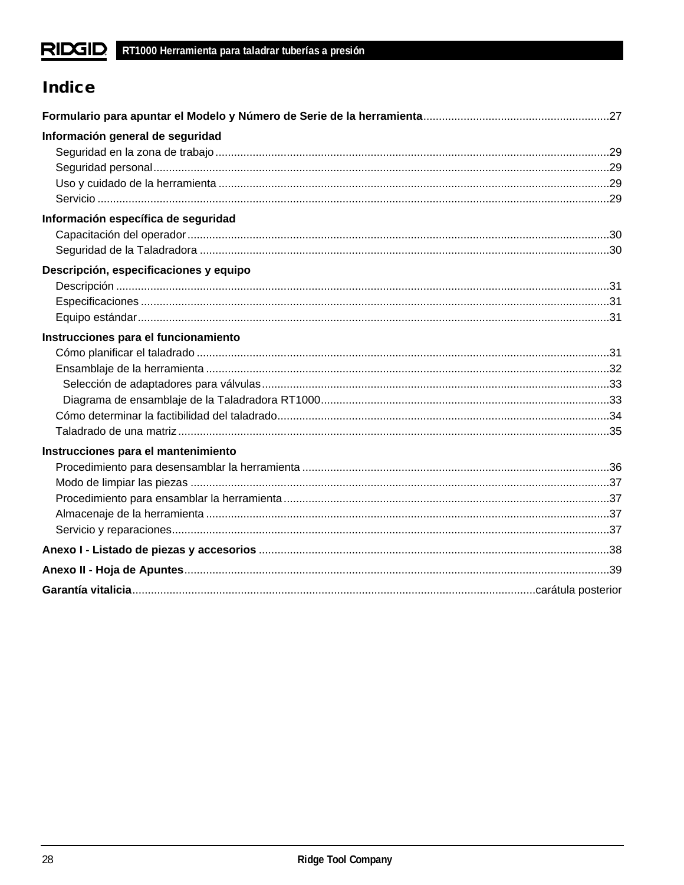# Indice

**Formulario para apuntar el Modelo y Número de Serie de la herramienta**...27

**Información general de seguridad**

- Seguridad en la zona de trabajo...29
- Seguridad personal...29
- Uso y cuidado de la herramienta...29
- Servicio...29

**Información específica de seguridad**

- Capacitación del operador...30
- Seguridad de la Taladradora...30

**Descripción, especificaciones y equipo**

- Descripción...31
- Especificaciones...31
- Equipo estándar...31

**Instrucciones para el funcionamiento**

- Cómo planificar el taladrado...31
- Ensamblaje de la herramienta...32
  - Selección de adaptadores para válvulas...33
  - Diagrama de ensamblaje de la Taladradora RT1000...33
- Cómo determinar la factibilidad del taladrado...34
- Taladrado de una matriz...35

**Instrucciones para el mantenimiento**

- Procedimiento para desensamblar la herramienta...36
- Modo de limpiar las piezas...37
- Procedimiento para ensamblar la herramienta...37
- Almacenaje de la herramienta...37
- Servicio y reparaciones...37

**Anexo I - Listado de piezas y accesorios**...38

**Anexo II - Hoja de Apuntes**...39

**Garantía vitalicia**...carátula posterior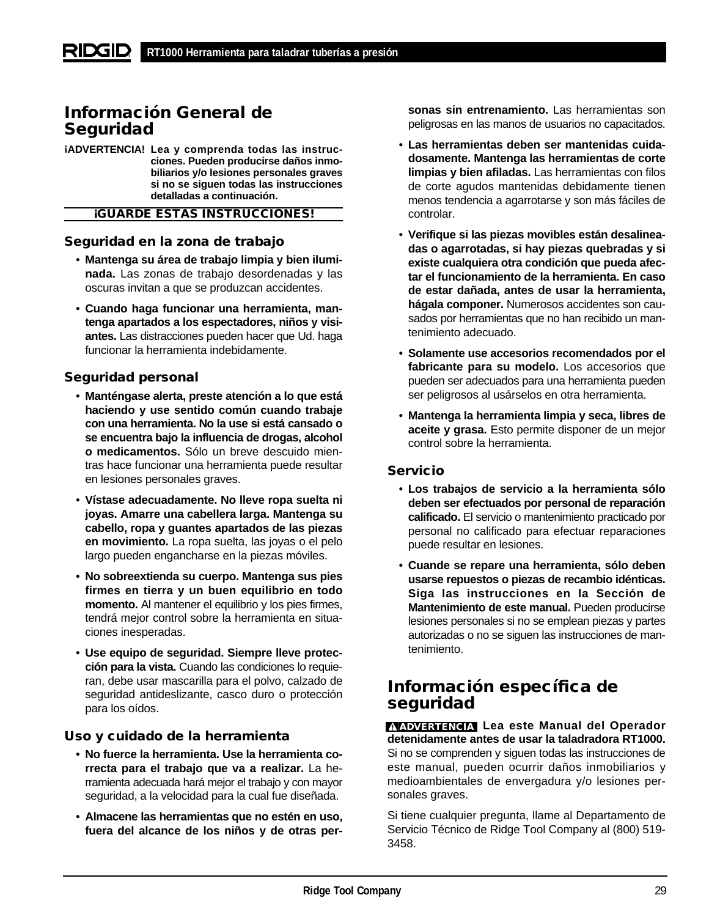# Información General de Seguridad

**¡ADVERTENCIA! Lea y comprenda todas las instrucciones. Pueden producirse daños inmobiliarios y/o lesiones personales graves si no se siguen todas las instrucciones detalladas a continuación.**

**¡GUARDE ESTAS INSTRUCCIONES!**

## Seguridad en la zona de trabajo

- **Mantenga su área de trabajo limpia y bien iluminada.** Las zonas de trabajo desordenadas y las oscuras invitan a que se produzcan accidentes.
- **Cuando haga funcionar una herramienta, mantenga apartados a los espectadores, niños y visitantes.** Las distracciones pueden hacer que Ud. haga funcionar la herramienta indebidamente.

## Seguridad personal

- **Manténgase alerta, preste atención a lo que está haciendo y use sentido común cuando trabaje con una herramienta. No la use si está cansado o se encuentra bajo la influencia de drogas, alcohol o medicamentos.** Sólo un breve descuido mientras hace funcionar una herramienta puede resultar en lesiones personales graves.
- **Vístase adecuadamente. No lleve ropa suelta ni joyas. Amarre una cabellera larga. Mantenga su cabello, ropa y guantes apartados de las piezas en movimiento.** La ropa suelta, las joyas o el pelo largo pueden engancharse en la piezas móviles.
- **No sobreextienda su cuerpo. Mantenga sus pies firmes en tierra y un buen equilibrio en todo momento.** Al mantener el equilibrio y los pies firmes, tendrá mejor control sobre la herramienta en situaciones inesperadas.
- **Use equipo de seguridad. Siempre lleve protección para la vista.** Cuando las condiciones lo requieran, debe usar mascarilla para el polvo, calzado de seguridad antideslizante, casco duro o protección para los oídos.

## Uso y cuidado de la herramienta

- **No fuerce la herramienta. Use la herramienta correcta para el trabajo que va a realizar.** La herramienta adecuada hará mejor el trabajo y con mayor seguridad, a la velocidad para la cual fue diseñada.
- **Almacene las herramientas que no estén en uso, fuera del alcance de los niños y de otras personas sin entrenamiento.** Las herramientas son peligrosas en las manos de usuarios no capacitados.
- **Las herramientas deben ser mantenidas cuidadosamente. Mantenga las herramientas de corte limpias y bien afiladas.** Las herramientas con filos de corte agudos mantenidas debidamente tienen menos tendencia a agarrotarse y son más fáciles de controlar.
- **Verifique si las piezas movibles están desalineadas o agarrotadas, si hay piezas quebradas y si existe cualquiera otra condición que pueda afectar el funcionamiento de la herramienta. En caso de estar dañada, antes de usar la herramienta, hágala componer.** Numerosos accidentes son causados por herramientas que no han recibido un mantenimiento adecuado.
- **Solamente use accesorios recomendados por el fabricante para su modelo.** Los accesorios que pueden ser adecuados para una herramienta pueden ser peligrosos al usárselos en otra herramienta.
- **Mantenga la herramienta limpia y seca, libres de aceite y grasa.** Esto permite disponer de un mejor control sobre la herramienta.

## Servicio

- **Los trabajos de servicio a la herramienta sólo deben ser efectuados por personal de reparación calificado.** El servicio o mantenimiento practicado por personal no calificado para efectuar reparaciones puede resultar en lesiones.
- **Cuande se repare una herramienta, sólo deben usarse repuestos o piezas de recambio idénticas. Siga las instrucciones en la Sección de Mantenimiento de este manual.** Pueden producirse lesiones personales si no se emplean piezas y partes autorizadas o no se siguen las instrucciones de mantenimiento.

# Información específica de seguridad

**⚠ ADVERTENCIA Lea este Manual del Operador detenidamente antes de usar la taladradora RT1000.** Si no se comprenden y siguen todas las instrucciones de este manual, pueden ocurrir daños inmobiliarios y medioambientales de envergadura y/o lesiones personales graves.

Si tiene cualquier pregunta, llame al Departamento de Servicio Técnico de Ridge Tool Company al (800) 519-3458.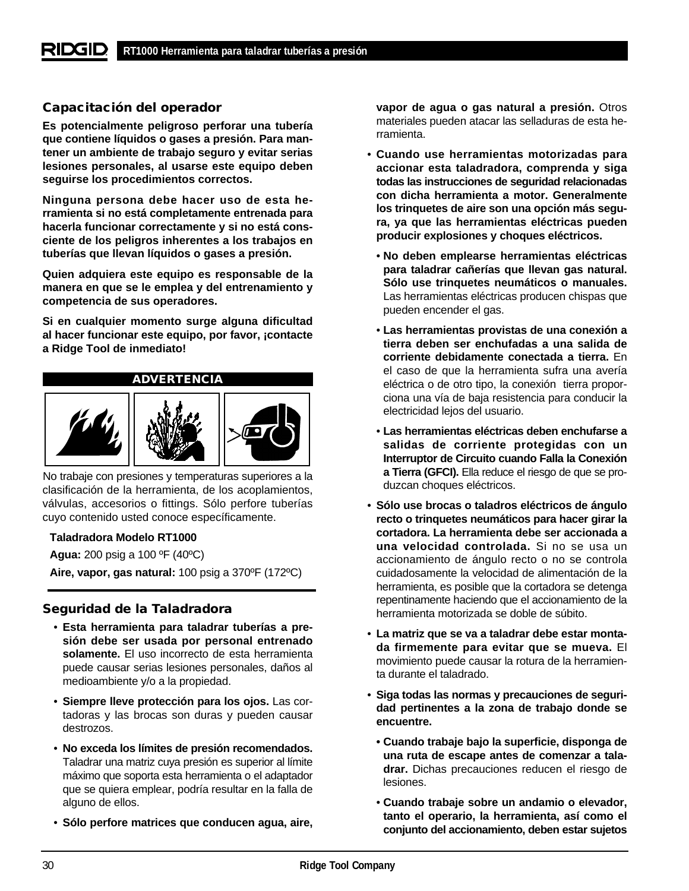## Capacitación del operador

**Es potencialmente peligroso perforar una tubería que contiene líquidos o gases a presión. Para mantener un ambiente de trabajo seguro y evitar serias lesiones personales, al usarse este equipo deben seguirse los procedimientos correctos.**

**Ninguna persona debe hacer uso de esta herramienta si no está completamente entrenada para hacerla funcionar correctamente y si no está consciente de los peligros inherentes a los trabajos en tuberías que llevan líquidos o gases a presión.**

**Quien adquiera este equipo es responsable de la manera en que se le emplea y del entrenamiento y competencia de sus operadores.**

**Si en cualquier momento surge alguna dificultad al hacer funcionar este equipo, por favor, ¡contacte a Ridge Tool de inmediato!**

**ADVERTENCIA**

No trabaje con presiones y temperaturas superiores a la clasificación de la herramienta, de los acoplamientos, válvulas, accesorios o fittings. Sólo perfore tuberías cuyo contenido usted conoce específicamente.

**Taladradora Modelo RT1000**

**Agua:** 200 psig a 100 ºF (40ºC)

**Aire, vapor, gas natural:** 100 psig a 370ºF (172ºC)

## Seguridad de la Taladradora

- **Esta herramienta para taladrar tuberías a presión debe ser usada por personal entrenado solamente.** El uso incorrecto de esta herramienta puede causar serias lesiones personales, daños al medioambiente y/o a la propiedad.
- **Siempre lleve protección para los ojos.** Las cortadoras y las brocas son duras y pueden causar destrozos.
- **No exceda los límites de presión recomendados.** Taladrar una matriz cuya presión es superior al límite máximo que soporta esta herramienta o el adaptador que se quiera emplear, podría resultar en la falla de alguno de ellos.
- **Sólo perfore matrices que conducen agua, aire, vapor de agua o gas natural a presión.** Otros materiales pueden atacar las selladuras de esta herramienta.
- **Cuando use herramientas motorizadas para accionar esta taladradora, comprenda y siga todas las instrucciones de seguridad relacionadas con dicha herramienta a motor. Generalmente los trinquetes de aire son una opción más segura, ya que las herramientas eléctricas pueden producir explosiones y choques eléctricos.**
  - **No deben emplearse herramientas eléctricas para taladrar cañerías que llevan gas natural. Sólo use trinquetes neumáticos o manuales.** Las herramientas eléctricas producen chispas que pueden encender el gas.
  - **Las herramientas provistas de una conexión a tierra deben ser enchufadas a una salida de corriente debidamente conectada a tierra.** En el caso de que la herramienta sufra una avería eléctrica o de otro tipo, la conexión tierra proporciona una vía de baja resistencia para conducir la electricidad lejos del usuario.
  - **Las herramientas eléctricas deben enchufarse a salidas de corriente protegidas con un Interruptor de Circuito cuando Falla la Conexión a Tierra (GFCI).** Ella reduce el riesgo de que se produzcan choques eléctricos.
- **Sólo use brocas o taladros eléctricos de ángulo recto o trinquetes neumáticos para hacer girar la cortadora. La herramienta debe ser accionada a una velocidad controlada.** Si no se usa un accionamiento de ángulo recto o no se controla cuidadosamente la velocidad de alimentación de la herramienta, es posible que la cortadora se detenga repentinamente haciendo que el accionamiento de la herramienta motorizada se doble de súbito.
- **La matriz que se va a taladrar debe estar montada firmemente para evitar que se mueva.** El movimiento puede causar la rotura de la herramienta durante el taladrado.
- **Siga todas las normas y precauciones de seguridad pertinentes a la zona de trabajo donde se encuentre.**
  - **Cuando trabaje bajo la superficie, disponga de una ruta de escape antes de comenzar a taladrar.** Dichas precauciones reducen el riesgo de lesiones.
  - **Cuando trabaje sobre un andamio o elevador, tanto el operario, la herramienta, así como el conjunto del accionamiento, deben estar sujetos**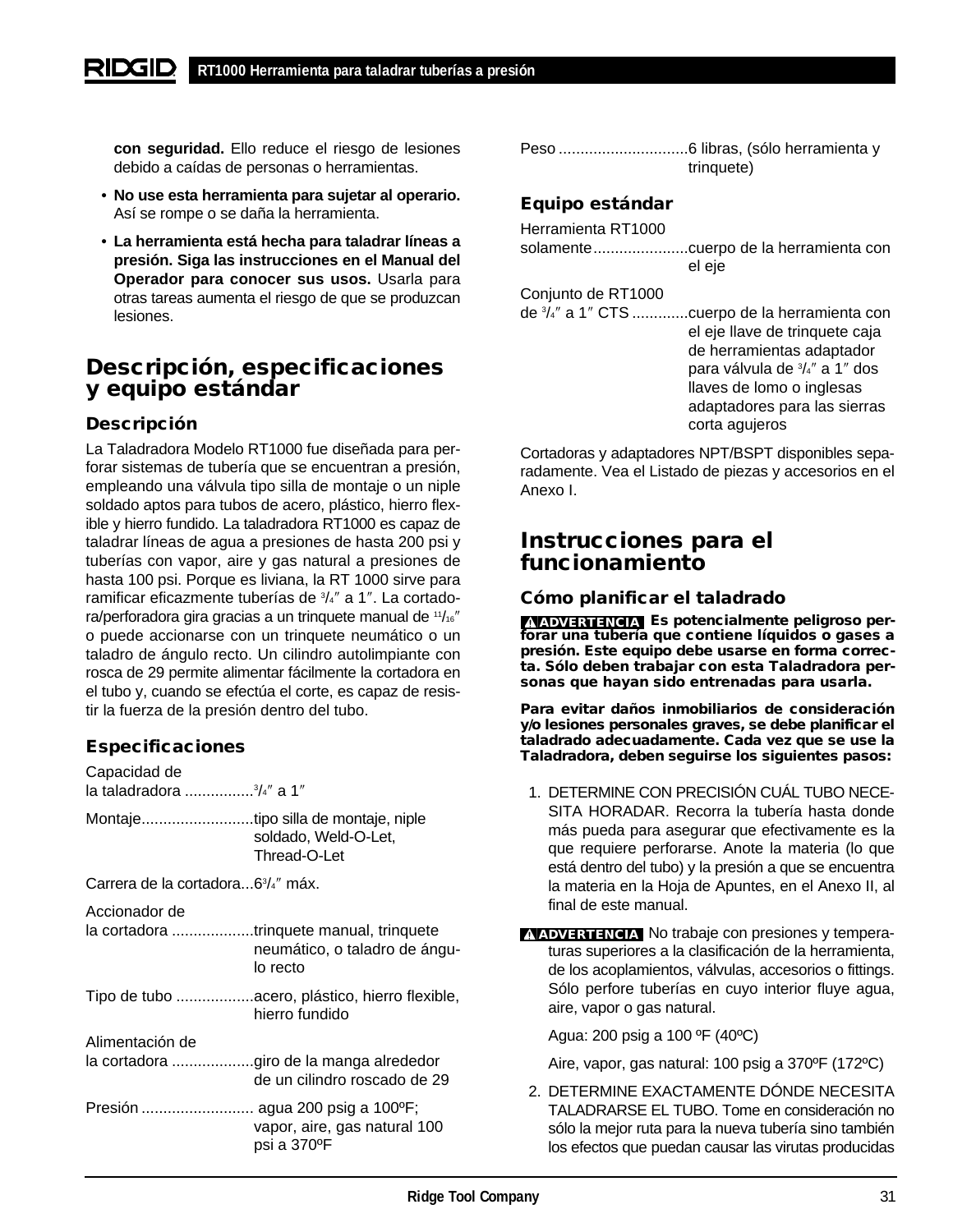**con seguridad.** Ello reduce el riesgo de lesiones debido a caídas de personas o herramientas.

- **No use esta herramienta para sujetar al operario.** Así se rompe o se daña la herramienta.
- **La herramienta está hecha para taladrar líneas a presión. Siga las instrucciones en el Manual del Operador para conocer sus usos.** Usarla para otras tareas aumenta el riesgo de que se produzcan lesiones.

# Descripción, especificaciones y equipo estándar

## Descripción

La Taladradora Modelo RT1000 fue diseñada para perforar sistemas de tubería que se encuentran a presión, empleando una válvula tipo silla de montaje o un niple soldado aptos para tubos de acero, plástico, hierro flexible y hierro fundido. La taladradora RT1000 es capaz de taladrar líneas de agua a presiones de hasta 200 psi y tuberías con vapor, aire y gas natural a presiones de hasta 100 psi. Porque es liviana, la RT 1000 sirve para ramificar eficazmente tuberías de 3/4″ a 1″. La cortadora/perforadora gira gracias a un trinquete manual de 11/16″ o puede accionarse con un trinquete neumático o un taladro de ángulo recto. Un cilindro autolimpiante con rosca de 29 permite alimentar fácilmente la cortadora en el tubo y, cuando se efectúa el corte, es capaz de resistir la fuerza de la presión dentro del tubo.

## Especificaciones

Capacidad de la taladradora ................3/4″ a 1″

Montaje..........................tipo silla de montaje, niple soldado, Weld-O-Let, Thread-O-Let

Carrera de la cortadora...6 3/4″ máx.

Accionador de la cortadora ...................trinquete manual, trinquete neumático, o taladro de ángulo recto

Tipo de tubo ..................acero, plástico, hierro flexible, hierro fundido

Alimentación de la cortadora ...................giro de la manga alrededor de un cilindro roscado de 29

Presión .......................... agua 200 psig a 100ºF; vapor, aire, gas natural 100 psi a 370ºF

Peso ..............................6 libras, (sólo herramienta y trinquete)

## Equipo estándar

Herramienta RT1000 solamente......................cuerpo de la herramienta con el eje

Conjunto de RT1000 de 3/4″ a 1″ CTS .............cuerpo de la herramienta con el eje llave de trinquete caja de herramientas adaptador para válvula de 3/4″ a 1″ dos llaves de lomo o inglesas adaptadores para las sierras corta agujeros

Cortadoras y adaptadores NPT/BSPT disponibles separadamente. Vea el Listado de piezas y accesorios en el Anexo I.

# Instrucciones para el funcionamiento

## Cómo planificar el taladrado

**⚠ ADVERTENCIA Es potencialmente peligroso perforar una tubería que contiene líquidos o gases a presión. Este equipo debe usarse en forma correcta. Sólo deben trabajar con esta Taladradora personas que hayan sido entrenadas para usarla.**

**Para evitar daños inmobiliarios de consideración y/o lesiones personales graves, se debe planificar el taladrado adecuadamente. Cada vez que se use la Taladradora, deben seguirse los siguientes pasos:**

1. DETERMINE CON PRECISIÓN CUÁL TUBO NECESITA HORADAR. Recorra la tubería hasta donde más pueda para asegurar que efectivamente es la que requiere perforarse. Anote la materia (lo que está dentro del tubo) y la presión a que se encuentra la materia en la Hoja de Apuntes, en el Anexo II, al final de este manual.

**⚠ ADVERTENCIA** No trabaje con presiones y temperaturas superiores a la clasificación de la herramienta, de los acoplamientos, válvulas, accesorios o fittings. Sólo perfore tuberías en cuyo interior fluye agua, aire, vapor o gas natural.

Agua: 200 psig a 100 ºF (40ºC)

Aire, vapor, gas natural: 100 psig a 370ºF (172ºC)

2. DETERMINE EXACTAMENTE DÓNDE NECESITA TALADRARSE EL TUBO. Tome en consideración no sólo la mejor ruta para la nueva tubería sino también los efectos que puedan causar las virutas producidas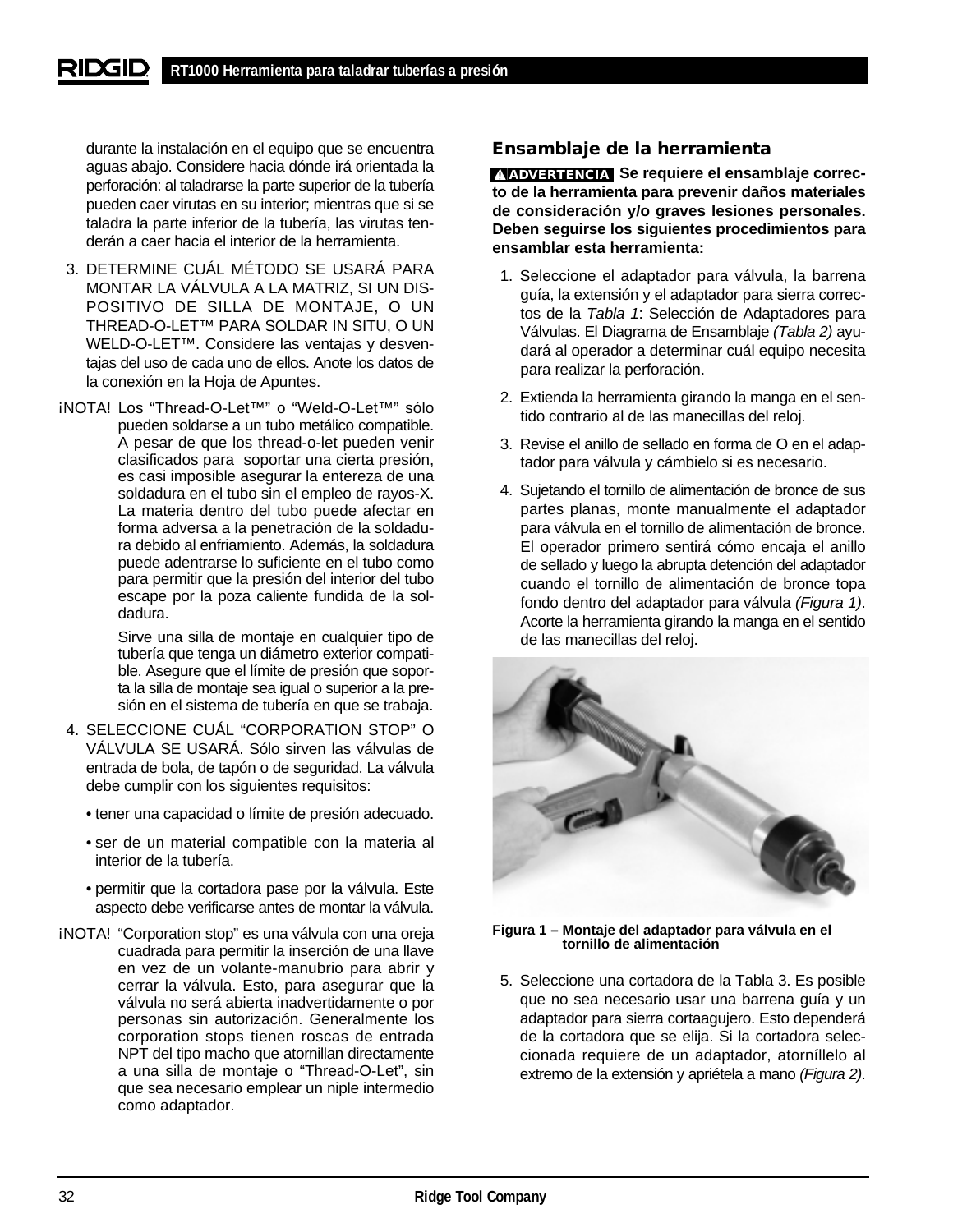durante la instalación en el equipo que se encuentra aguas abajo. Considere hacia dónde irá orientada la perforación: al taladrarse la parte superior de la tubería pueden caer virutas en su interior; mientras que si se taladra la parte inferior de la tubería, las virutas tenderán a caer hacia el interior de la herramienta.

3. DETERMINE CUÁL MÉTODO SE USARÁ PARA MONTAR LA VÁLVULA A LA MATRIZ, SI UN DISPOSITIVO DE SILLA DE MONTAJE, O UN THREAD-O-LET™ PARA SOLDAR IN SITU, O UN WELD-O-LET™. Considere las ventajas y desventajas del uso de cada uno de ellos. Anote los datos de la conexión en la Hoja de Apuntes.

¡NOTA! Los "Thread-O-Let™" o "Weld-O-Let™" sólo pueden soldarse a un tubo metálico compatible. A pesar de que los thread-o-let pueden venir clasificados para soportar una cierta presión, es casi imposible asegurar la entereza de una soldadura en el tubo sin el empleo de rayos-X. La materia dentro del tubo puede afectar en forma adversa a la penetración de la soldadura debido al enfriamiento. Además, la soldadura puede adentrarse lo suficiente en el tubo como para permitir que la presión del interior del tubo escape por la poza caliente fundida de la soldadura.

Sirve una silla de montaje en cualquier tipo de tubería que tenga un diámetro exterior compatible. Asegure que el límite de presión que soporta la silla de montaje sea igual o superior a la presión en el sistema de tubería en que se trabaja.

4. SELECCIONE CUÁL "CORPORATION STOP" O VÁLVULA SE USARÁ. Sólo sirven las válvulas de entrada de bola, de tapón o de seguridad. La válvula debe cumplir con los siguientes requisitos:

   - tener una capacidad o límite de presión adecuado.
   - ser de un material compatible con la materia al interior de la tubería.
   - permitir que la cortadora pase por la válvula. Este aspecto debe verificarse antes de montar la válvula.

¡NOTA! "Corporation stop" es una válvula con una oreja cuadrada para permitir la inserción de una llave en vez de un volante-manubrio para abrir y cerrar la válvula. Esto, para asegurar que la válvula no será abierta inadvertidamente o por personas sin autorización. Generalmente los corporation stops tienen roscas de entrada NPT del tipo macho que atornillan directamente a una silla de montaje o "Thread-O-Let", sin que sea necesario emplear un niple intermedio como adaptador.

## Ensamblaje de la herramienta

**⚠ADVERTENCIA Se requiere el ensamblaje correcto de la herramienta para prevenir daños materiales de consideración y/o graves lesiones personales. Deben seguirse los siguientes procedimientos para ensamblar esta herramienta:**

1. Seleccione el adaptador para válvula, la barrena guía, la extensión y el adaptador para sierra correctos de la *Tabla 1*: Selección de Adaptadores para Válvulas. El Diagrama de Ensamblaje *(Tabla 2)* ayudará al operador a determinar cuál equipo necesita para realizar la perforación.

2. Extienda la herramienta girando la manga en el sentido contrario al de las manecillas del reloj.

3. Revise el anillo de sellado en forma de O en el adaptador para válvula y cámbielo si es necesario.

4. Sujetando el tornillo de alimentación de bronce de sus partes planas, monte manualmente el adaptador para válvula en el tornillo de alimentación de bronce. El operador primero sentirá cómo encaja el anillo de sellado y luego la abrupta detención del adaptador cuando el tornillo de alimentación de bronce topa fondo dentro del adaptador para válvula *(Figura 1)*. Acorte la herramienta girando la manga en el sentido de las manecillas del reloj.

**Figura 1 – Montaje del adaptador para válvula en el tornillo de alimentación**

5. Seleccione una cortadora de la Tabla 3. Es posible que no sea necesario usar una barrena guía y un adaptador para sierra cortaagujero. Esto dependerá de la cortadora que se elija. Si la cortadora seleccionada requiere de un adaptador, atorníllelo al extremo de la extensión y apriétela a mano *(Figura 2)*.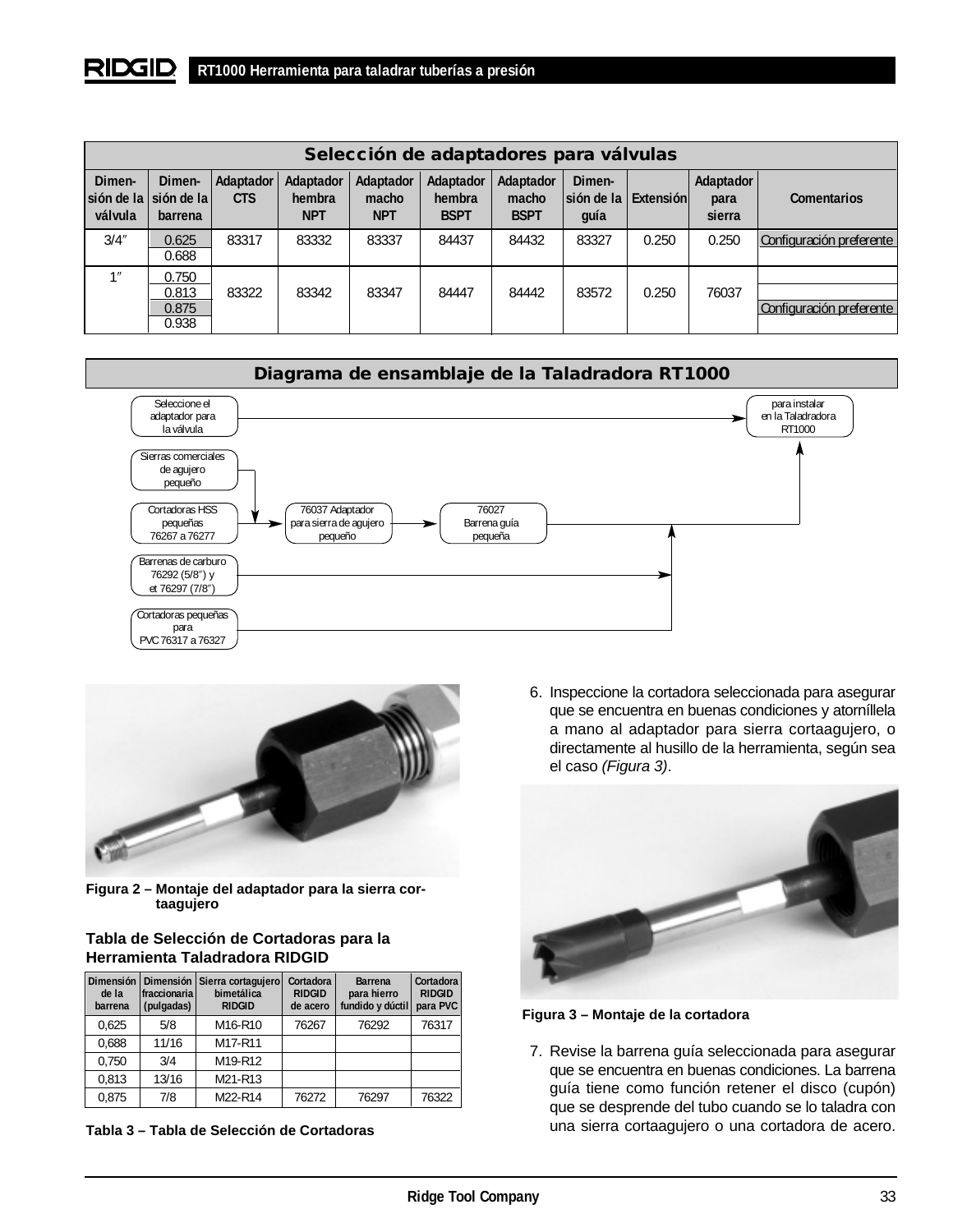## Selección de adaptadores para válvulas

| Dimensión de la válvula | Dimensión de la barrena | Adaptador CTS | Adaptador hembra NPT | Adaptador macho NPT | Adaptador hembra BSPT | Adaptador macho BSPT | Dimensión de la guía | Extensión | Adaptador para sierra | Comentarios |
|---|---|---|---|---|---|---|---|---|---|---|
| 3/4″ | 0.625 | 83317 | 83332 | 83337 | 84437 | 84432 | 83327 | 0.250 | 0.250 | Configuración preferente |
| | 0.688 | | | | | | | | | |
| 1″ | 0.750 | 83322 | 83342 | 83347 | 84447 | 84442 | 83572 | 0.250 | 76037 | |
| | 0.813 | | | | | | | | | |
| | 0.875 | | | | | | | | | Configuración preferente |
| | 0.938 | | | | | | | | | |

## Diagrama de ensamblaje de la Taladradora RT1000

- Seleccione el adaptador para la válvula → para instalar en la Taladradora RT1000
- Sierras comerciales de agujero pequeño → 76037 Adaptador para sierra de agujero pequeño
- Cortadoras HSS pequeñas 76267 a 76277 → 76037 Adaptador para sierra de agujero pequeño → 76027 Barrena guía pequeña → para instalar en la Taladradora RT1000
- Barrenas de carburo 76292 (5/8″) y et 76297 (7/8″) → 76027 Barrena guía pequeña
- Cortadoras pequeñas para PVC 76317 a 76327 → 76027 Barrena guía pequeña

**Figura 2 – Montaje del adaptador para la sierra cortaagujero**

**Tabla de Selección de Cortadoras para la Herramienta Taladradora RIDGID**

| Dimensión de la barrena | Dimensión fraccionaria (pulgadas) | Sierra cortagujero bimetálica RIDGID | Cortadora RIDGID de acero | Barrena para hierro fundido y dúctil | Cortadora RIDGID para PVC |
|---|---|---|---|---|---|
| 0,625 | 5/8 | M16-R10 | 76267 | 76292 | 76317 |
| 0,688 | 11/16 | M17-R11 | | | |
| 0,750 | 3/4 | M19-R12 | | | |
| 0,813 | 13/16 | M21-R13 | | | |
| 0,875 | 7/8 | M22-R14 | 76272 | 76297 | 76322 |

**Tabla 3 – Tabla de Selección de Cortadoras**

6. Inspeccione la cortadora seleccionada para asegurar que se encuentra en buenas condiciones y atorníllela a mano al adaptador para sierra cortaagujero, o directamente al husillo de la herramienta, según sea el caso *(Figura 3)*.

**Figura 3 – Montaje de la cortadora**

7. Revise la barrena guía seleccionada para asegurar que se encuentra en buenas condiciones. La barrena guía tiene como función retener el disco (cupón) que se desprende del tubo cuando se lo taladra con una sierra cortaagujero o una cortadora de acero.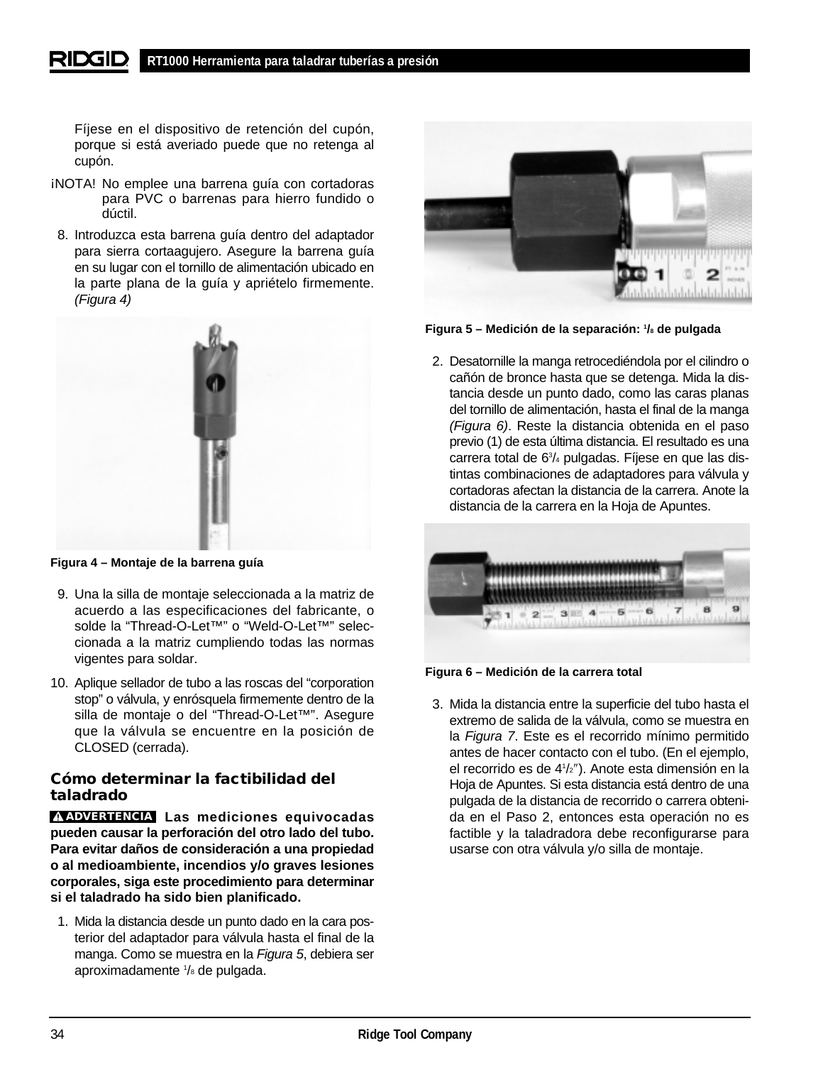Fíjese en el dispositivo de retención del cupón, porque si está averiado puede que no retenga al cupón.

¡NOTA! No emplee una barrena guía con cortadoras para PVC o barrenas para hierro fundido o dúctil.

8. Introduzca esta barrena guía dentro del adaptador para sierra cortaagujero. Asegure la barrena guía en su lugar con el tornillo de alimentación ubicado en la parte plana de la guía y apriételo firmemente. *(Figura 4)*

**Figura 4 – Montaje de la barrena guía**

9. Una la silla de montaje seleccionada a la matriz de acuerdo a las especificaciones del fabricante, o solde la “Thread-O-Let™” o “Weld-O-Let™” seleccionada a la matriz cumpliendo todas las normas vigentes para soldar.

10. Aplique sellador de tubo a las roscas del “corporation stop” o válvula, y enrósquela firmemente dentro de la silla de montaje o del “Thread-O-Let™”. Asegure que la válvula se encuentre en la posición de CLOSED (cerrada).

## Cómo determinar la factibilidad del taladrado

**ADVERTENCIA Las mediciones equivocadas pueden causar la perforación del otro lado del tubo. Para evitar daños de consideración a una propiedad o al medioambiente, incendios y/o graves lesiones corporales, siga este procedimiento para determinar si el taladrado ha sido bien planificado.**

1. Mida la distancia desde un punto dado en la cara posterior del adaptador para válvula hasta el final de la manga. Como se muestra en la *Figura 5*, debiera ser aproximadamente $^1/_8$ de pulgada.

**Figura 5 – Medición de la separación: $^1/_8$ de pulgada**

2. Desatornille la manga retrocediéndola por el cilindro o cañón de bronce hasta que se detenga. Mida la distancia desde un punto dado, como las caras planas del tornillo de alimentación, hasta el final de la manga *(Figura 6)*. Reste la distancia obtenida en el paso previo (1) de esta última distancia. El resultado es una carrera total de $6^3/_4$ pulgadas. Fíjese en que las distintas combinaciones de adaptadores para válvula y cortadoras afectan la distancia de la carrera. Anote la distancia de la carrera en la Hoja de Apuntes.

**Figura 6 – Medición de la carrera total**

3. Mida la distancia entre la superficie del tubo hasta el extremo de salida de la válvula, como se muestra en la *Figura 7*. Este es el recorrido mínimo permitido antes de hacer contacto con el tubo. (En el ejemplo, el recorrido es de $4^1/_2$″). Anote esta dimensión en la Hoja de Apuntes. Si esta distancia está dentro de una pulgada de la distancia de recorrido o carrera obtenida en el Paso 2, entonces esta operación no es factible y la taladradora debe reconfigurarse para usarse con otra válvula y/o silla de montaje.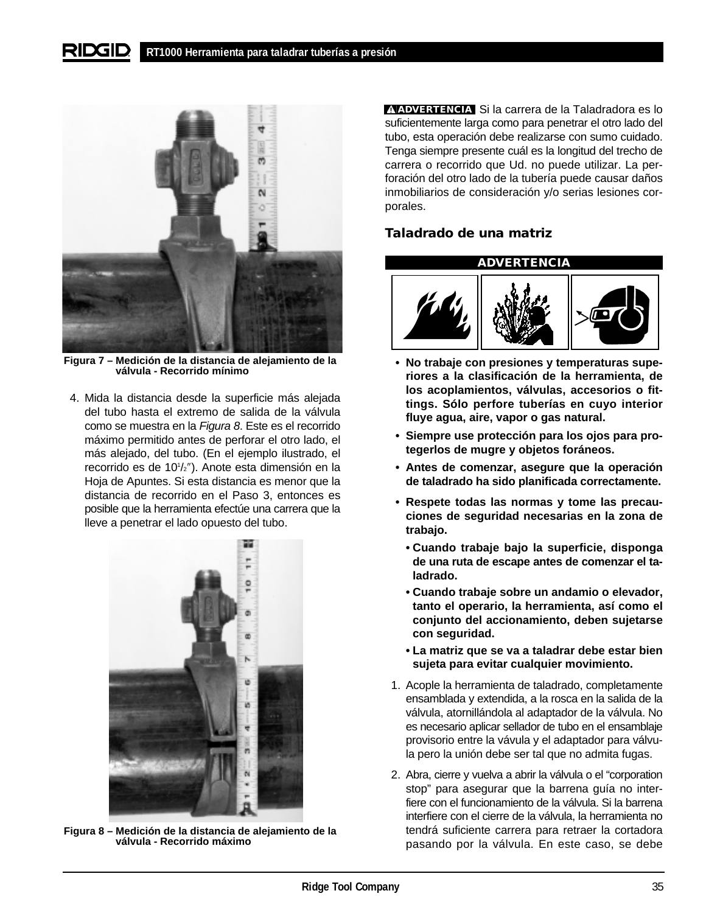Figura 7 – Medición de la distancia de alejamiento de la válvula - Recorrido mínimo

4. Mida la distancia desde la superficie más alejada del tubo hasta el extremo de salida de la válvula como se muestra en la *Figura 8*. Este es el recorrido máximo permitido antes de perforar el otro lado, el más alejado, del tubo. (En el ejemplo ilustrado, el recorrido es de 10½″). Anote esta dimensión en la Hoja de Apuntes. Si esta distancia es menor que la distancia de recorrido en el Paso 3, entonces es posible que la herramienta efectúe una carrera que la lleve a penetrar el lado opuesto del tubo.

Figura 8 – Medición de la distancia de alejamiento de la válvula - Recorrido máximo

**⚠ADVERTENCIA** Si la carrera de la Taladradora es lo suficientemente larga como para penetrar el otro lado del tubo, esta operación debe realizarse con sumo cuidado. Tenga siempre presente cuál es la longitud del trecho de carrera o recorrido que Ud. no puede utilizar. La perforación del otro lado de la tubería puede causar daños inmobiliarios de consideración y/o serias lesiones corporales.

## Taladrado de una matriz

**ADVERTENCIA**

- **No trabaje con presiones y temperaturas superiores a la clasificación de la herramienta, de los acoplamientos, válvulas, accesorios o fittings. Sólo perfore tuberías en cuyo interior fluye agua, aire, vapor o gas natural.**
- **Siempre use protección para los ojos para protegerlos de mugre y objetos foráneos.**
- **Antes de comenzar, asegure que la operación de taladrado ha sido planificada correctamente.**
- **Respete todas las normas y tome las precauciones de seguridad necesarias en la zona de trabajo.**
  - **Cuando trabaje bajo la superficie, disponga de una ruta de escape antes de comenzar el taladrado.**
  - **Cuando trabaje sobre un andamio o elevador, tanto el operario, la herramienta, así como el conjunto del accionamiento, deben sujetarse con seguridad.**
  - **La matriz que se va a taladrar debe estar bien sujeta para evitar cualquier movimiento.**

1. Acople la herramienta de taladrado, completamente ensamblada y extendida, a la rosca en la salida de la válvula, atornillándola al adaptador de la válvula. No es necesario aplicar sellador de tubo en el ensamblaje provisorio entre la vávula y el adaptador para válvula pero la unión debe ser tal que no admita fugas.
2. Abra, cierre y vuelva a abrir la válvula o el "corporation stop" para asegurar que la barrena guía no interfiere con el funcionamiento de la válvula. Si la barrena interfiere con el cierre de la válvula, la herramienta no tendrá suficiente carrera para retraer la cortadora pasando por la válvula. En este caso, se debe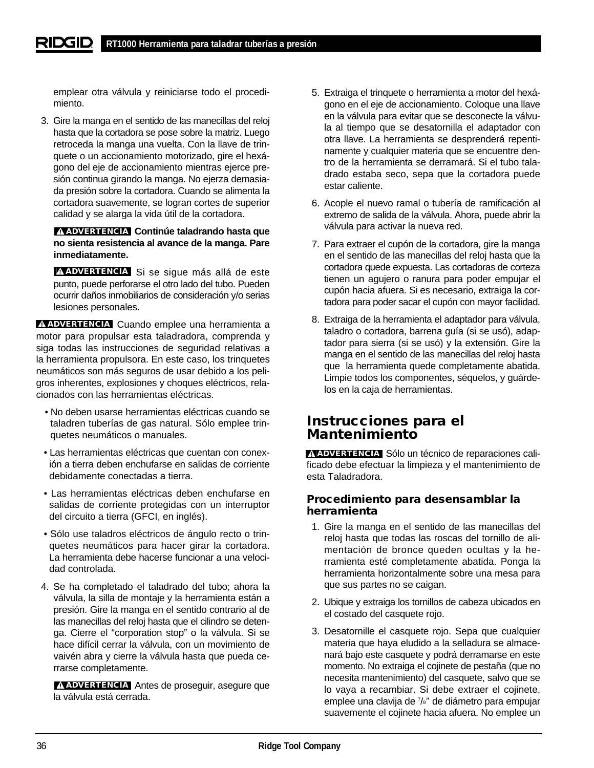emplear otra válvula y reiniciarse todo el procedimiento.

3. Gire la manga en el sentido de las manecillas del reloj hasta que la cortadora se pose sobre la matriz. Luego retroceda la manga una vuelta. Con la llave de trinquete o un accionamiento motorizado, gire el hexágono del eje de accionamiento mientras ejerce presión continua girando la manga. No ejerza demasiada presión sobre la cortadora. Cuando se alimenta la cortadora suavemente, se logran cortes de superior calidad y se alarga la vida útil de la cortadora.

   **⚠ ADVERTENCIA Continúe taladrando hasta que no sienta resistencia al avance de la manga. Pare inmediatamente.**

   **⚠ ADVERTENCIA** Si se sigue más allá de este punto, puede perforarse el otro lado del tubo. Pueden ocurrir daños inmobiliarios de consideración y/o serias lesiones personales.

**⚠ ADVERTENCIA** Cuando emplee una herramienta a motor para propulsar esta taladradora, comprenda y siga todas las instrucciones de seguridad relativas a la herramienta propulsora. En este caso, los trinquetes neumáticos son más seguros de usar debido a los peligros inherentes, explosiones y choques eléctricos, relacionados con las herramientas eléctricas.

- No deben usarse herramientas eléctricas cuando se taladren tuberías de gas natural. Sólo emplee trinquetes neumáticos o manuales.
- Las herramientas eléctricas que cuentan con conexión a tierra deben enchufarse en salidas de corriente debidamente conectadas a tierra.
- Las herramientas eléctricas deben enchufarse en salidas de corriente protegidas con un interruptor del circuito a tierra (GFCI, en inglés).
- Sólo use taladros eléctricos de ángulo recto o trinquetes neumáticos para hacer girar la cortadora. La herramienta debe hacerse funcionar a una velocidad controlada.

4. Se ha completado el taladrado del tubo; ahora la válvula, la silla de montaje y la herramienta están a presión. Gire la manga en el sentido contrario al de las manecillas del reloj hasta que el cilindro se detenga. Cierre el "corporation stop" o la válvula. Si se hace difícil cerrar la válvula, con un movimiento de vaivén abra y cierre la válvula hasta que pueda cerrarse completamente.

   **⚠ ADVERTENCIA** Antes de proseguir, asegure que la válvula está cerrada.

5. Extraiga el trinquete o herramienta a motor del hexágono en el eje de accionamiento. Coloque una llave en la válvula para evitar que se desconecte la válvula al tiempo que se desatornilla el adaptador con otra llave. La herramienta se desprenderá repentinamente y cualquier materia que se encuentre dentro de la herramienta se derramará. Si el tubo taladrado estaba seco, sepa que la cortadora puede estar caliente.

6. Acople el nuevo ramal o tubería de ramificación al extremo de salida de la válvula. Ahora, puede abrir la válvula para activar la nueva red.

7. Para extraer el cupón de la cortadora, gire la manga en el sentido de las manecillas del reloj hasta que la cortadora quede expuesta. Las cortadoras de corteza tienen un agujero o ranura para poder empujar el cupón hacia afuera. Si es necesario, extraiga la cortadora para poder sacar el cupón con mayor facilidad.

8. Extraiga de la herramienta el adaptador para válvula, taladro o cortadora, barrena guía (si se usó), adaptador para sierra (si se usó) y la extensión. Gire la manga en el sentido de las manecillas del reloj hasta que la herramienta quede completamente abatida. Limpie todos los componentes, séquelos, y guárdelos en la caja de herramientas.

## Instrucciones para el Mantenimiento

**⚠ ADVERTENCIA** Sólo un técnico de reparaciones calificado debe efectuar la limpieza y el mantenimiento de esta Taladradora.

### Procedimiento para desensamblar la herramienta

1. Gire la manga en el sentido de las manecillas del reloj hasta que todas las roscas del tornillo de alimentación de bronce queden ocultas y la herramienta esté completamente abatida. Ponga la herramienta horizontalmente sobre una mesa para que sus partes no se caigan.

2. Ubique y extraiga los tornillos de cabeza ubicados en el costado del casquete rojo.

3. Desatornille el casquete rojo. Sepa que cualquier materia que haya eludido a la selladura se almacenará bajo este casquete y podrá derramarse en este momento. No extraiga el cojinete de pestaña (que no necesita mantenimiento) del casquete, salvo que se lo vaya a recambiar. Si debe extraer el cojinete, emplee una clavija de 7/8″ de diámetro para empujar suavemente el cojinete hacia afuera. No emplee un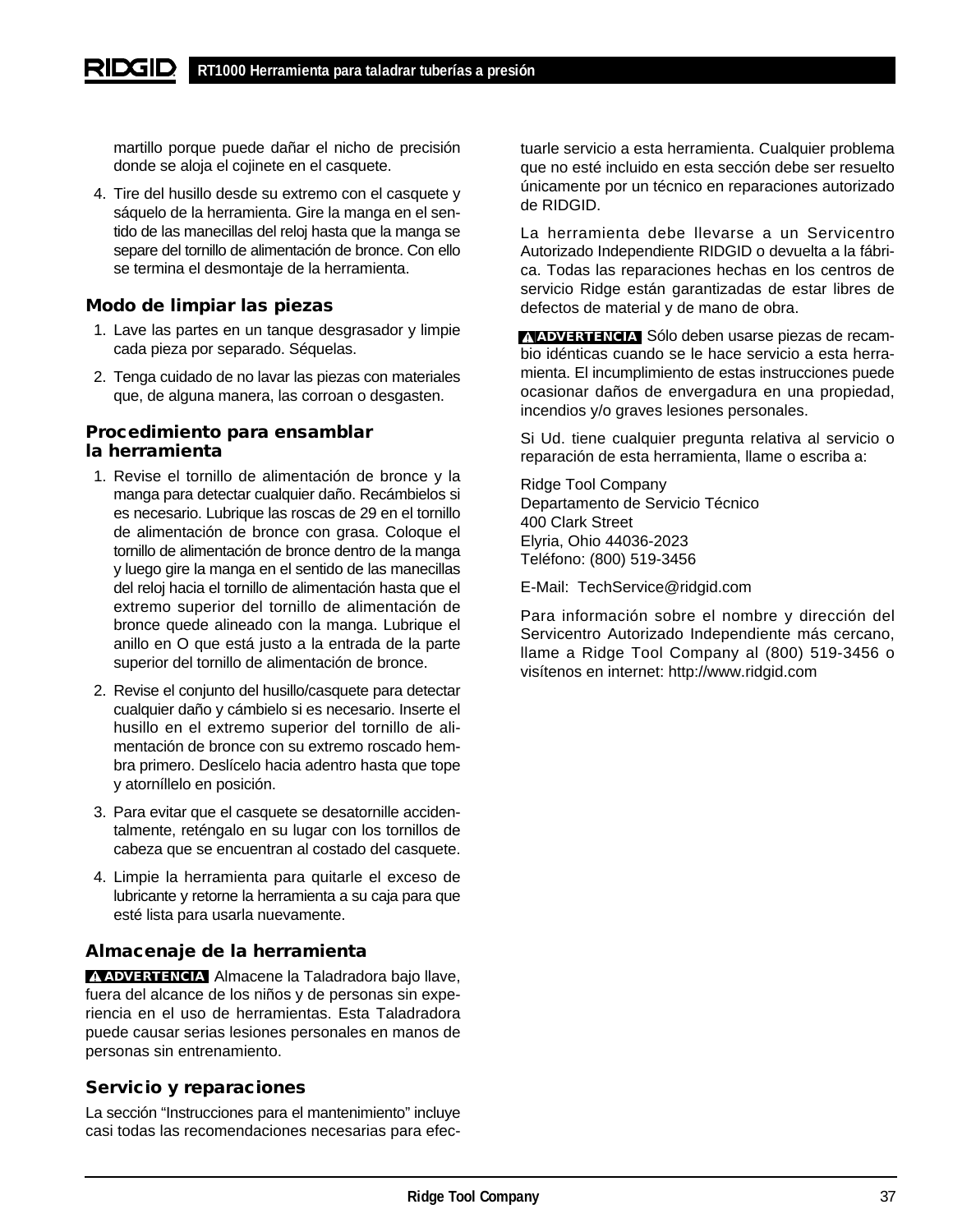martillo porque puede dañar el nicho de precisión donde se aloja el cojinete en el casquete.

4. Tire del husillo desde su extremo con el casquete y sáquelo de la herramienta. Gire la manga en el sentido de las manecillas del reloj hasta que la manga se separe del tornillo de alimentación de bronce. Con ello se termina el desmontaje de la herramienta.

### Modo de limpiar las piezas

1. Lave las partes en un tanque desgrasador y limpie cada pieza por separado. Séquelas.
2. Tenga cuidado de no lavar las piezas con materiales que, de alguna manera, las corroan o desgasten.

### Procedimiento para ensamblar la herramienta

1. Revise el tornillo de alimentación de bronce y la manga para detectar cualquier daño. Recámbielos si es necesario. Lubrique las roscas de 29 en el tornillo de alimentación de bronce con grasa. Coloque el tornillo de alimentación de bronce dentro de la manga y luego gire la manga en el sentido de las manecillas del reloj hacia el tornillo de alimentación hasta que el extremo superior del tornillo de alimentación de bronce quede alineado con la manga. Lubrique el anillo en O que está justo a la entrada de la parte superior del tornillo de alimentación de bronce.
2. Revise el conjunto del husillo/casquete para detectar cualquier daño y cámbielo si es necesario. Inserte el husillo en el extremo superior del tornillo de alimentación de bronce con su extremo roscado hembra primero. Deslícelo hacia adentro hasta que tope y atorníllelo en posición.
3. Para evitar que el casquete se desatornille accidentalmente, reténgalo en su lugar con los tornillos de cabeza que se encuentran al costado del casquete.
4. Limpie la herramienta para quitarle el exceso de lubricante y retorne la herramienta a su caja para que esté lista para usarla nuevamente.

### Almacenaje de la herramienta

**⚠ ADVERTENCIA** Almacene la Taladradora bajo llave, fuera del alcance de los niños y de personas sin experiencia en el uso de herramientas. Esta Taladradora puede causar serias lesiones personales en manos de personas sin entrenamiento.

### Servicio y reparaciones

La sección "Instrucciones para el mantenimiento" incluye casi todas las recomendaciones necesarias para efectuarle servicio a esta herramienta. Cualquier problema que no esté incluido en esta sección debe ser resuelto únicamente por un técnico en reparaciones autorizado de RIDGID.

La herramienta debe llevarse a un Servicentro Autorizado Independiente RIDGID o devuelta a la fábrica. Todas las reparaciones hechas en los centros de servicio Ridge están garantizadas de estar libres de defectos de material y de mano de obra.

**⚠ ADVERTENCIA** Sólo deben usarse piezas de recambio idénticas cuando se le hace servicio a esta herramienta. El incumplimiento de estas instrucciones puede ocasionar daños de envergadura en una propiedad, incendios y/o graves lesiones personales.

Si Ud. tiene cualquier pregunta relativa al servicio o reparación de esta herramienta, llame o escriba a:

Ridge Tool Company
Departamento de Servicio Técnico
400 Clark Street
Elyria, Ohio 44036-2023
Teléfono: (800) 519-3456

E-Mail: TechService@ridgid.com

Para información sobre el nombre y dirección del Servicentro Autorizado Independiente más cercano, llame a Ridge Tool Company al (800) 519-3456 o visítenos en internet: http://www.ridgid.com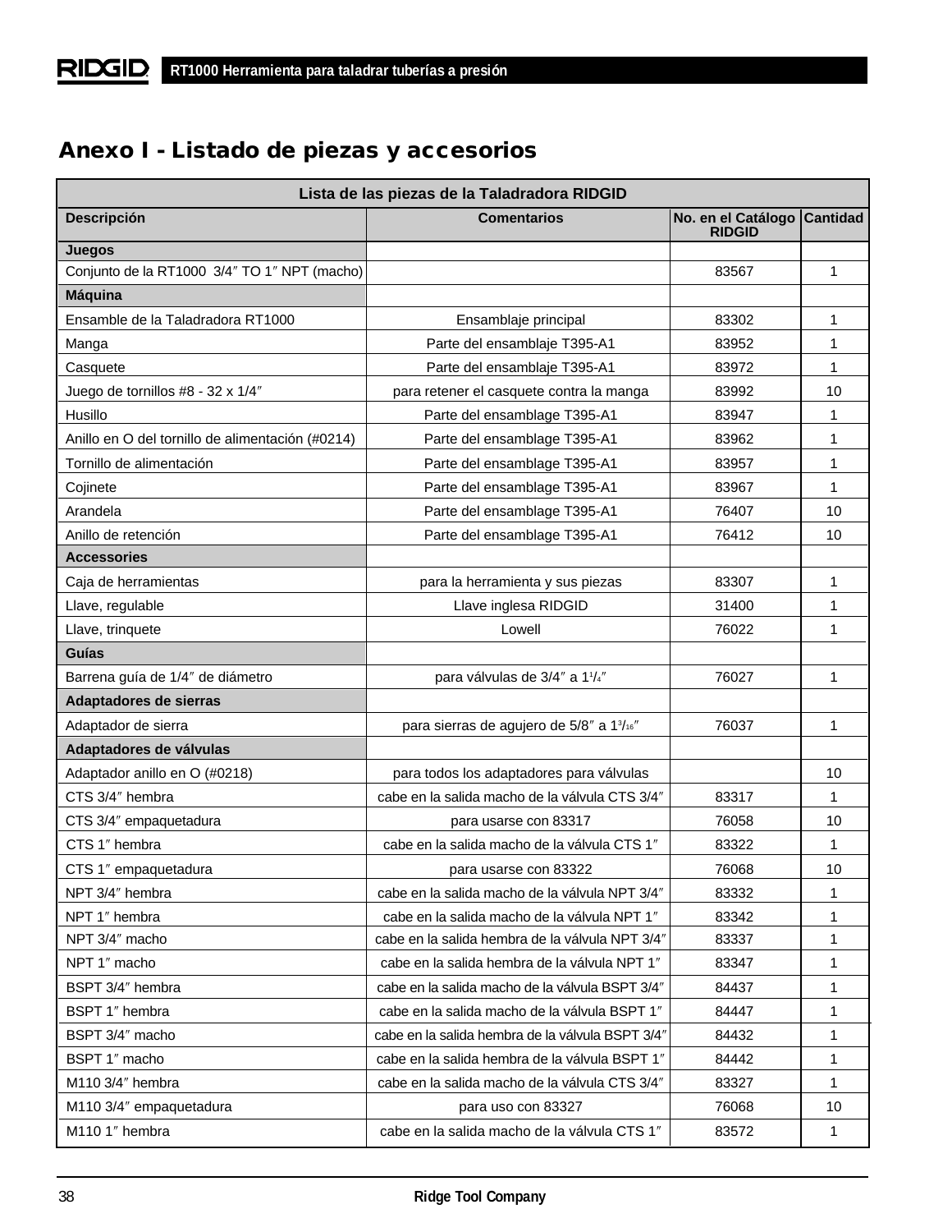## Anexo I - Listado de piezas y accesorios

| Lista de las piezas de la Taladradora RIDGID | | | |
|---|---|---|---|
| **Descripción** | **Comentarios** | **No. en el Catálogo RIDGID** | **Cantidad** |
| **Juegos** | | | |
| Conjunto de la RT1000 3/4″ TO 1″ NPT (macho) | | 83567 | 1 |
| **Máquina** | | | |
| Ensamble de la Taladradora RT1000 | Ensamblaje principal | 83302 | 1 |
| Manga | Parte del ensamblaje T395-A1 | 83952 | 1 |
| Casquete | Parte del ensamblaje T395-A1 | 83972 | 1 |
| Juego de tornillos #8 - 32 x 1/4″ | para retener el casquete contra la manga | 83992 | 10 |
| Husillo | Parte del ensamblage T395-A1 | 83947 | 1 |
| Anillo en O del tornillo de alimentación (#0214) | Parte del ensamblage T395-A1 | 83962 | 1 |
| Tornillo de alimentación | Parte del ensamblage T395-A1 | 83957 | 1 |
| Cojinete | Parte del ensamblage T395-A1 | 83967 | 1 |
| Arandela | Parte del ensamblage T395-A1 | 76407 | 10 |
| Anillo de retención | Parte del ensamblage T395-A1 | 76412 | 10 |
| **Accessories** | | | |
| Caja de herramientas | para la herramienta y sus piezas | 83307 | 1 |
| Llave, regulable | Llave inglesa RIDGID | 31400 | 1 |
| Llave, trinquete | Lowell | 76022 | 1 |
| **Guías** | | | |
| Barrena guía de 1/4″ de diámetro | para válvulas de 3/4″ a 1¹/₄″ | 76027 | 1 |
| **Adaptadores de sierras** | | | |
| Adaptador de sierra | para sierras de agujero de 5/8″ a 1³/₁₆″ | 76037 | 1 |
| **Adaptadores de válvulas** | | | |
| Adaptador anillo en O (#0218) | para todos los adaptadores para válvulas | | 10 |
| CTS 3/4″ hembra | cabe en la salida macho de la válvula CTS 3/4″ | 83317 | 1 |
| CTS 3/4″ empaquetadura | para usarse con 83317 | 76058 | 10 |
| CTS 1″ hembra | cabe en la salida macho de la válvula CTS 1″ | 83322 | 1 |
| CTS 1″ empaquetadura | para usarse con 83322 | 76068 | 10 |
| NPT 3/4″ hembra | cabe en la salida macho de la válvula NPT 3/4″ | 83332 | 1 |
| NPT 1″ hembra | cabe en la salida macho de la válvula NPT 1″ | 83342 | 1 |
| NPT 3/4″ macho | cabe en la salida hembra de la válvula NPT 3/4″ | 83337 | 1 |
| NPT 1″ macho | cabe en la salida hembra de la válvula NPT 1″ | 83347 | 1 |
| BSPT 3/4″ hembra | cabe en la salida macho de la válvula BSPT 3/4″ | 84437 | 1 |
| BSPT 1″ hembra | cabe en la salida macho de la válvula BSPT 1″ | 84447 | 1 |
| BSPT 3/4″ macho | cabe en la salida hembra de la válvula BSPT 3/4″ | 84432 | 1 |
| BSPT 1″ macho | cabe en la salida hembra de la válvula BSPT 1″ | 84442 | 1 |
| M110 3/4″ hembra | cabe en la salida macho de la válvula CTS 3/4″ | 83327 | 1 |
| M110 3/4″ empaquetadura | para uso con 83327 | 76068 | 10 |
| M110 1″ hembra | cabe en la salida macho de la válvula CTS 1″ | 83572 | 1 |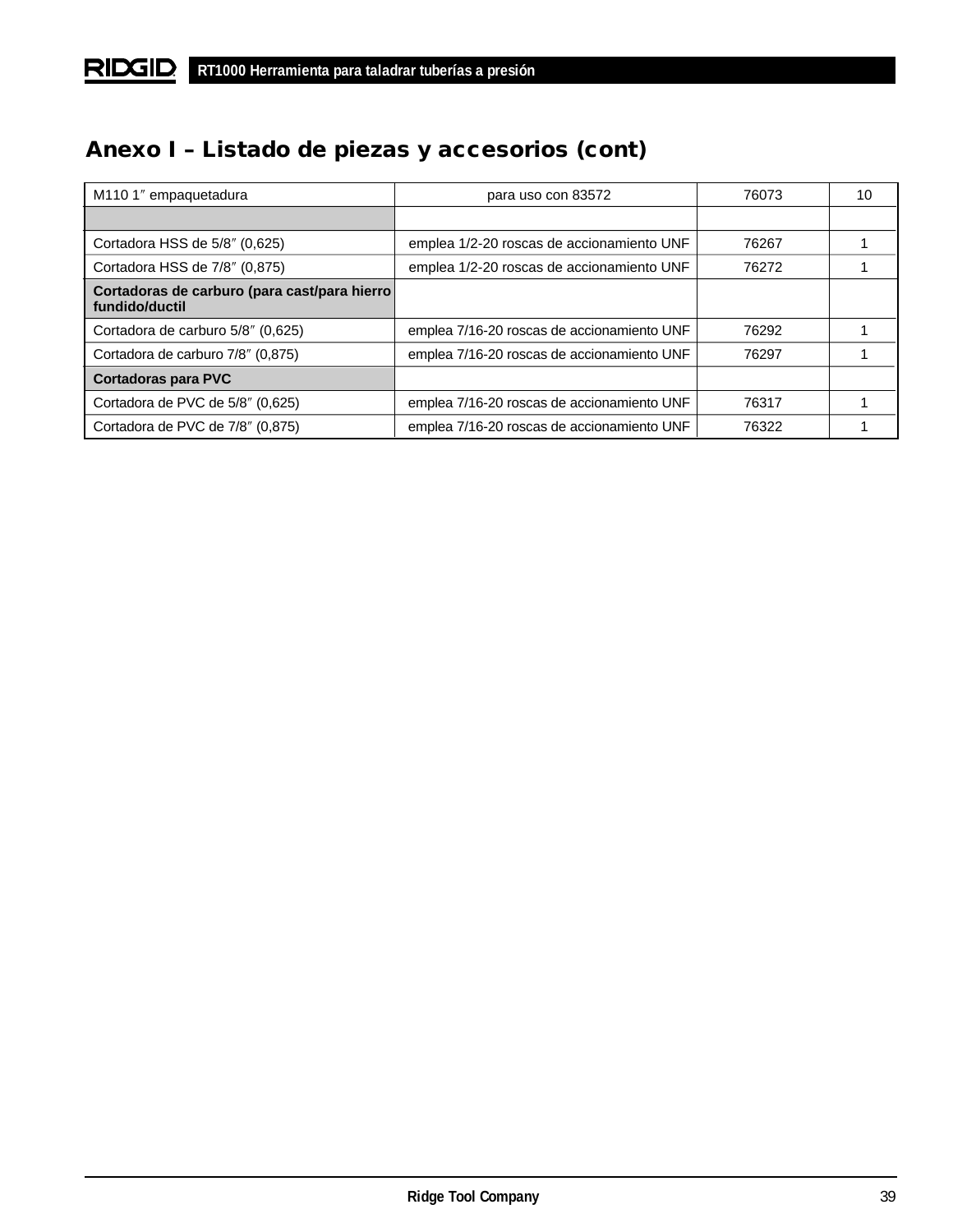## Anexo I – Listado de piezas y accesorios (cont)

| | | | |
|---|---|---|---|
| M110 1″ empaquetadura | para uso con 83572 | 76073 | 10 |
| | | | |
| Cortadora HSS de 5/8″ (0,625) | emplea 1/2-20 roscas de accionamiento UNF | 76267 | 1 |
| Cortadora HSS de 7/8″ (0,875) | emplea 1/2-20 roscas de accionamiento UNF | 76272 | 1 |
| **Cortadoras de carburo (para cast/para hierro fundido/ductil** | | | |
| Cortadora de carburo 5/8″ (0,625) | emplea 7/16-20 roscas de accionamiento UNF | 76292 | 1 |
| Cortadora de carburo 7/8″ (0,875) | emplea 7/16-20 roscas de accionamiento UNF | 76297 | 1 |
| **Cortadoras para PVC** | | | |
| Cortadora de PVC de 5/8″ (0,625) | emplea 7/16-20 roscas de accionamiento UNF | 76317 | 1 |
| Cortadora de PVC de 7/8″ (0,875) | emplea 7/16-20 roscas de accionamiento UNF | 76322 | 1 |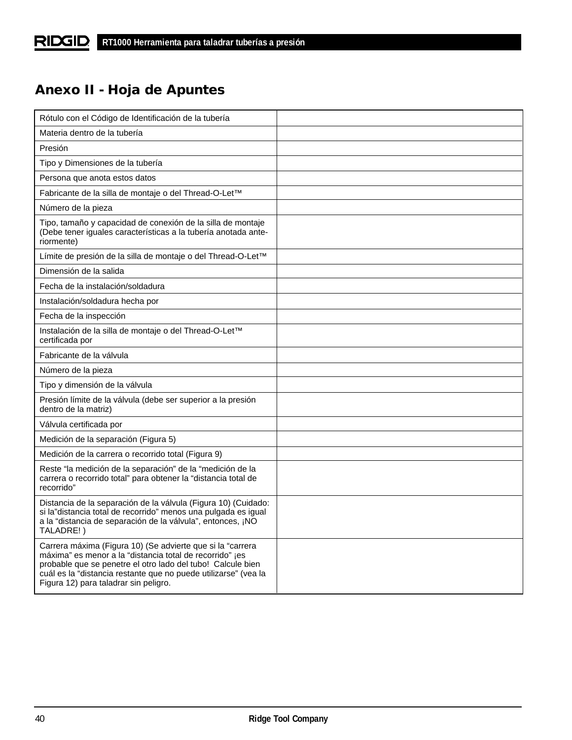# Anexo II - Hoja de Apuntes

| | |
|---|---|
| Rótulo con el Código de Identificación de la tubería | |
| Materia dentro de la tubería | |
| Presión | |
| Tipo y Dimensiones de la tubería | |
| Persona que anota estos datos | |
| Fabricante de la silla de montaje o del Thread-O-Let™ | |
| Número de la pieza | |
| Tipo, tamaño y capacidad de conexión de la silla de montaje (Debe tener iguales características a la tubería anotada anteriormente) | |
| Límite de presión de la silla de montaje o del Thread-O-Let™ | |
| Dimensión de la salida | |
| Fecha de la instalación/soldadura | |
| Instalación/soldadura hecha por | |
| Fecha de la inspección | |
| Instalación de la silla de montaje o del Thread-O-Let™ certificada por | |
| Fabricante de la válvula | |
| Número de la pieza | |
| Tipo y dimensión de la válvula | |
| Presión límite de la válvula (debe ser superior a la presión dentro de la matriz) | |
| Válvula certificada por | |
| Medición de la separación (Figura 5) | |
| Medición de la carrera o recorrido total (Figura 9) | |
| Reste “la medición de la separación” de la “medición de la carrera o recorrido total” para obtener la “distancia total de recorrido” | |
| Distancia de la separación de la válvula (Figura 10) (Cuidado: si la”distancia total de recorrido” menos una pulgada es igual a la “distancia de separación de la válvula”, entonces, ¡NO TALADRE! ) | |
| Carrera máxima (Figura 10) (Se advierte que si la “carrera máxima” es menor a la “distancia total de recorrido” ¡es probable que se penetre el otro lado del tubo! Calcule bien cuál es la “distancia restante que no puede utilizarse” (vea la Figura 12) para taladrar sin peligro. | |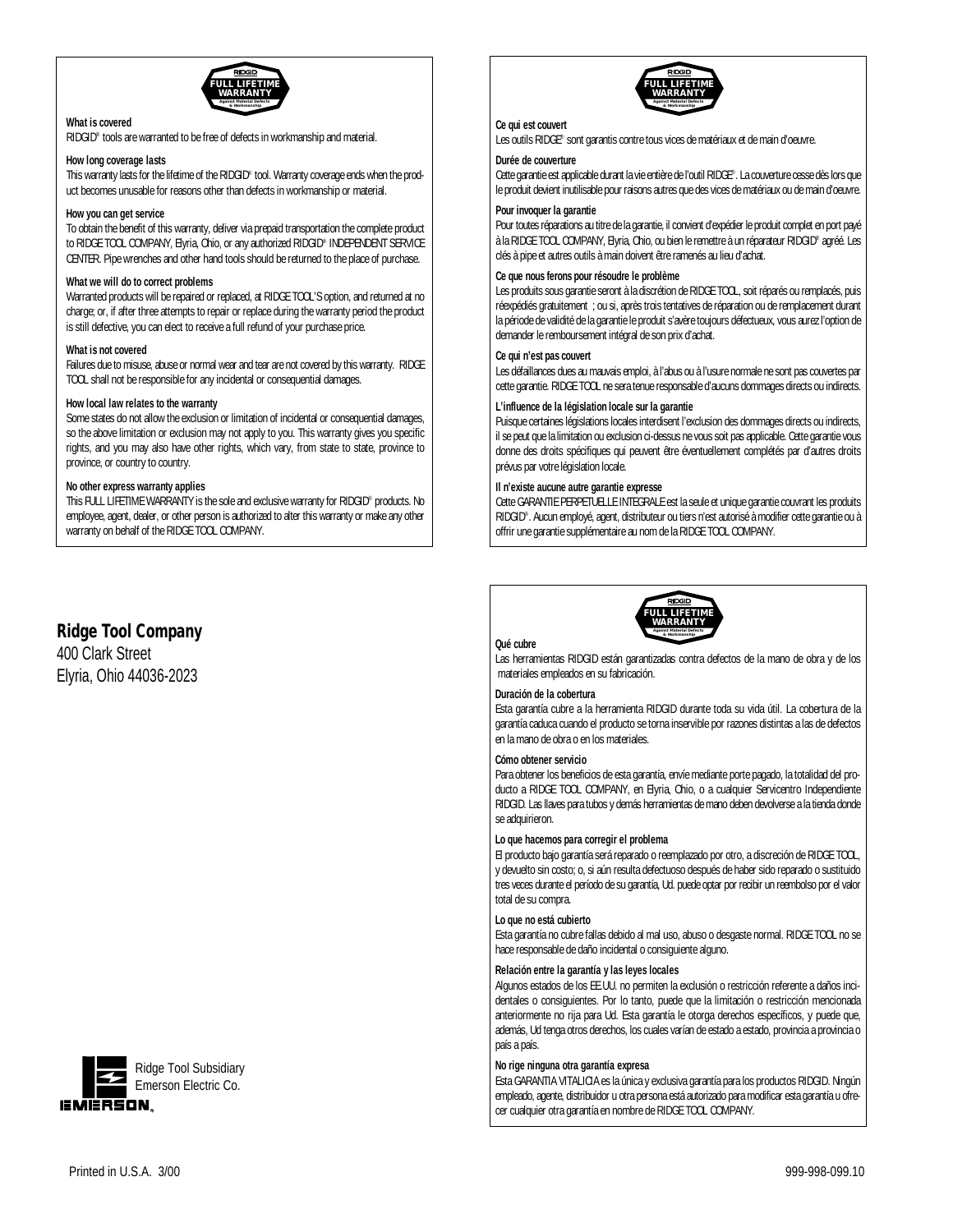RIDGID FULL LIFETIME WARRANTY Against Material Defects & Workmanship

**What is covered**

RIDGID® tools are warranted to be free of defects in workmanship and material.

**How long coverage lasts**

This warranty lasts for the lifetime of the RIDGID® tool. Warranty coverage ends when the product becomes unusable for reasons other than defects in workmanship or material.

**How you can get service**

To obtain the benefit of this warranty, deliver via prepaid transportation the complete product to RIDGE TOOL COMPANY, Elyria, Ohio, or any authorized RIDGID® INDEPENDENT SERVICE CENTER. Pipe wrenches and other hand tools should be returned to the place of purchase.

**What we will do to correct problems**

Warranted products will be repaired or replaced, at RIDGE TOOL'S option, and returned at no charge; or, if after three attempts to repair or replace during the warranty period the product is still defective, you can elect to receive a full refund of your purchase price.

**What is not covered**

Failures due to misuse, abuse or normal wear and tear are not covered by this warranty. RIDGE TOOL shall not be responsible for any incidental or consequential damages.

**How local law relates to the warranty**

Some states do not allow the exclusion or limitation of incidental or consequential damages, so the above limitation or exclusion may not apply to you. This warranty gives you specific rights, and you may also have other rights, which vary, from state to state, province to province, or country to country.

**No other express warranty applies**

This FULL LIFETIME WARRANTY is the sole and exclusive warranty for RIDGID® products. No employee, agent, dealer, or other person is authorized to alter this warranty or make any other warranty on behalf of the RIDGE TOOL COMPANY.

RIDGID FULL LIFETIME WARRANTY Against Material Defects & Workmanship

**Ce qui est couvert**

Les outils RIDGE® sont garantis contre tous vices de matériaux et de main d'oeuvre.

**Durée de couverture**

Cette garantie est applicable durant la vie entière de l'outil RIDGE®. La couverture cesse dès lors que le produit devient inutilisable pour raisons autres que des vices de matériaux ou de main d'oeuvre.

**Pour invoquer la garantie**

Pour toutes réparations au titre de la garantie, il convient d'expédier le produit complet en port payé à la RIDGE TOOL COMPANY, Elyria, Ohio, ou bien le remettre à un réparateur RIDGID® agréé. Les clés à pipe et autres outils à main doivent être ramenés au lieu d'achat.

**Ce que nous ferons pour résoudre le problème**

Les produits sous garantie seront à la discrétion de RIDGE TOOL, soit réparés ou remplacés, puis réexpédiés gratuitement ; ou si, après trois tentatives de réparation ou de remplacement durant la période de validité de la garantie le produit s'avère toujours défectueux, vous aurez l'option de demander le remboursement intégral de son prix d'achat.

**Ce qui n'est pas couvert**

Les défaillances dues au mauvais emploi, à l'abus ou à l'usure normale ne sont pas couvertes par cette garantie. RIDGE TOOL ne sera tenue responsable d'aucuns dommages directs ou indirects.

**L'influence de la législation locale sur la garantie**

Puisque certaines législations locales interdisent l'exclusion des dommages directs ou indirects, il se peut que la limitation ou exclusion ci-dessus ne vous soit pas applicable. Cette garantie vous donne des droits spécifiques qui peuvent être éventuellement complétés par d'autres droits prévus par votre législation locale.

**Il n'existe aucune autre garantie expresse**

Cette GARANTIE PERPETUELLE INTEGRALE est la seule et unique garantie couvrant les produits RIDGID®. Aucun employé, agent, distributeur ou tiers n'est autorisé à modifier cette garantie ou à offrir une garantie supplémentaire au nom de la RIDGE TOOL COMPANY.

**Ridge Tool Company**
400 Clark Street
Elyria, Ohio 44036-2023

RIDGID FULL LIFETIME WARRANTY Against Material Defects & Workmanship

**Qué cubre**

Las herramientas RIDGID están garantizadas contra defectos de la mano de obra y de los materiales empleados en su fabricación.

**Duración de la cobertura**

Esta garantía cubre a la herramienta RIDGID durante toda su vida útil. La cobertura de la garantía caduca cuando el producto se torna inservible por razones distintas a las de defectos en la mano de obra o en los materiales.

**Cómo obtener servicio**

Para obtener los beneficios de esta garantía, envíe mediante porte pagado, la totalidad del producto a RIDGE TOOL COMPANY, en Elyria, Ohio, o a cualquier Servicentro Independiente RIDGID. Las llaves para tubos y demás herramientas de mano deben devolverse a la tienda donde se adquirieron.

**Lo que hacemos para corregir el problema**

El producto bajo garantía será reparado o reemplazado por otro, a discreción de RIDGE TOOL, y devuelto sin costo; o, si aún resulta defectuoso después de haber sido reparado o sustituido tres veces durante el período de su garantía, Ud. puede optar por recibir un reembolso por el valor total de su compra.

**Lo que no está cubierto**

Esta garantía no cubre fallas debido al mal uso, abuso o desgaste normal. RIDGE TOOL no se hace responsable de daño incidental o consiguiente alguno.

**Relación entre la garantía y las leyes locales**

Algunos estados de los EE.UU. no permiten la exclusión o restricción referente a daños incidentales o consiguientes. Por lo tanto, puede que la limitación o restricción mencionada anteriormente no rija para Ud. Esta garantía le otorga derechos específicos, y puede que, además, Ud tenga otros derechos, los cuales varían de estado a estado, provincia a provincia o país a país.

**No rige ninguna otra garantía expresa**

Esta GARANTIA VITALICIA es la única y exclusiva garantía para los productos RIDGID. Ningún empleado, agente, distribuidor u otra persona está autorizado para modificar esta garantía u ofrecer cualquier otra garantía en nombre de RIDGE TOOL COMPANY.

Ridge Tool Subsidiary
Emerson Electric Co.
EMERSON.

Printed in U.S.A. 3/00

999-998-099.10